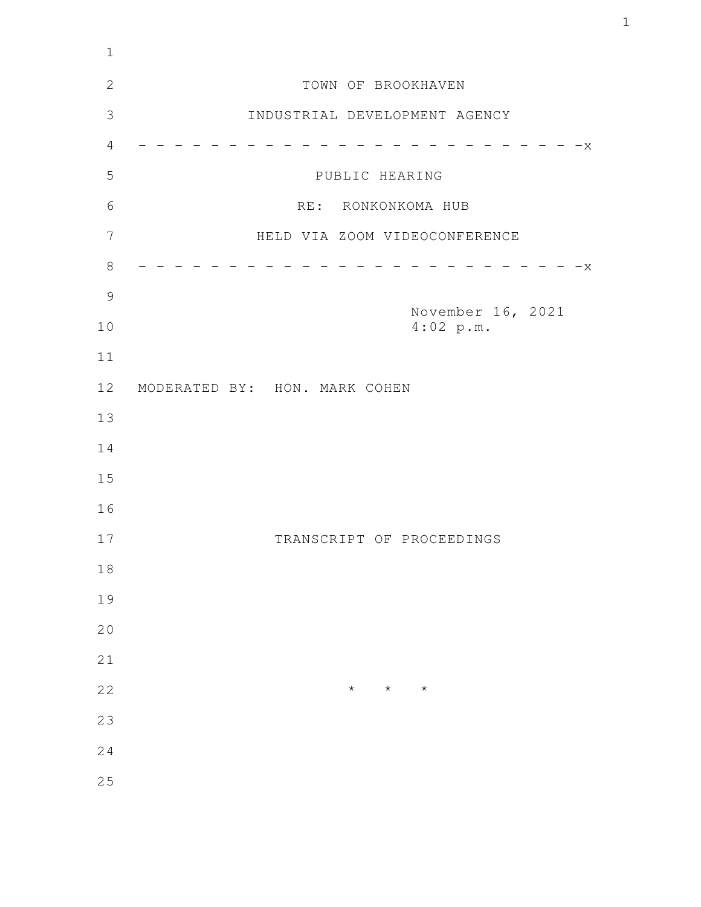TOWN OF BROOKHAVEN

INDUSTRIAL DEVELOPMENT AGENCY

- - - - - - - - - - - - - - - - - - - - - - - - - -x

PUBLIC HEARING

RE: RONKONKOMA HUB

HELD VIA ZOOM VIDEOCONFERENCE

- - - - - - - - - - - - - - - - - - - - - - - - - -x

November 16, 2021
4:02 p.m.

MODERATED BY: HON. MARK COHEN

TRANSCRIPT OF PROCEEDINGS

\* \* \*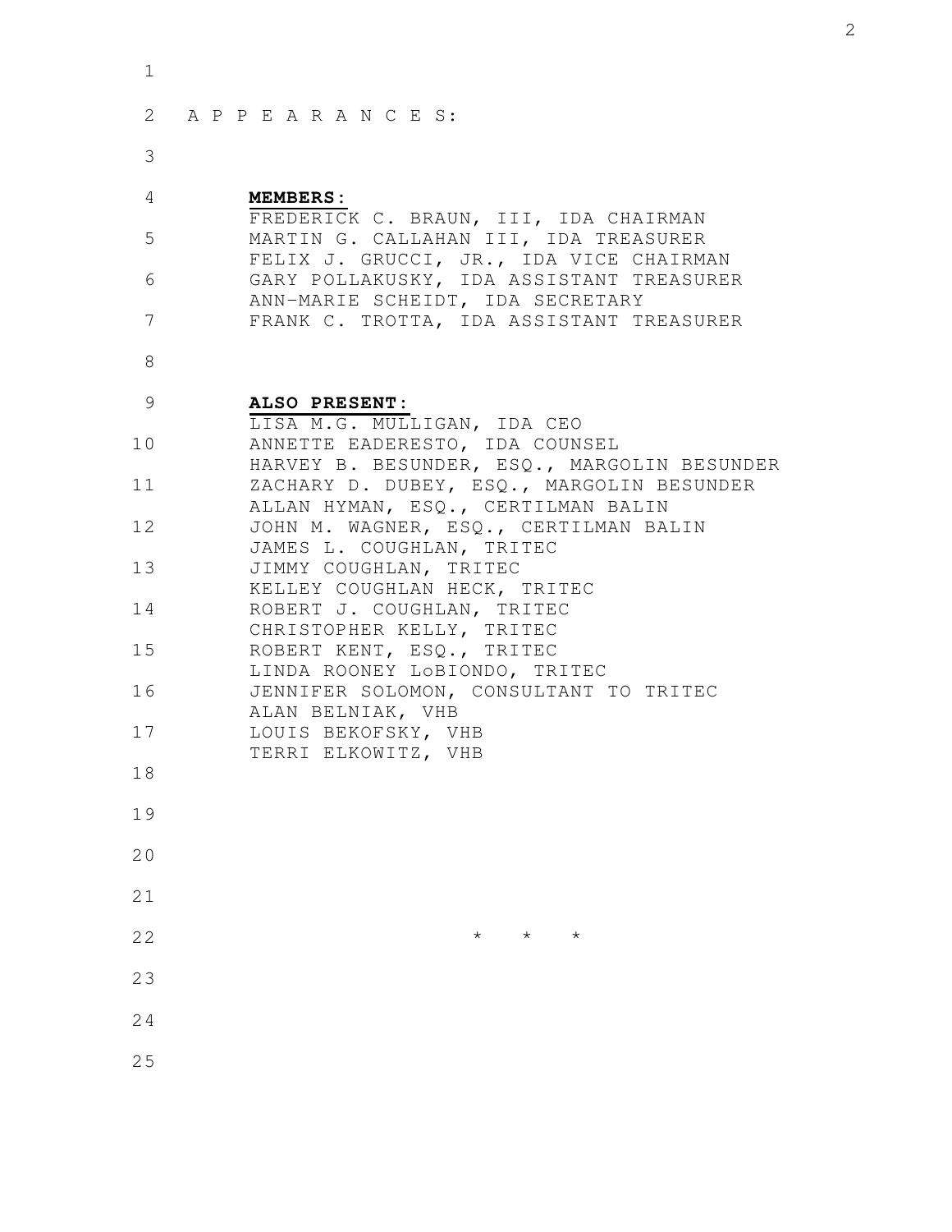A P P E A R A N C E S:

**MEMBERS:**

FREDERICK C. BRAUN, III, IDA CHAIRMAN
MARTIN G. CALLAHAN III, IDA TREASURER
FELIX J. GRUCCI, JR., IDA VICE CHAIRMAN
GARY POLLAKUSKY, IDA ASSISTANT TREASURER
ANN-MARIE SCHEIDT, IDA SECRETARY
FRANK C. TROTTA, IDA ASSISTANT TREASURER

**ALSO PRESENT:**

LISA M.G. MULLIGAN, IDA CEO
ANNETTE EADERESTO, IDA COUNSEL
HARVEY B. BESUNDER, ESQ., MARGOLIN BESUNDER
ZACHARY D. DUBEY, ESQ., MARGOLIN BESUNDER
ALLAN HYMAN, ESQ., CERTILMAN BALIN
JOHN M. WAGNER, ESQ., CERTILMAN BALIN
JAMES L. COUGHLAN, TRITEC
JIMMY COUGHLAN, TRITEC
KELLEY COUGHLAN HECK, TRITEC
ROBERT J. COUGHLAN, TRITEC
CHRISTOPHER KELLY, TRITEC
ROBERT KENT, ESQ., TRITEC
LINDA ROONEY LoBIONDO, TRITEC
JENNIFER SOLOMON, CONSULTANT TO TRITEC
ALAN BELNIAK, VHB
LOUIS BEKOFSKY, VHB
TERRI ELKOWITZ, VHB

\* \* \*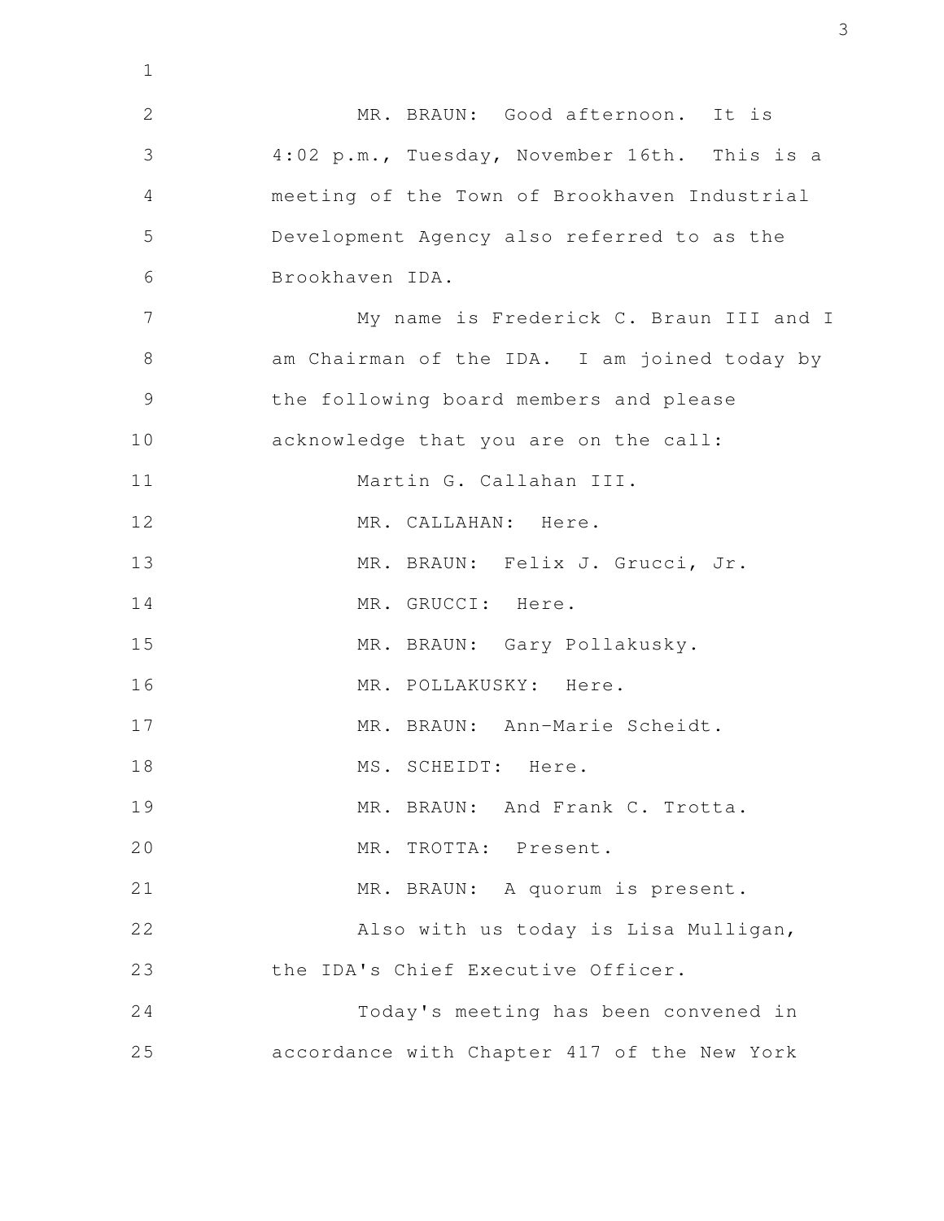MR. BRAUN: Good afternoon. It is 4:02 p.m., Tuesday, November 16th. This is a meeting of the Town of Brookhaven Industrial Development Agency also referred to as the Brookhaven IDA.

My name is Frederick C. Braun III and I am Chairman of the IDA. I am joined today by the following board members and please acknowledge that you are on the call:

Martin G. Callahan III.

MR. CALLAHAN: Here.

MR. BRAUN: Felix J. Grucci, Jr.

MR. GRUCCI: Here.

MR. BRAUN: Gary Pollakusky.

MR. POLLAKUSKY: Here.

MR. BRAUN: Ann-Marie Scheidt.

MS. SCHEIDT: Here.

MR. BRAUN: And Frank C. Trotta.

MR. TROTTA: Present.

MR. BRAUN: A quorum is present.

Also with us today is Lisa Mulligan, the IDA's Chief Executive Officer.

Today's meeting has been convened in accordance with Chapter 417 of the New York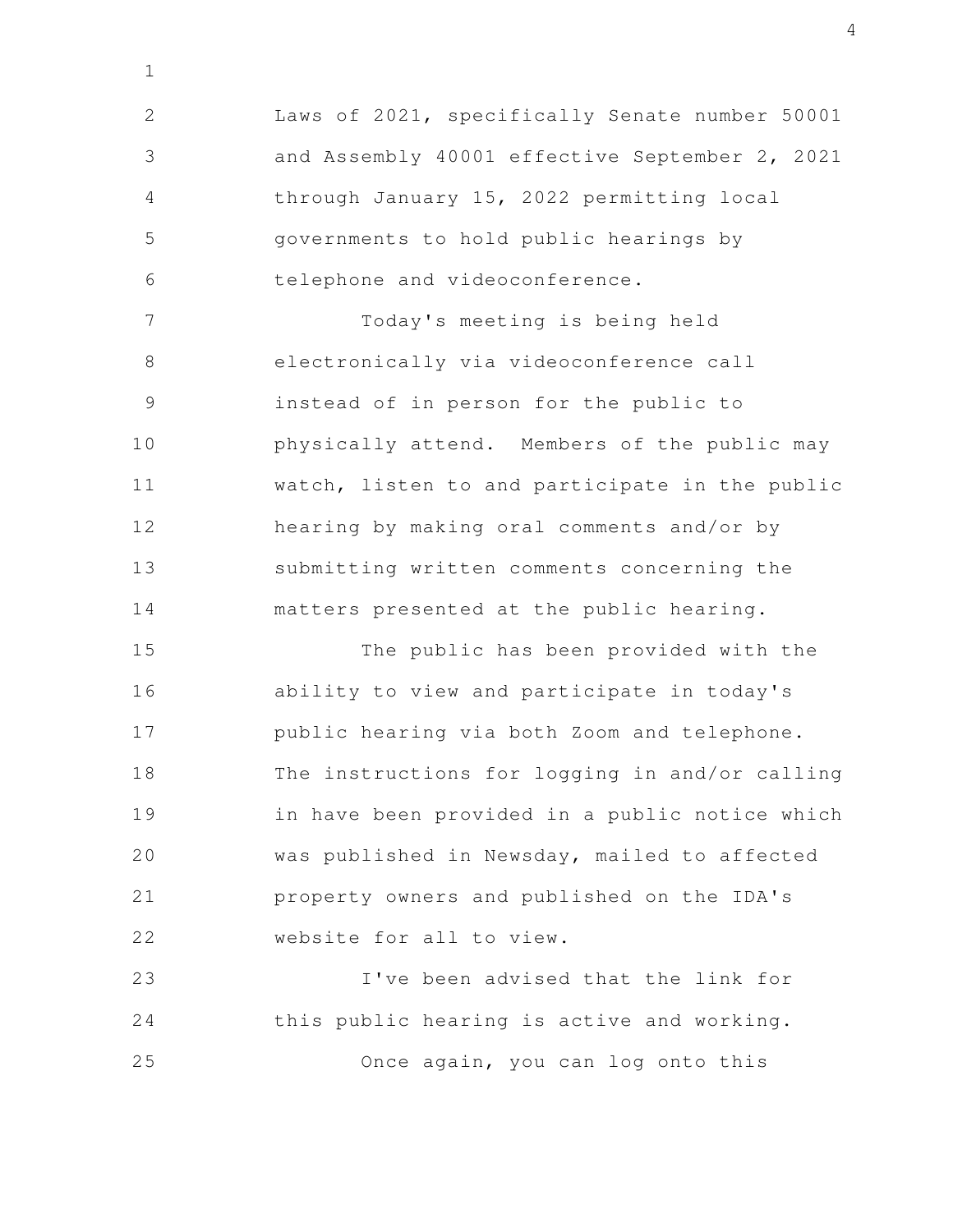Laws of 2021, specifically Senate number 50001 and Assembly 40001 effective September 2, 2021 through January 15, 2022 permitting local governments to hold public hearings by telephone and videoconference.

Today's meeting is being held electronically via videoconference call instead of in person for the public to physically attend. Members of the public may watch, listen to and participate in the public hearing by making oral comments and/or by submitting written comments concerning the matters presented at the public hearing.

The public has been provided with the ability to view and participate in today's public hearing via both Zoom and telephone. The instructions for logging in and/or calling in have been provided in a public notice which was published in Newsday, mailed to affected property owners and published on the IDA's website for all to view.

I've been advised that the link for this public hearing is active and working.

Once again, you can log onto this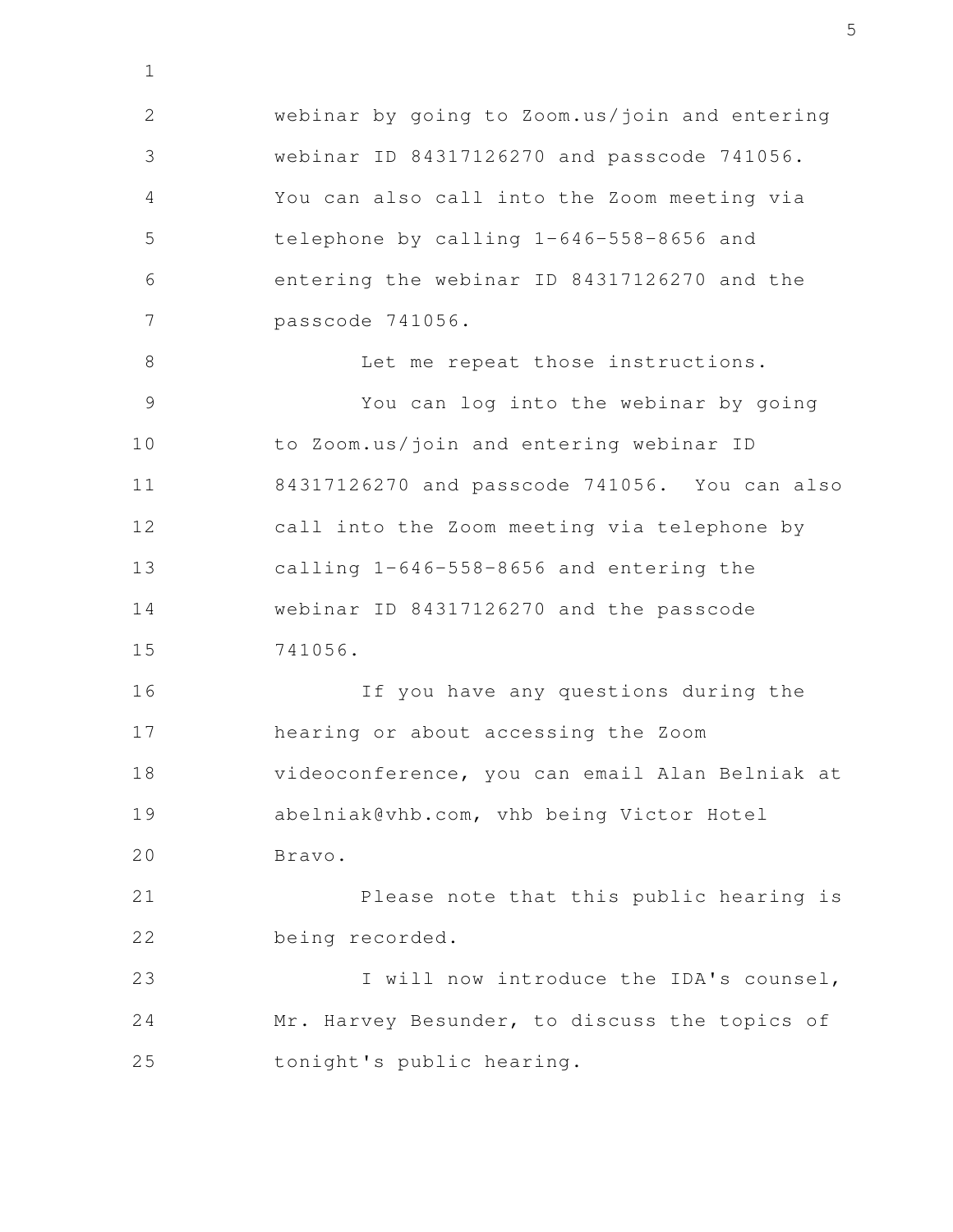webinar by going to Zoom.us/join and entering webinar ID 84317126270 and passcode 741056. You can also call into the Zoom meeting via telephone by calling 1-646-558-8656 and entering the webinar ID 84317126270 and the passcode 741056.

Let me repeat those instructions.

You can log into the webinar by going to Zoom.us/join and entering webinar ID 84317126270 and passcode 741056. You can also call into the Zoom meeting via telephone by calling 1-646-558-8656 and entering the webinar ID 84317126270 and the passcode 741056.

If you have any questions during the hearing or about accessing the Zoom videoconference, you can email Alan Belniak at abelniak@vhb.com, vhb being Victor Hotel Bravo.

Please note that this public hearing is being recorded.

I will now introduce the IDA's counsel, Mr. Harvey Besunder, to discuss the topics of tonight's public hearing.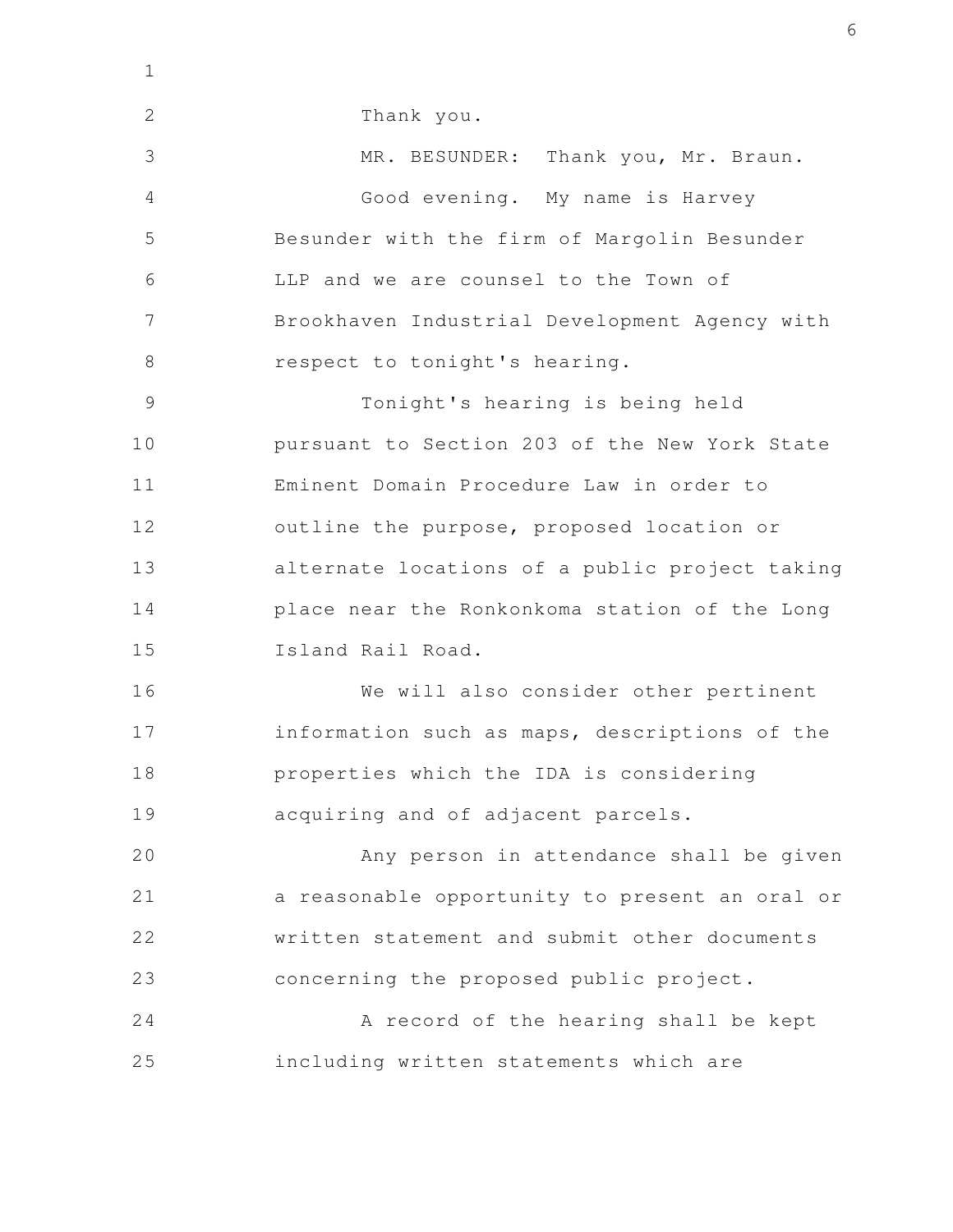Thank you.

MR. BESUNDER: Thank you, Mr. Braun.

Good evening. My name is Harvey Besunder with the firm of Margolin Besunder LLP and we are counsel to the Town of Brookhaven Industrial Development Agency with respect to tonight's hearing.

Tonight's hearing is being held pursuant to Section 203 of the New York State Eminent Domain Procedure Law in order to outline the purpose, proposed location or alternate locations of a public project taking place near the Ronkonkoma station of the Long Island Rail Road.

We will also consider other pertinent information such as maps, descriptions of the properties which the IDA is considering acquiring and of adjacent parcels.

Any person in attendance shall be given a reasonable opportunity to present an oral or written statement and submit other documents concerning the proposed public project.

A record of the hearing shall be kept including written statements which are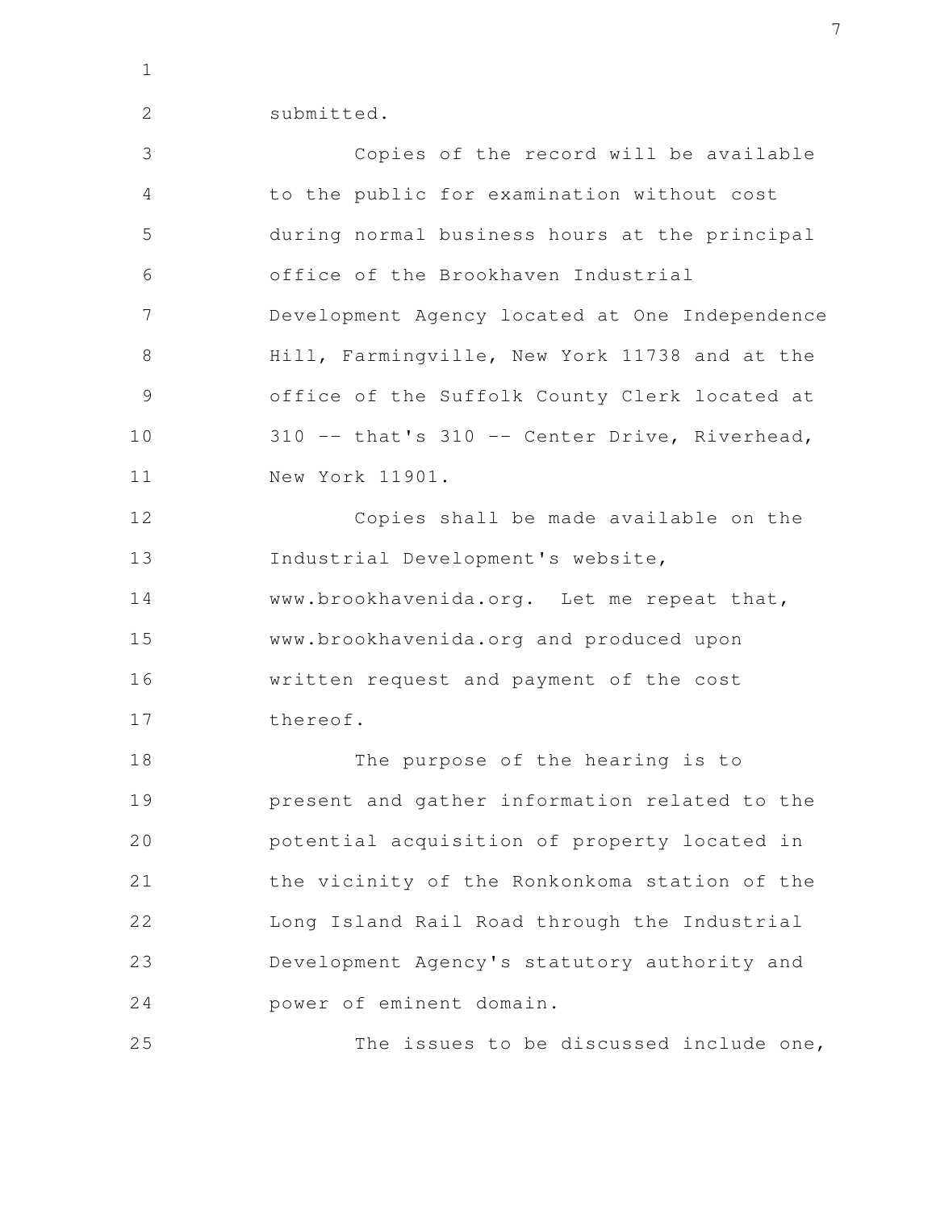submitted.

Copies of the record will be available to the public for examination without cost during normal business hours at the principal office of the Brookhaven Industrial Development Agency located at One Independence Hill, Farmingville, New York 11738 and at the office of the Suffolk County Clerk located at 310 -- that's 310 -- Center Drive, Riverhead, New York 11901.

Copies shall be made available on the Industrial Development's website, www.brookhavenida.org. Let me repeat that, www.brookhavenida.org and produced upon written request and payment of the cost thereof.

The purpose of the hearing is to present and gather information related to the potential acquisition of property located in the vicinity of the Ronkonkoma station of the Long Island Rail Road through the Industrial Development Agency's statutory authority and power of eminent domain.

The issues to be discussed include one,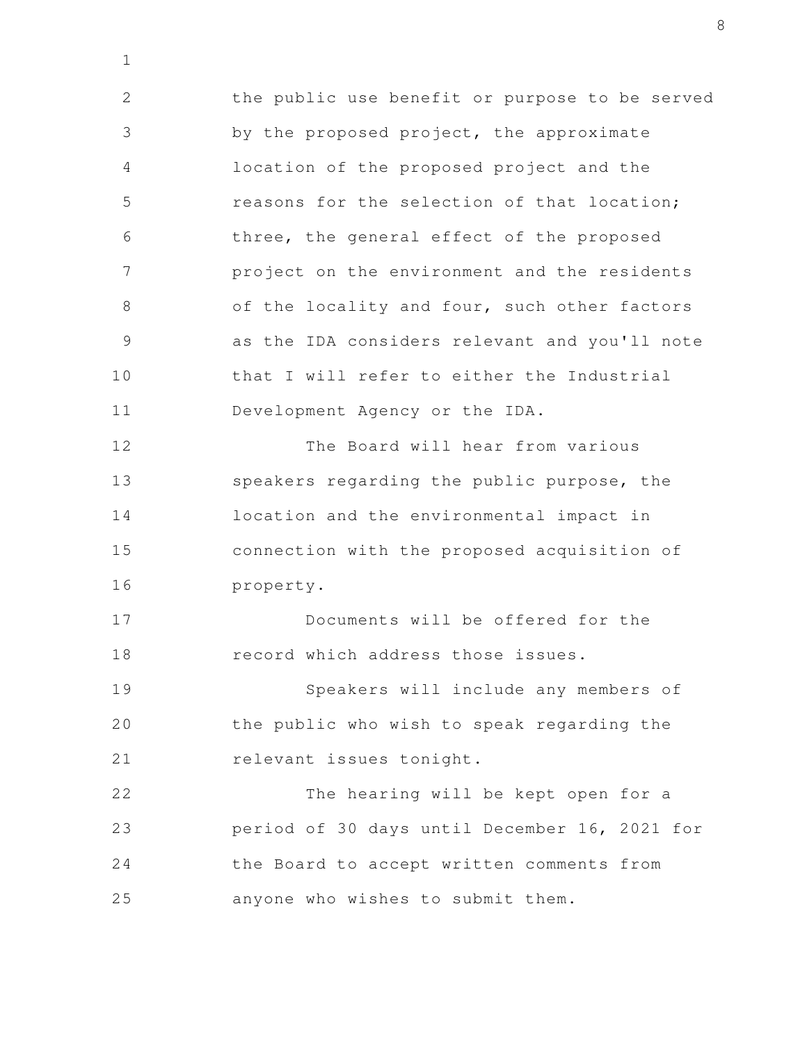the public use benefit or purpose to be served by the proposed project, the approximate location of the proposed project and the reasons for the selection of that location; three, the general effect of the proposed project on the environment and the residents of the locality and four, such other factors as the IDA considers relevant and you'll note that I will refer to either the Industrial Development Agency or the IDA.

The Board will hear from various speakers regarding the public purpose, the location and the environmental impact in connection with the proposed acquisition of property.

Documents will be offered for the record which address those issues.

Speakers will include any members of the public who wish to speak regarding the relevant issues tonight.

The hearing will be kept open for a period of 30 days until December 16, 2021 for the Board to accept written comments from anyone who wishes to submit them.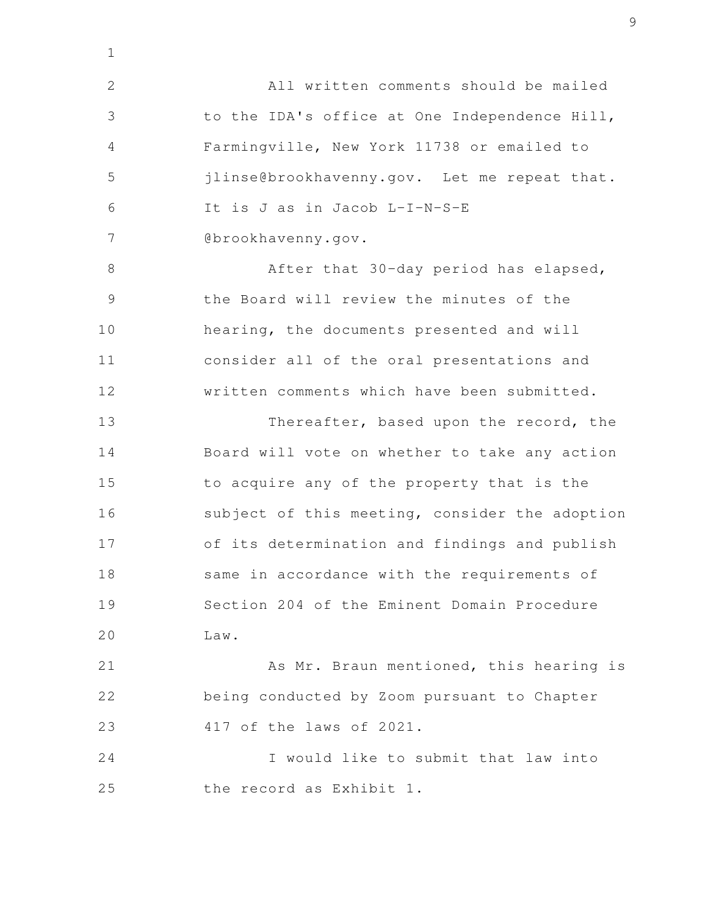All written comments should be mailed to the IDA's office at One Independence Hill, Farmingville, New York 11738 or emailed to jlinse@brookhavenny.gov. Let me repeat that. It is J as in Jacob L-I-N-S-E @brookhavenny.gov.

After that 30-day period has elapsed, the Board will review the minutes of the hearing, the documents presented and will consider all of the oral presentations and written comments which have been submitted.

Thereafter, based upon the record, the Board will vote on whether to take any action to acquire any of the property that is the subject of this meeting, consider the adoption of its determination and findings and publish same in accordance with the requirements of Section 204 of the Eminent Domain Procedure Law.

As Mr. Braun mentioned, this hearing is being conducted by Zoom pursuant to Chapter 417 of the laws of 2021.

I would like to submit that law into the record as Exhibit 1.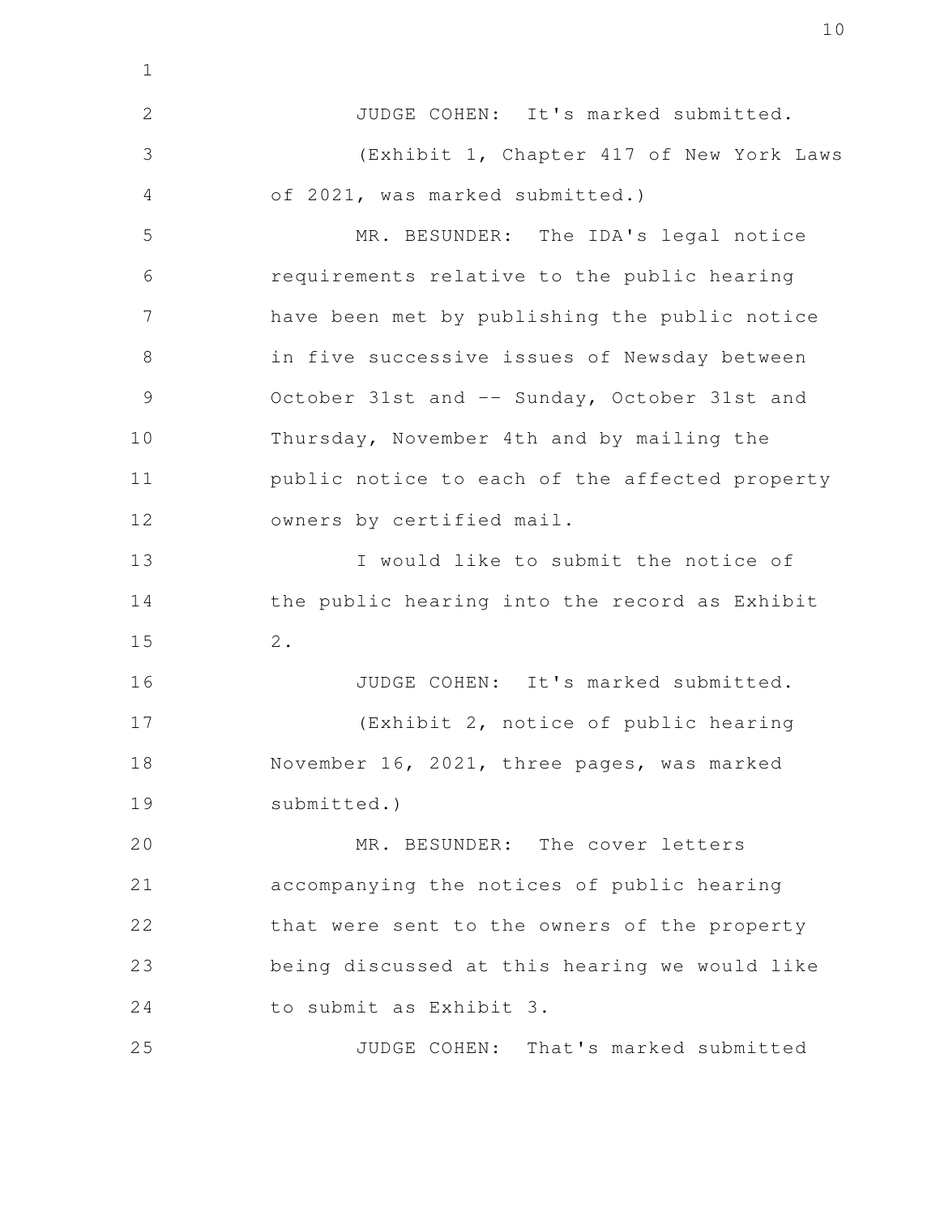JUDGE COHEN: It's marked submitted.

(Exhibit 1, Chapter 417 of New York Laws of 2021, was marked submitted.)

MR. BESUNDER: The IDA's legal notice requirements relative to the public hearing have been met by publishing the public notice in five successive issues of Newsday between October 31st and -- Sunday, October 31st and Thursday, November 4th and by mailing the public notice to each of the affected property owners by certified mail.

I would like to submit the notice of the public hearing into the record as Exhibit 2.

JUDGE COHEN: It's marked submitted.

(Exhibit 2, notice of public hearing November 16, 2021, three pages, was marked submitted.)

MR. BESUNDER: The cover letters accompanying the notices of public hearing that were sent to the owners of the property being discussed at this hearing we would like to submit as Exhibit 3.

JUDGE COHEN: That's marked submitted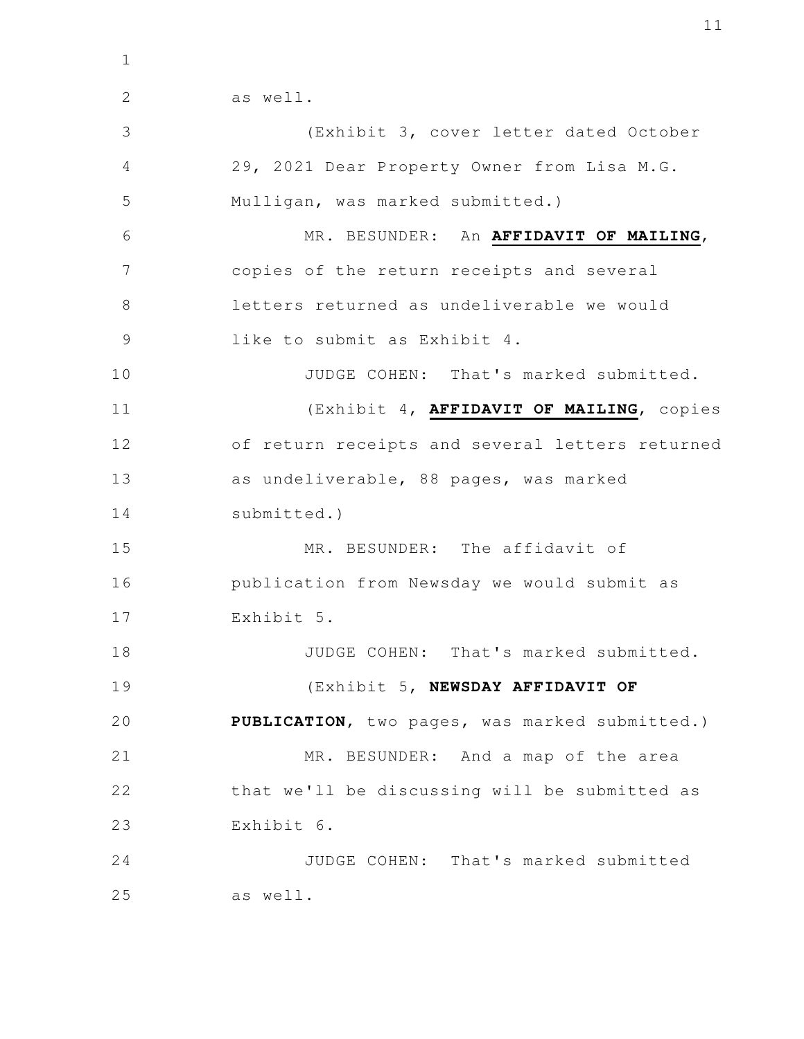as well.

(Exhibit 3, cover letter dated October 29, 2021 Dear Property Owner from Lisa M.G. Mulligan, was marked submitted.)

MR. BESUNDER: An **AFFIDAVIT OF MAILING**, copies of the return receipts and several letters returned as undeliverable we would like to submit as Exhibit 4.

JUDGE COHEN: That's marked submitted.

(Exhibit 4, **AFFIDAVIT OF MAILING**, copies of return receipts and several letters returned as undeliverable, 88 pages, was marked submitted.)

MR. BESUNDER: The affidavit of publication from Newsday we would submit as Exhibit 5.

JUDGE COHEN: That's marked submitted.

(Exhibit 5, **NEWSDAY AFFIDAVIT OF PUBLICATION**, two pages, was marked submitted.)

MR. BESUNDER: And a map of the area that we'll be discussing will be submitted as Exhibit 6.

JUDGE COHEN: That's marked submitted as well.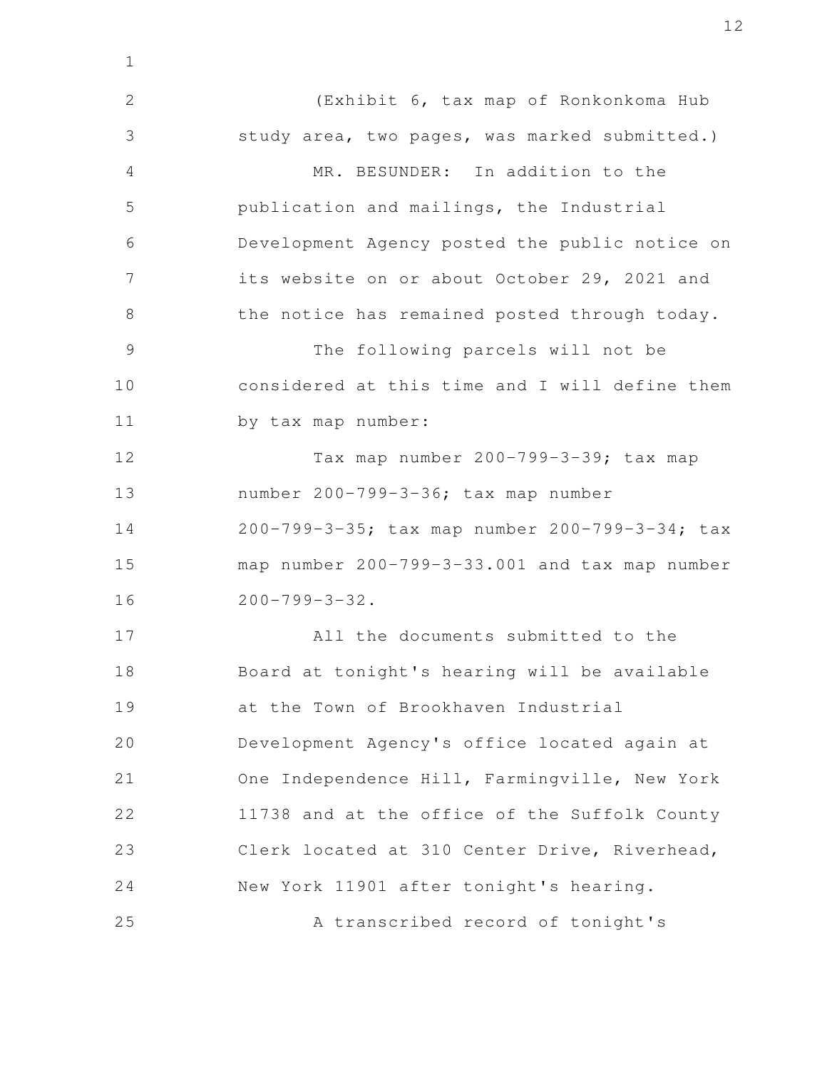(Exhibit 6, tax map of Ronkonkoma Hub study area, two pages, was marked submitted.)

MR. BESUNDER: In addition to the publication and mailings, the Industrial Development Agency posted the public notice on its website on or about October 29, 2021 and the notice has remained posted through today.

The following parcels will not be considered at this time and I will define them by tax map number:

Tax map number 200-799-3-39; tax map number 200-799-3-36; tax map number 200-799-3-35; tax map number 200-799-3-34; tax map number 200-799-3-33.001 and tax map number 200-799-3-32.

All the documents submitted to the Board at tonight's hearing will be available at the Town of Brookhaven Industrial Development Agency's office located again at One Independence Hill, Farmingville, New York 11738 and at the office of the Suffolk County Clerk located at 310 Center Drive, Riverhead, New York 11901 after tonight's hearing.

A transcribed record of tonight's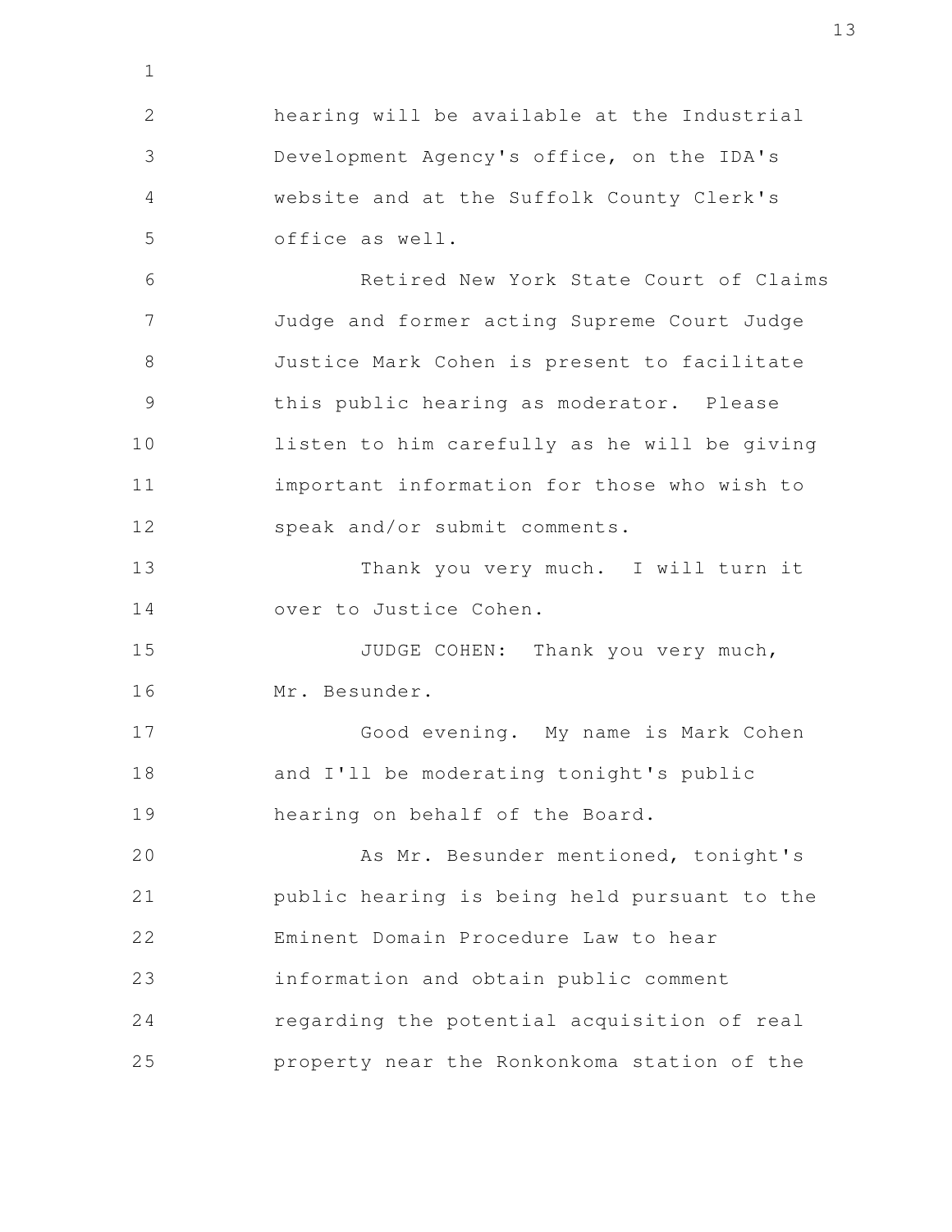hearing will be available at the Industrial Development Agency's office, on the IDA's website and at the Suffolk County Clerk's office as well.

Retired New York State Court of Claims Judge and former acting Supreme Court Judge Justice Mark Cohen is present to facilitate this public hearing as moderator. Please listen to him carefully as he will be giving important information for those who wish to speak and/or submit comments.

Thank you very much. I will turn it over to Justice Cohen.

JUDGE COHEN: Thank you very much, Mr. Besunder.

Good evening. My name is Mark Cohen and I'll be moderating tonight's public hearing on behalf of the Board.

As Mr. Besunder mentioned, tonight's public hearing is being held pursuant to the Eminent Domain Procedure Law to hear information and obtain public comment regarding the potential acquisition of real property near the Ronkonkoma station of the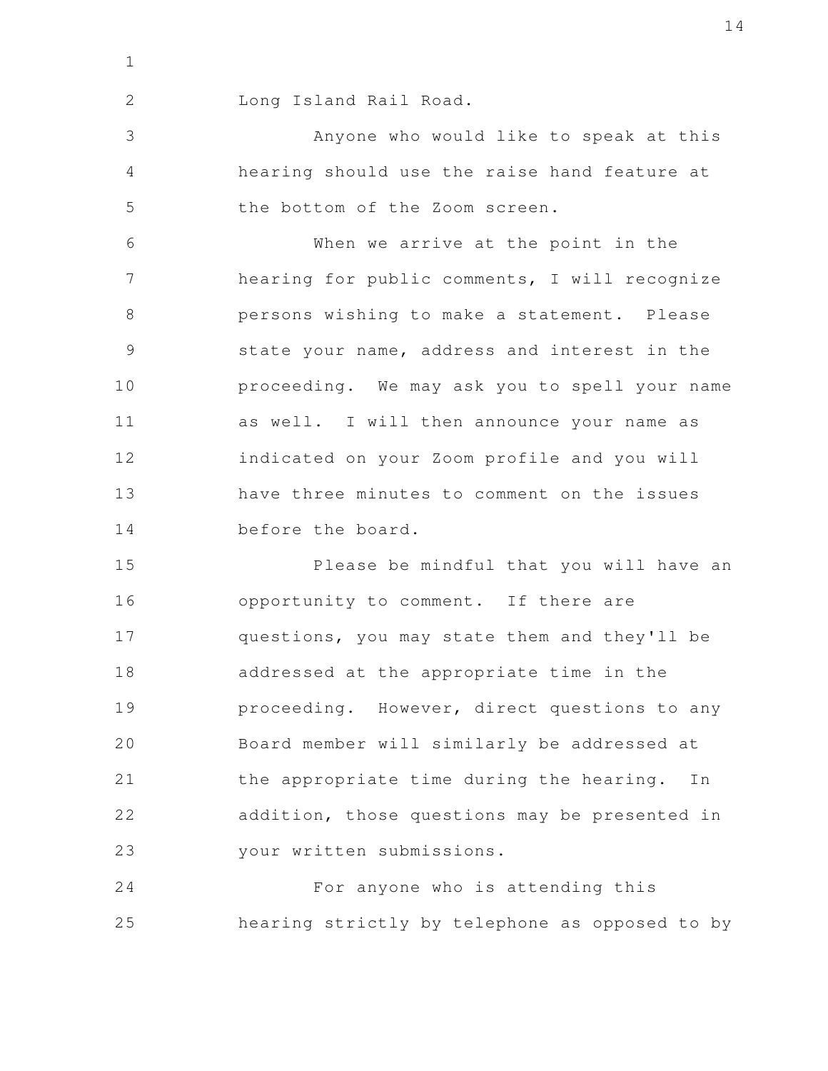Long Island Rail Road.

Anyone who would like to speak at this hearing should use the raise hand feature at the bottom of the Zoom screen.

When we arrive at the point in the hearing for public comments, I will recognize persons wishing to make a statement. Please state your name, address and interest in the proceeding. We may ask you to spell your name as well. I will then announce your name as indicated on your Zoom profile and you will have three minutes to comment on the issues before the board.

Please be mindful that you will have an opportunity to comment. If there are questions, you may state them and they'll be addressed at the appropriate time in the proceeding. However, direct questions to any Board member will similarly be addressed at the appropriate time during the hearing. In addition, those questions may be presented in your written submissions.

For anyone who is attending this hearing strictly by telephone as opposed to by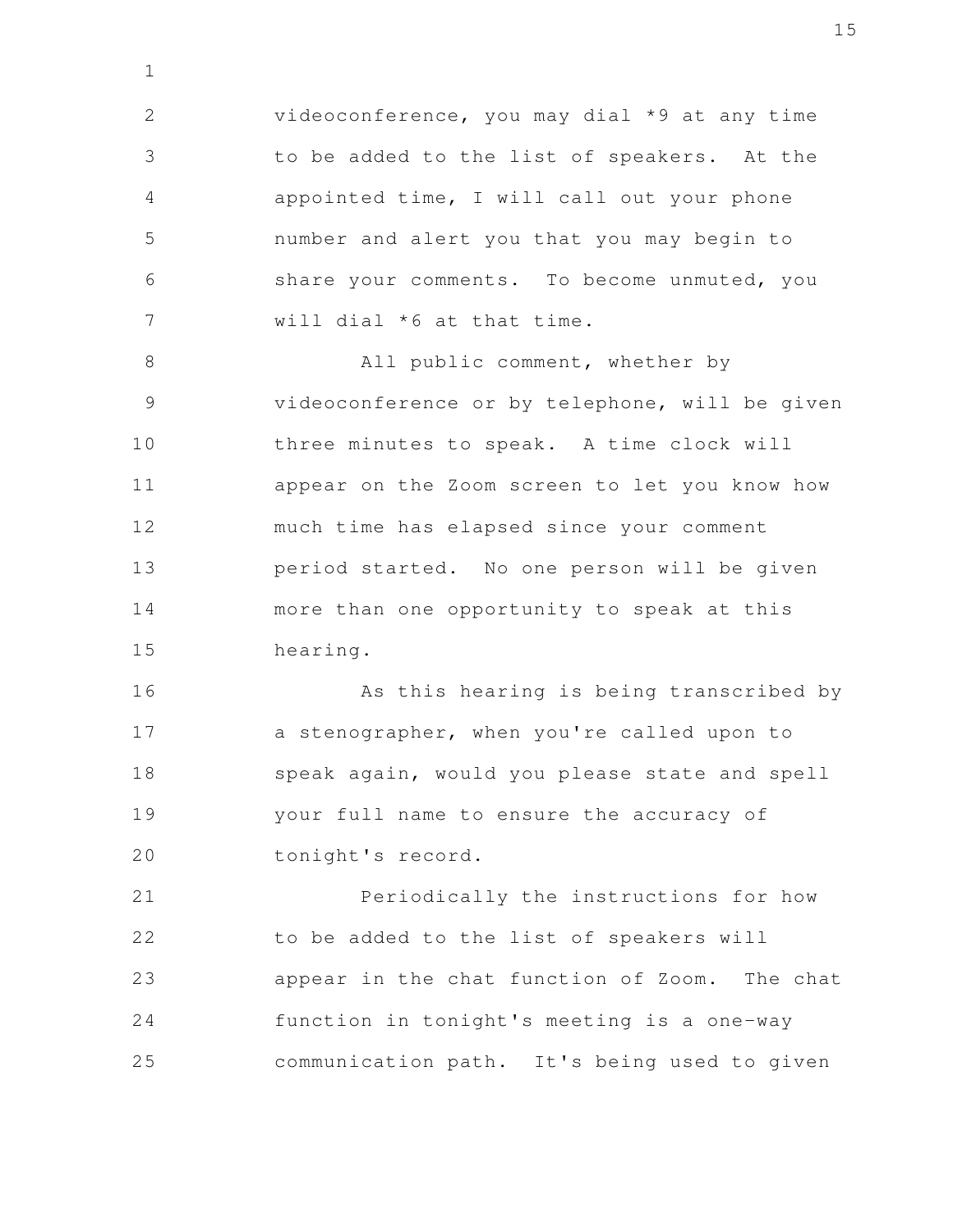videoconference, you may dial *9 at any time to be added to the list of speakers. At the appointed time, I will call out your phone number and alert you that you may begin to share your comments. To become unmuted, you will dial *6 at that time.

All public comment, whether by videoconference or by telephone, will be given three minutes to speak. A time clock will appear on the Zoom screen to let you know how much time has elapsed since your comment period started. No one person will be given more than one opportunity to speak at this hearing.

As this hearing is being transcribed by a stenographer, when you're called upon to speak again, would you please state and spell your full name to ensure the accuracy of tonight's record.

Periodically the instructions for how to be added to the list of speakers will appear in the chat function of Zoom. The chat function in tonight's meeting is a one-way communication path. It's being used to given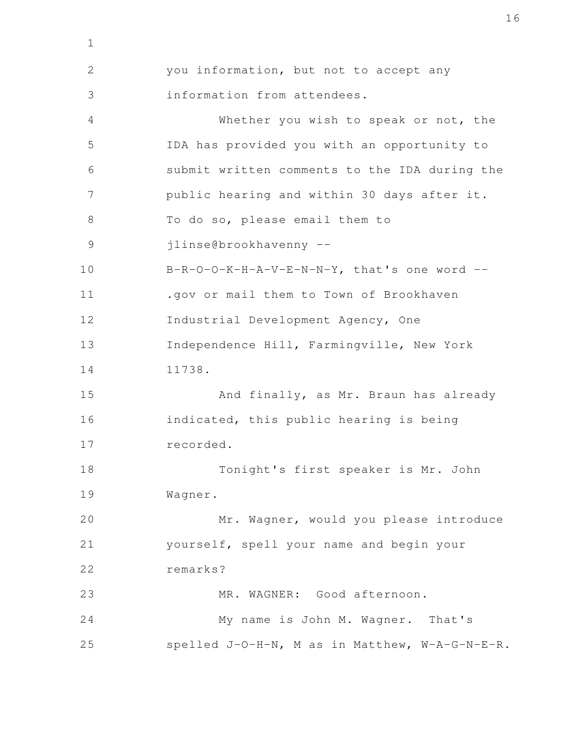you information, but not to accept any information from attendees.

Whether you wish to speak or not, the IDA has provided you with an opportunity to submit written comments to the IDA during the public hearing and within 30 days after it. To do so, please email them to jlinse@brookhavenny -- B-R-O-O-K-H-A-V-E-N-N-Y, that's one word -- .gov or mail them to Town of Brookhaven Industrial Development Agency, One Independence Hill, Farmingville, New York 11738.

And finally, as Mr. Braun has already indicated, this public hearing is being recorded.

Tonight's first speaker is Mr. John Wagner.

Mr. Wagner, would you please introduce yourself, spell your name and begin your remarks?

MR. WAGNER: Good afternoon.

My name is John M. Wagner. That's spelled J-O-H-N, M as in Matthew, W-A-G-N-E-R.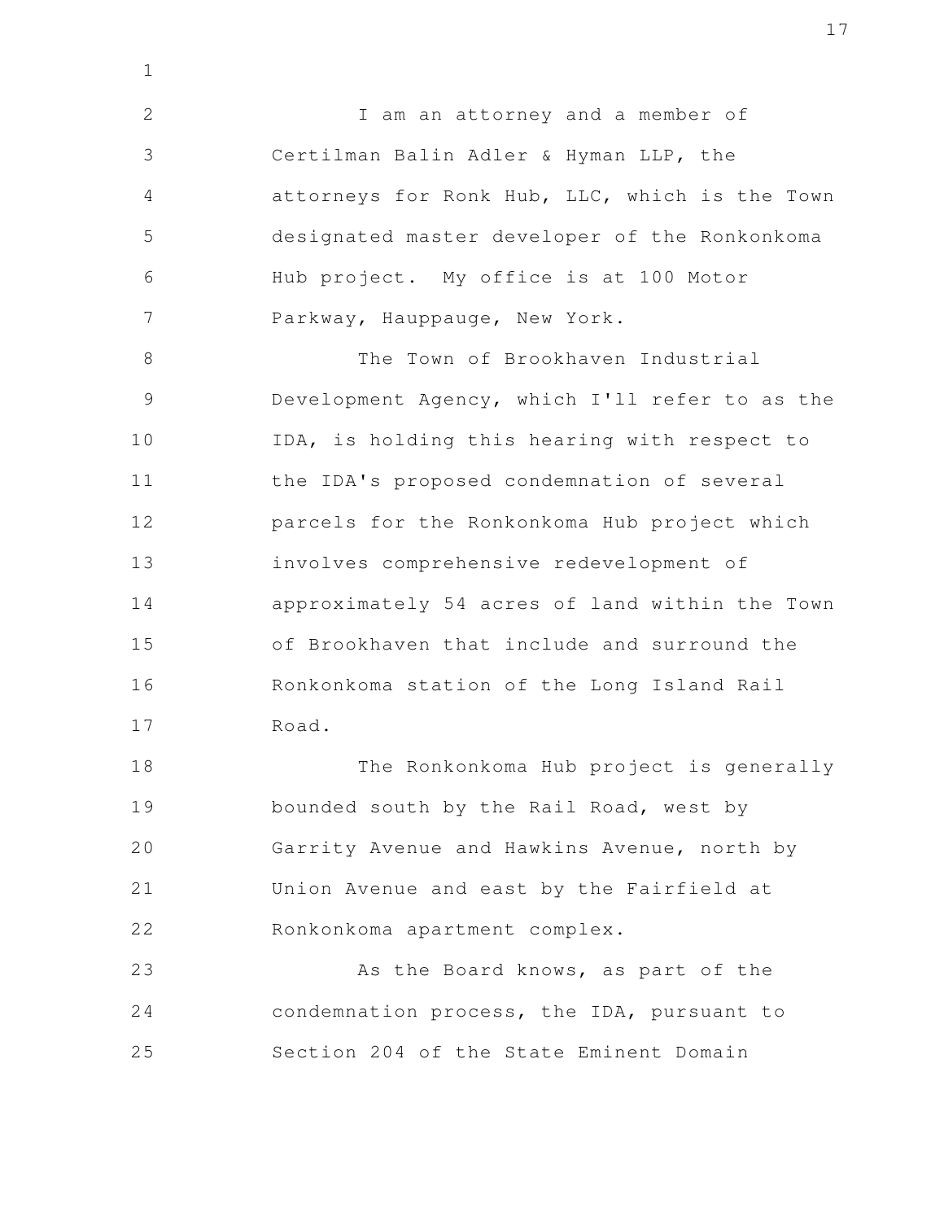I am an attorney and a member of Certilman Balin Adler & Hyman LLP, the attorneys for Ronk Hub, LLC, which is the Town designated master developer of the Ronkonkoma Hub project. My office is at 100 Motor Parkway, Hauppauge, New York.

The Town of Brookhaven Industrial Development Agency, which I'll refer to as the IDA, is holding this hearing with respect to the IDA's proposed condemnation of several parcels for the Ronkonkoma Hub project which involves comprehensive redevelopment of approximately 54 acres of land within the Town of Brookhaven that include and surround the Ronkonkoma station of the Long Island Rail Road.

The Ronkonkoma Hub project is generally bounded south by the Rail Road, west by Garrity Avenue and Hawkins Avenue, north by Union Avenue and east by the Fairfield at Ronkonkoma apartment complex.

As the Board knows, as part of the condemnation process, the IDA, pursuant to Section 204 of the State Eminent Domain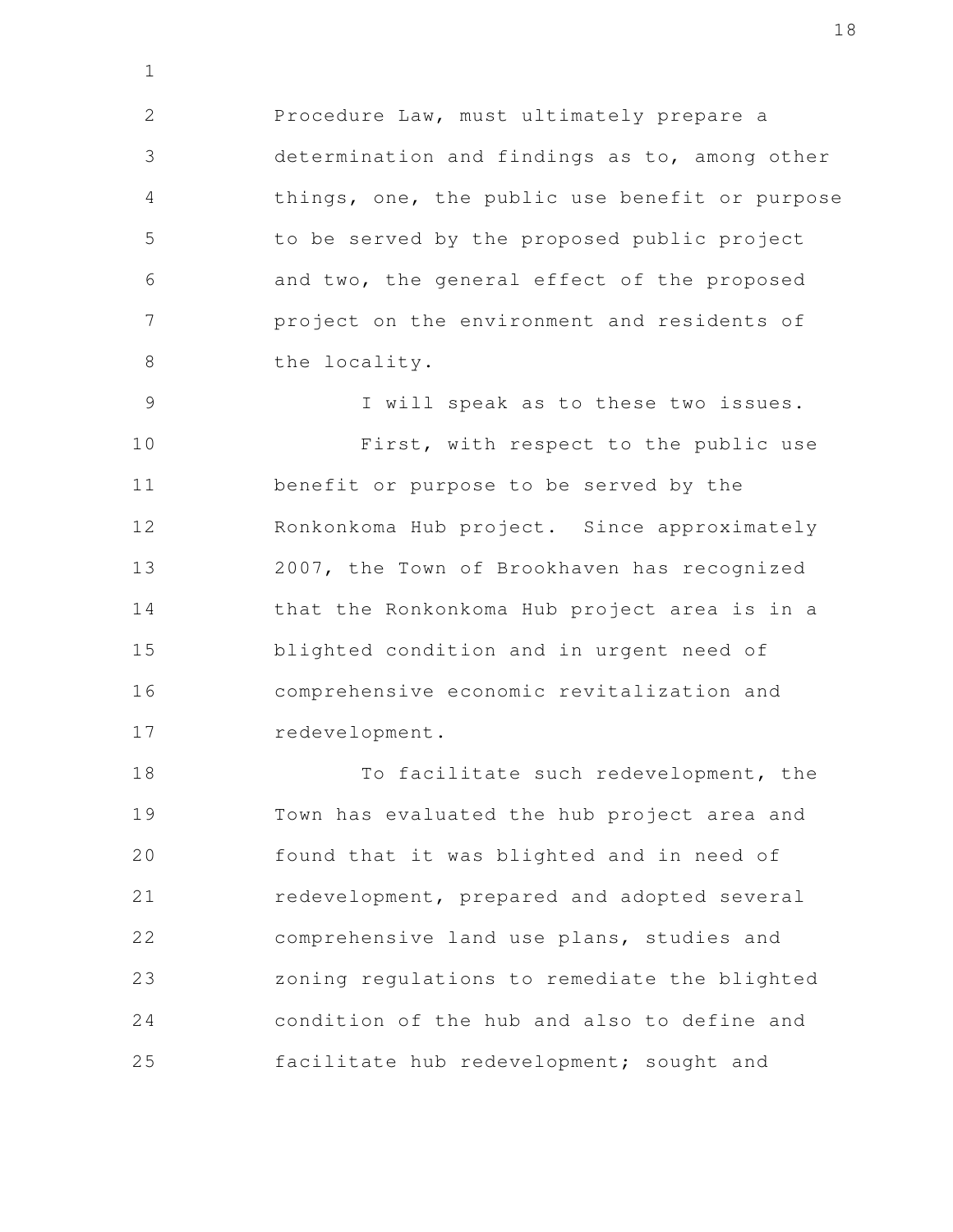Procedure Law, must ultimately prepare a determination and findings as to, among other things, one, the public use benefit or purpose to be served by the proposed public project and two, the general effect of the proposed project on the environment and residents of the locality.

I will speak as to these two issues.

First, with respect to the public use benefit or purpose to be served by the Ronkonkoma Hub project. Since approximately 2007, the Town of Brookhaven has recognized that the Ronkonkoma Hub project area is in a blighted condition and in urgent need of comprehensive economic revitalization and redevelopment.

To facilitate such redevelopment, the Town has evaluated the hub project area and found that it was blighted and in need of redevelopment, prepared and adopted several comprehensive land use plans, studies and zoning regulations to remediate the blighted condition of the hub and also to define and facilitate hub redevelopment; sought and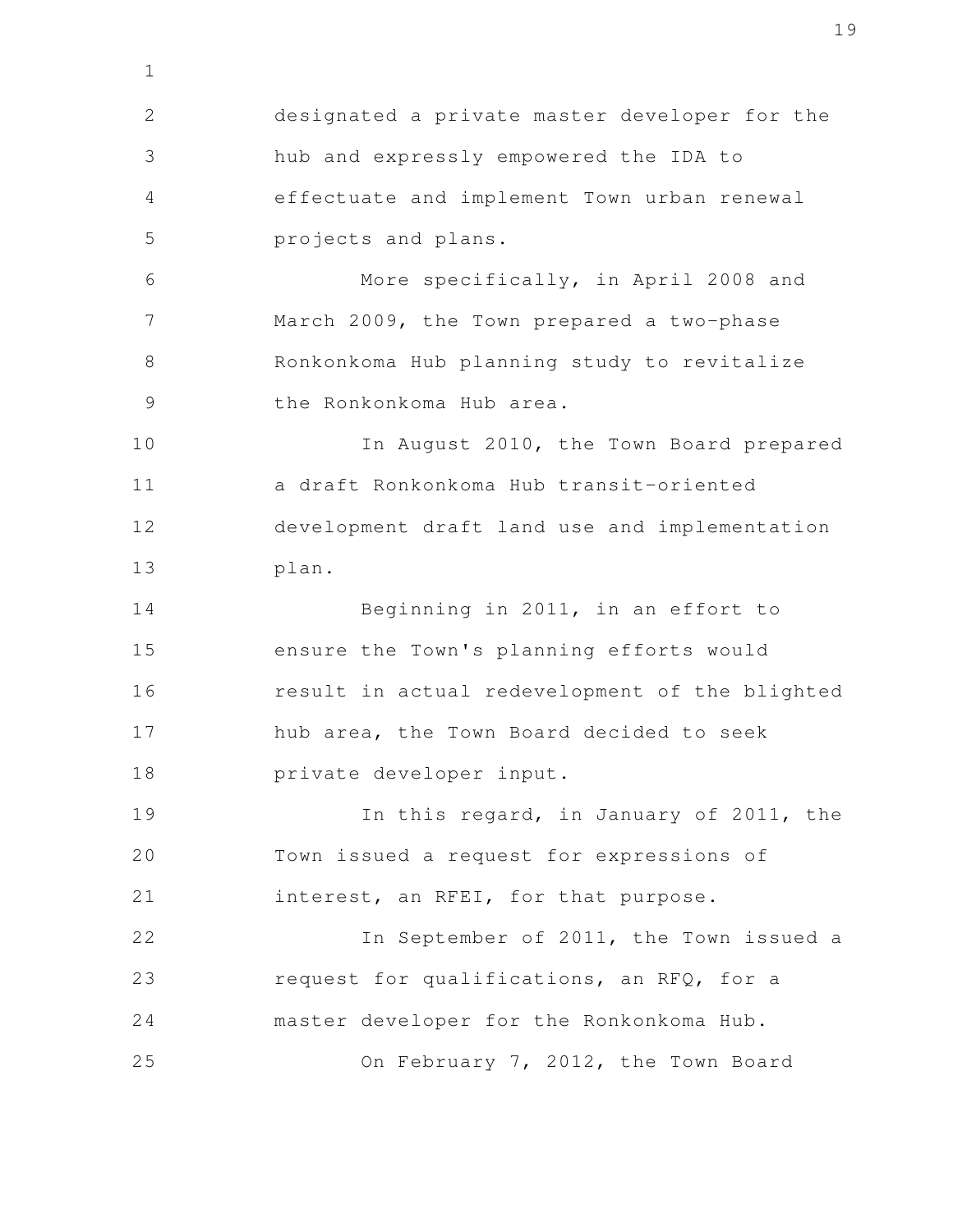designated a private master developer for the hub and expressly empowered the IDA to effectuate and implement Town urban renewal projects and plans.

More specifically, in April 2008 and March 2009, the Town prepared a two-phase Ronkonkoma Hub planning study to revitalize the Ronkonkoma Hub area.

In August 2010, the Town Board prepared a draft Ronkonkoma Hub transit-oriented development draft land use and implementation plan.

Beginning in 2011, in an effort to ensure the Town's planning efforts would result in actual redevelopment of the blighted hub area, the Town Board decided to seek private developer input.

In this regard, in January of 2011, the Town issued a request for expressions of interest, an RFEI, for that purpose.

In September of 2011, the Town issued a request for qualifications, an RFQ, for a master developer for the Ronkonkoma Hub.

On February 7, 2012, the Town Board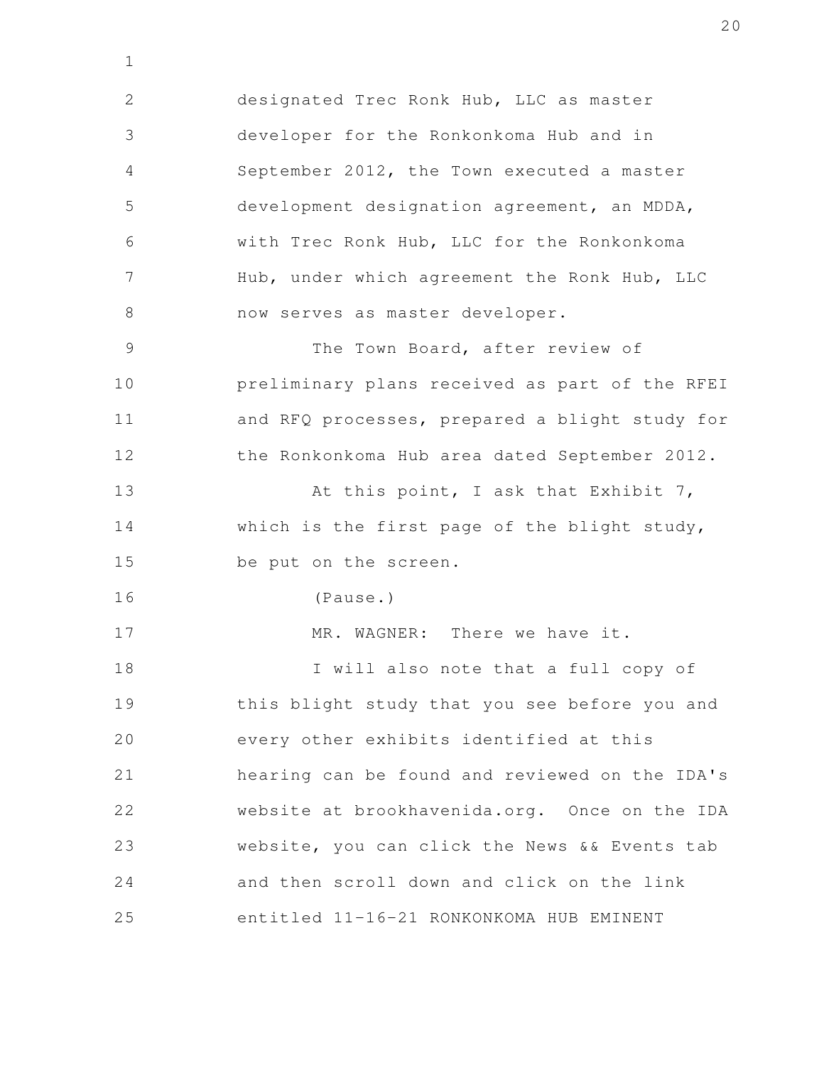designated Trec Ronk Hub, LLC as master developer for the Ronkonkoma Hub and in September 2012, the Town executed a master development designation agreement, an MDDA, with Trec Ronk Hub, LLC for the Ronkonkoma Hub, under which agreement the Ronk Hub, LLC now serves as master developer.

The Town Board, after review of preliminary plans received as part of the RFEI and RFQ processes, prepared a blight study for the Ronkonkoma Hub area dated September 2012.

At this point, I ask that Exhibit 7, which is the first page of the blight study, be put on the screen.

(Pause.)

MR. WAGNER: There we have it.

I will also note that a full copy of this blight study that you see before you and every other exhibits identified at this hearing can be found and reviewed on the IDA's website at brookhavenida.org. Once on the IDA website, you can click the News && Events tab and then scroll down and click on the link entitled 11-16-21 RONKONKOMA HUB EMINENT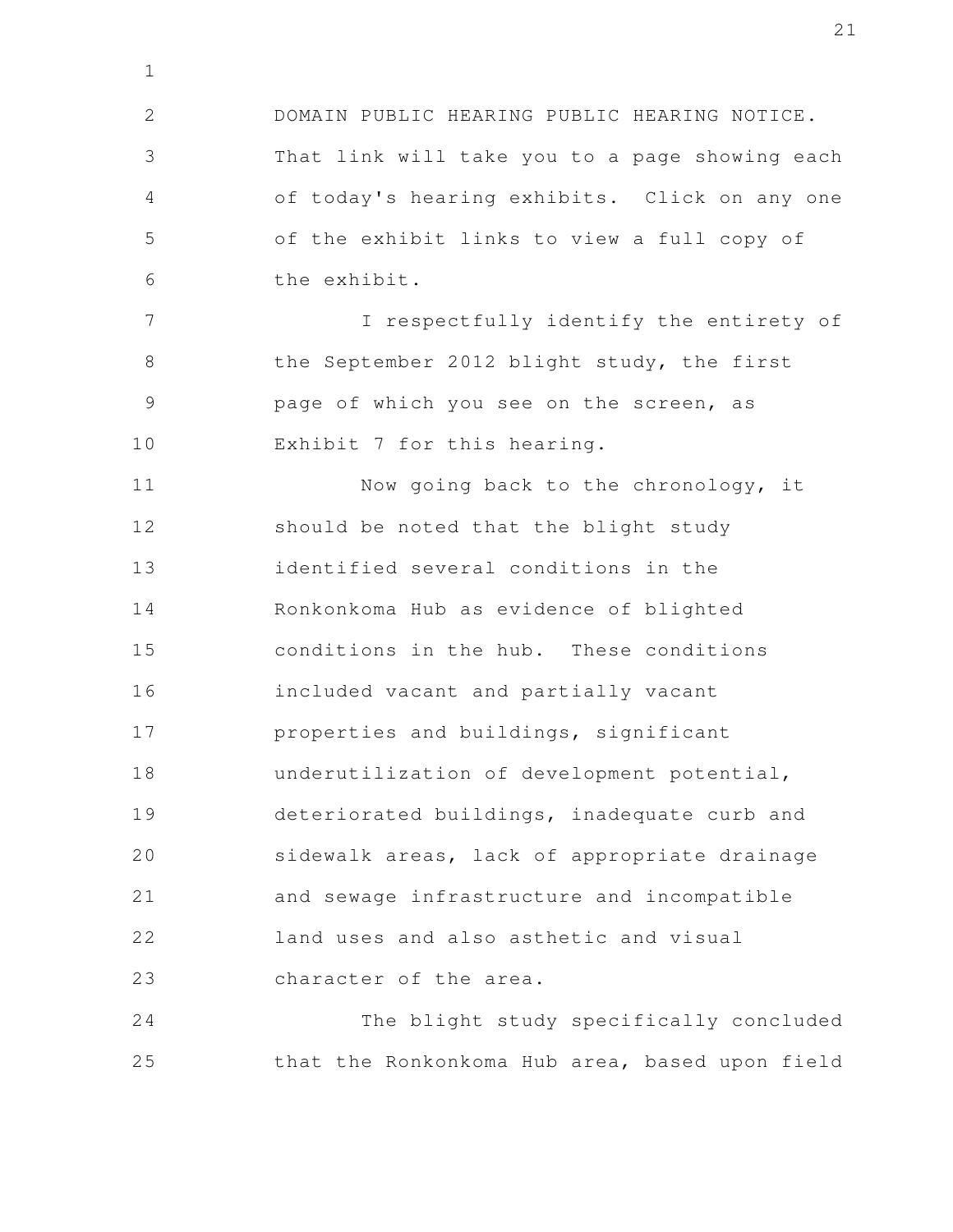DOMAIN PUBLIC HEARING PUBLIC HEARING NOTICE. That link will take you to a page showing each of today's hearing exhibits. Click on any one of the exhibit links to view a full copy of the exhibit.

I respectfully identify the entirety of the September 2012 blight study, the first page of which you see on the screen, as Exhibit 7 for this hearing.

Now going back to the chronology, it should be noted that the blight study identified several conditions in the Ronkonkoma Hub as evidence of blighted conditions in the hub. These conditions included vacant and partially vacant properties and buildings, significant underutilization of development potential, deteriorated buildings, inadequate curb and sidewalk areas, lack of appropriate drainage and sewage infrastructure and incompatible land uses and also asthetic and visual character of the area.

The blight study specifically concluded that the Ronkonkoma Hub area, based upon field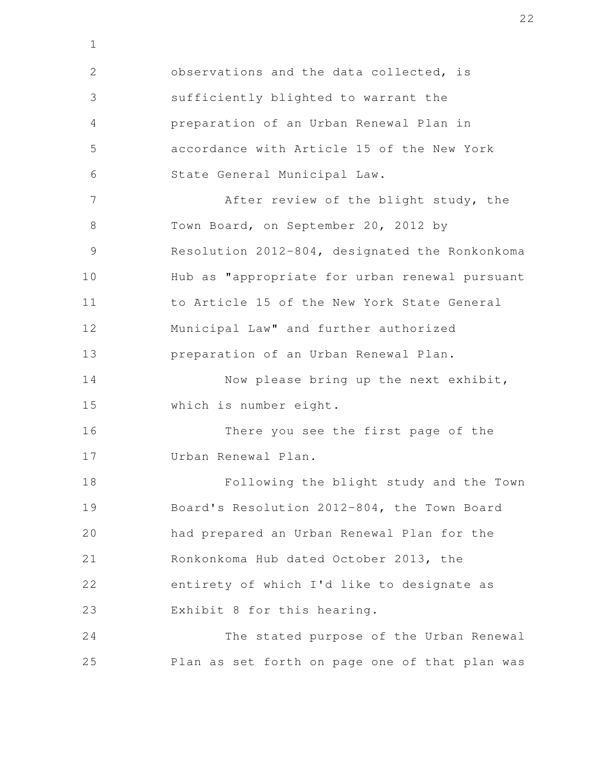observations and the data collected, is sufficiently blighted to warrant the preparation of an Urban Renewal Plan in accordance with Article 15 of the New York State General Municipal Law.

After review of the blight study, the Town Board, on September 20, 2012 by Resolution 2012-804, designated the Ronkonkoma Hub as "appropriate for urban renewal pursuant to Article 15 of the New York State General Municipal Law" and further authorized preparation of an Urban Renewal Plan.

Now please bring up the next exhibit, which is number eight.

There you see the first page of the Urban Renewal Plan.

Following the blight study and the Town Board's Resolution 2012-804, the Town Board had prepared an Urban Renewal Plan for the Ronkonkoma Hub dated October 2013, the entirety of which I'd like to designate as Exhibit 8 for this hearing.

The stated purpose of the Urban Renewal Plan as set forth on page one of that plan was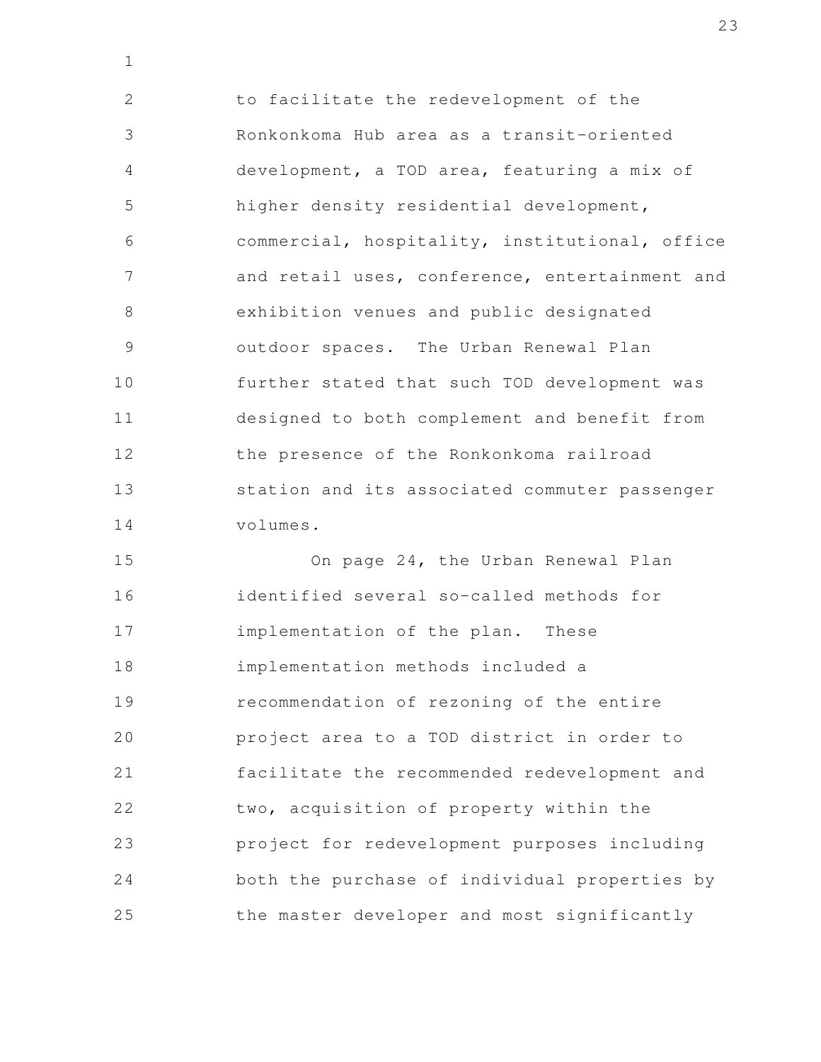to facilitate the redevelopment of the Ronkonkoma Hub area as a transit-oriented development, a TOD area, featuring a mix of higher density residential development, commercial, hospitality, institutional, office and retail uses, conference, entertainment and exhibition venues and public designated outdoor spaces. The Urban Renewal Plan further stated that such TOD development was designed to both complement and benefit from the presence of the Ronkonkoma railroad station and its associated commuter passenger volumes.

On page 24, the Urban Renewal Plan identified several so-called methods for implementation of the plan. These implementation methods included a recommendation of rezoning of the entire project area to a TOD district in order to facilitate the recommended redevelopment and two, acquisition of property within the project for redevelopment purposes including both the purchase of individual properties by the master developer and most significantly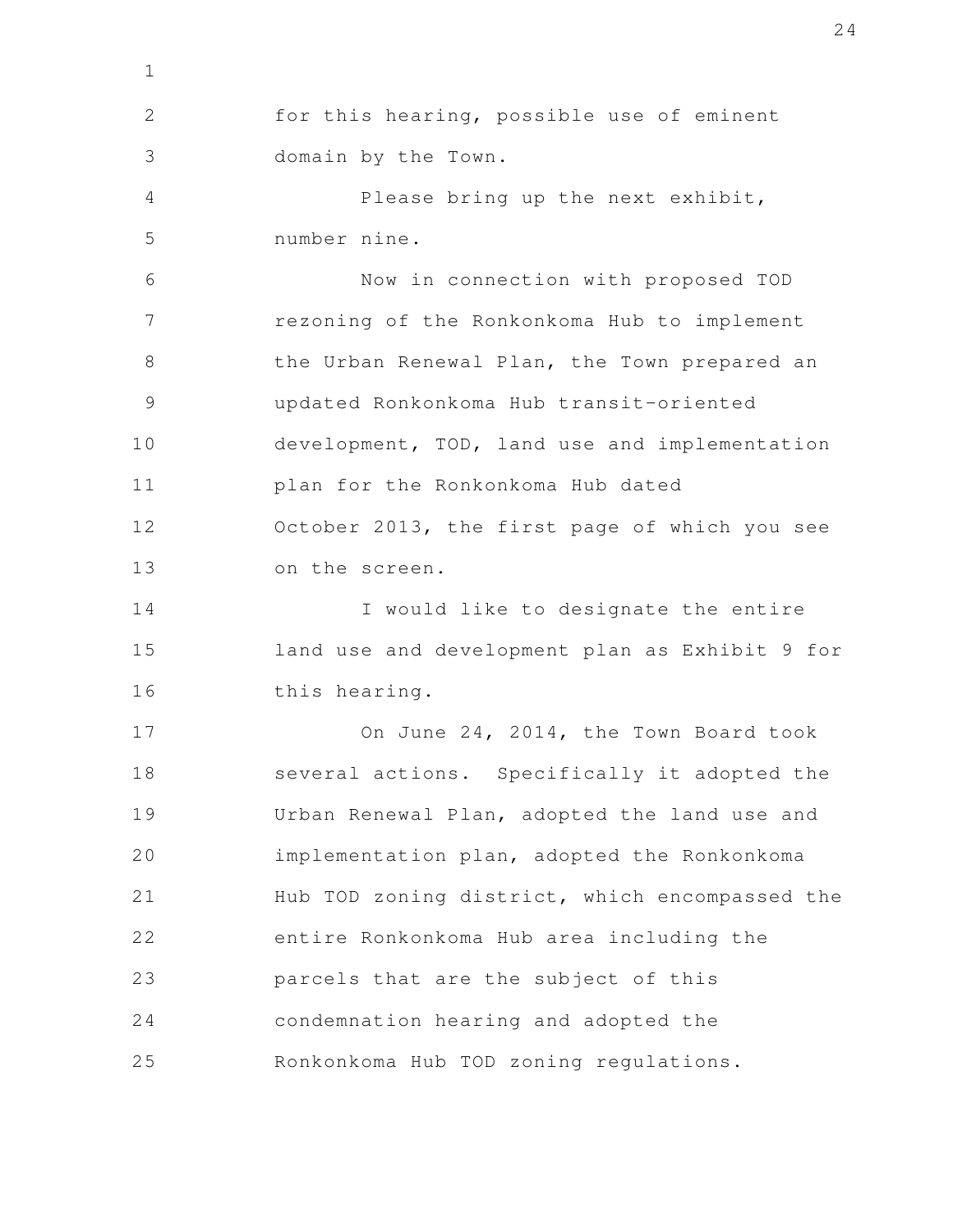for this hearing, possible use of eminent domain by the Town.

Please bring up the next exhibit, number nine.

Now in connection with proposed TOD rezoning of the Ronkonkoma Hub to implement the Urban Renewal Plan, the Town prepared an updated Ronkonkoma Hub transit-oriented development, TOD, land use and implementation plan for the Ronkonkoma Hub dated October 2013, the first page of which you see on the screen.

I would like to designate the entire land use and development plan as Exhibit 9 for this hearing.

On June 24, 2014, the Town Board took several actions. Specifically it adopted the Urban Renewal Plan, adopted the land use and implementation plan, adopted the Ronkonkoma Hub TOD zoning district, which encompassed the entire Ronkonkoma Hub area including the parcels that are the subject of this condemnation hearing and adopted the Ronkonkoma Hub TOD zoning regulations.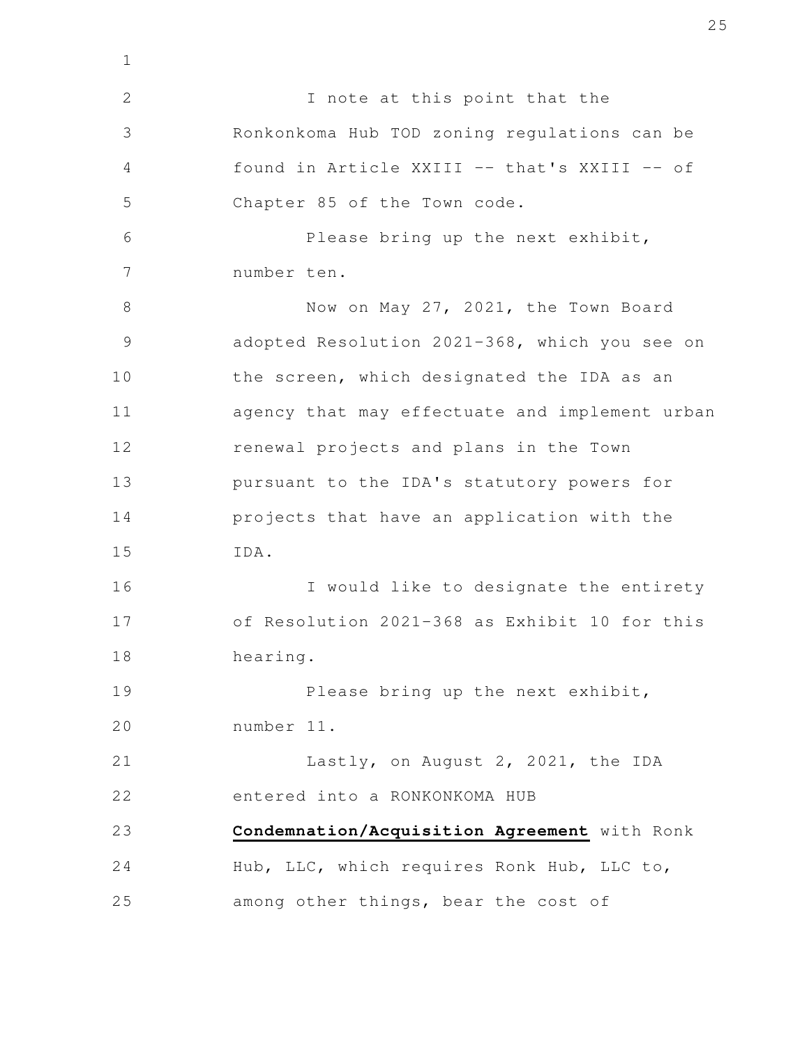I note at this point that the Ronkonkoma Hub TOD zoning regulations can be found in Article XXIII -- that's XXIII -- of Chapter 85 of the Town code.

Please bring up the next exhibit, number ten.

Now on May 27, 2021, the Town Board adopted Resolution 2021-368, which you see on the screen, which designated the IDA as an agency that may effectuate and implement urban renewal projects and plans in the Town pursuant to the IDA's statutory powers for projects that have an application with the IDA.

I would like to designate the entirety of Resolution 2021-368 as Exhibit 10 for this hearing.

Please bring up the next exhibit, number 11.

Lastly, on August 2, 2021, the IDA entered into a RONKONKOMA HUB **Condemnation/Acquisition Agreement** with Ronk Hub, LLC, which requires Ronk Hub, LLC to, among other things, bear the cost of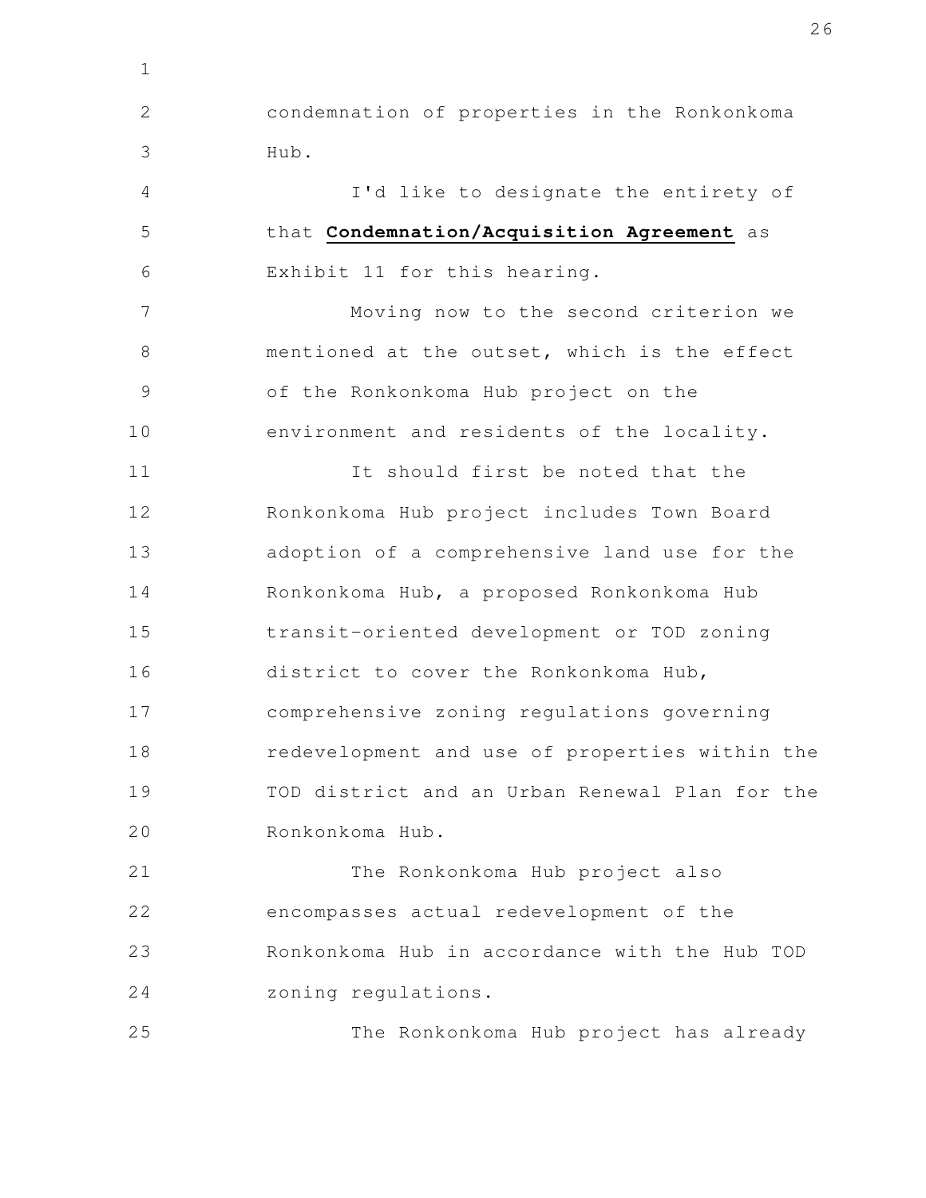condemnation of properties in the Ronkonkoma Hub.

I'd like to designate the entirety of that **Condemnation/Acquisition Agreement** as Exhibit 11 for this hearing.

Moving now to the second criterion we mentioned at the outset, which is the effect of the Ronkonkoma Hub project on the environment and residents of the locality.

It should first be noted that the Ronkonkoma Hub project includes Town Board adoption of a comprehensive land use for the Ronkonkoma Hub, a proposed Ronkonkoma Hub transit-oriented development or TOD zoning district to cover the Ronkonkoma Hub, comprehensive zoning regulations governing redevelopment and use of properties within the TOD district and an Urban Renewal Plan for the Ronkonkoma Hub.

The Ronkonkoma Hub project also encompasses actual redevelopment of the Ronkonkoma Hub in accordance with the Hub TOD zoning regulations.

The Ronkonkoma Hub project has already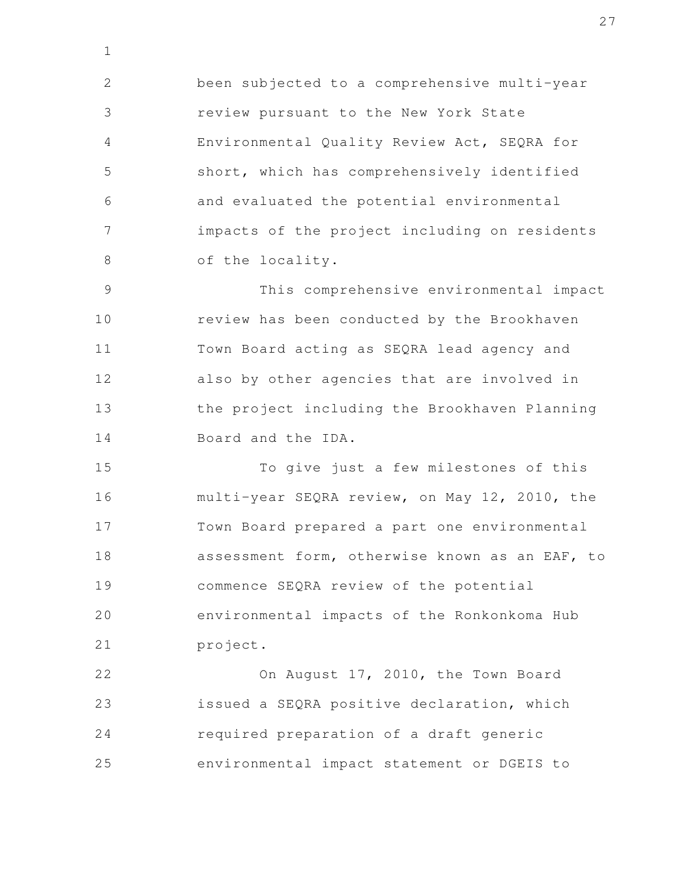been subjected to a comprehensive multi-year review pursuant to the New York State Environmental Quality Review Act, SEQRA for short, which has comprehensively identified and evaluated the potential environmental impacts of the project including on residents of the locality.

This comprehensive environmental impact review has been conducted by the Brookhaven Town Board acting as SEQRA lead agency and also by other agencies that are involved in the project including the Brookhaven Planning Board and the IDA.

To give just a few milestones of this multi-year SEQRA review, on May 12, 2010, the Town Board prepared a part one environmental assessment form, otherwise known as an EAF, to commence SEQRA review of the potential environmental impacts of the Ronkonkoma Hub project.

On August 17, 2010, the Town Board issued a SEQRA positive declaration, which required preparation of a draft generic environmental impact statement or DGEIS to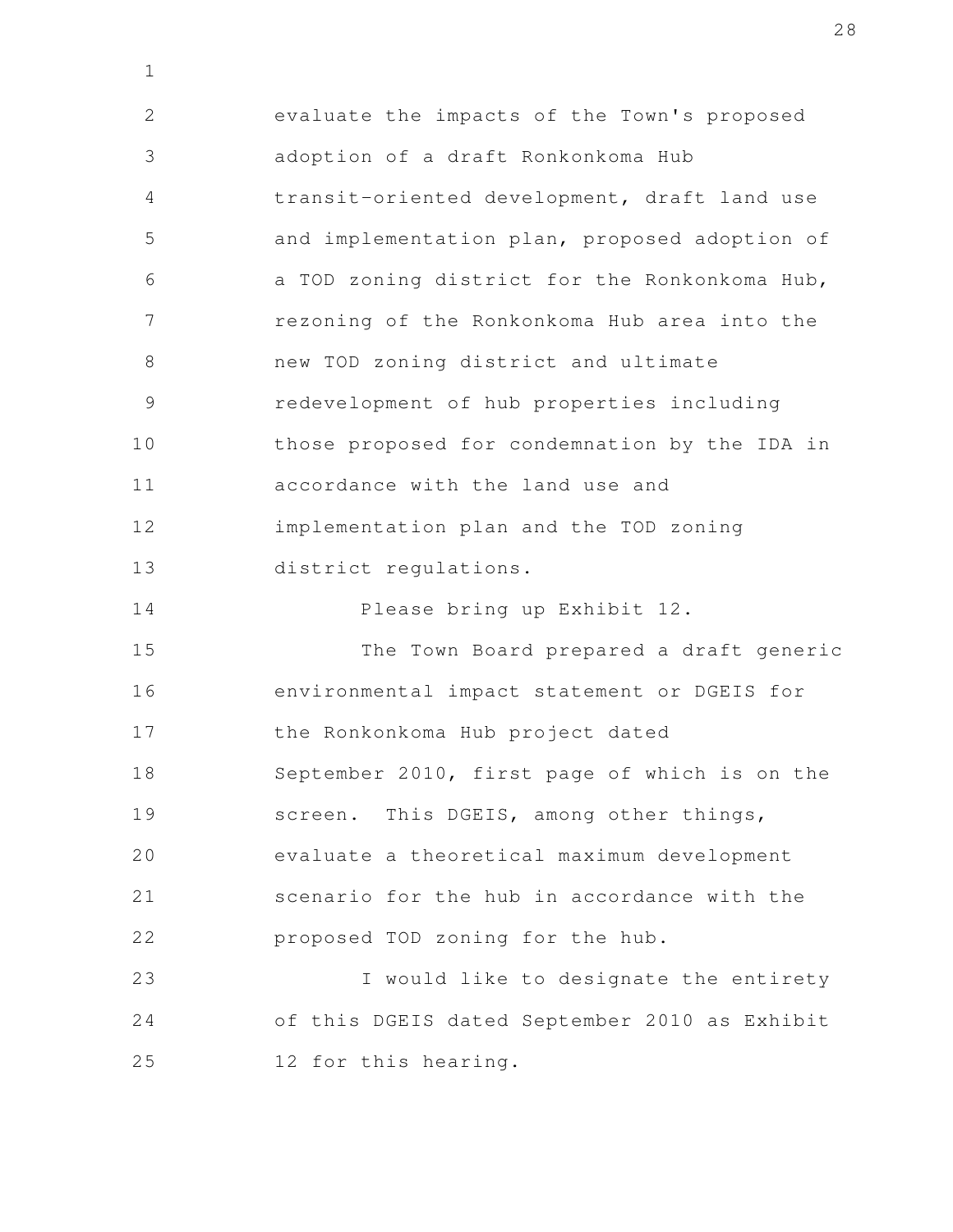evaluate the impacts of the Town's proposed adoption of a draft Ronkonkoma Hub transit-oriented development, draft land use and implementation plan, proposed adoption of a TOD zoning district for the Ronkonkoma Hub, rezoning of the Ronkonkoma Hub area into the new TOD zoning district and ultimate redevelopment of hub properties including those proposed for condemnation by the IDA in accordance with the land use and implementation plan and the TOD zoning district regulations.

Please bring up Exhibit 12.

The Town Board prepared a draft generic environmental impact statement or DGEIS for the Ronkonkoma Hub project dated September 2010, first page of which is on the screen. This DGEIS, among other things, evaluate a theoretical maximum development scenario for the hub in accordance with the proposed TOD zoning for the hub.

I would like to designate the entirety of this DGEIS dated September 2010 as Exhibit 12 for this hearing.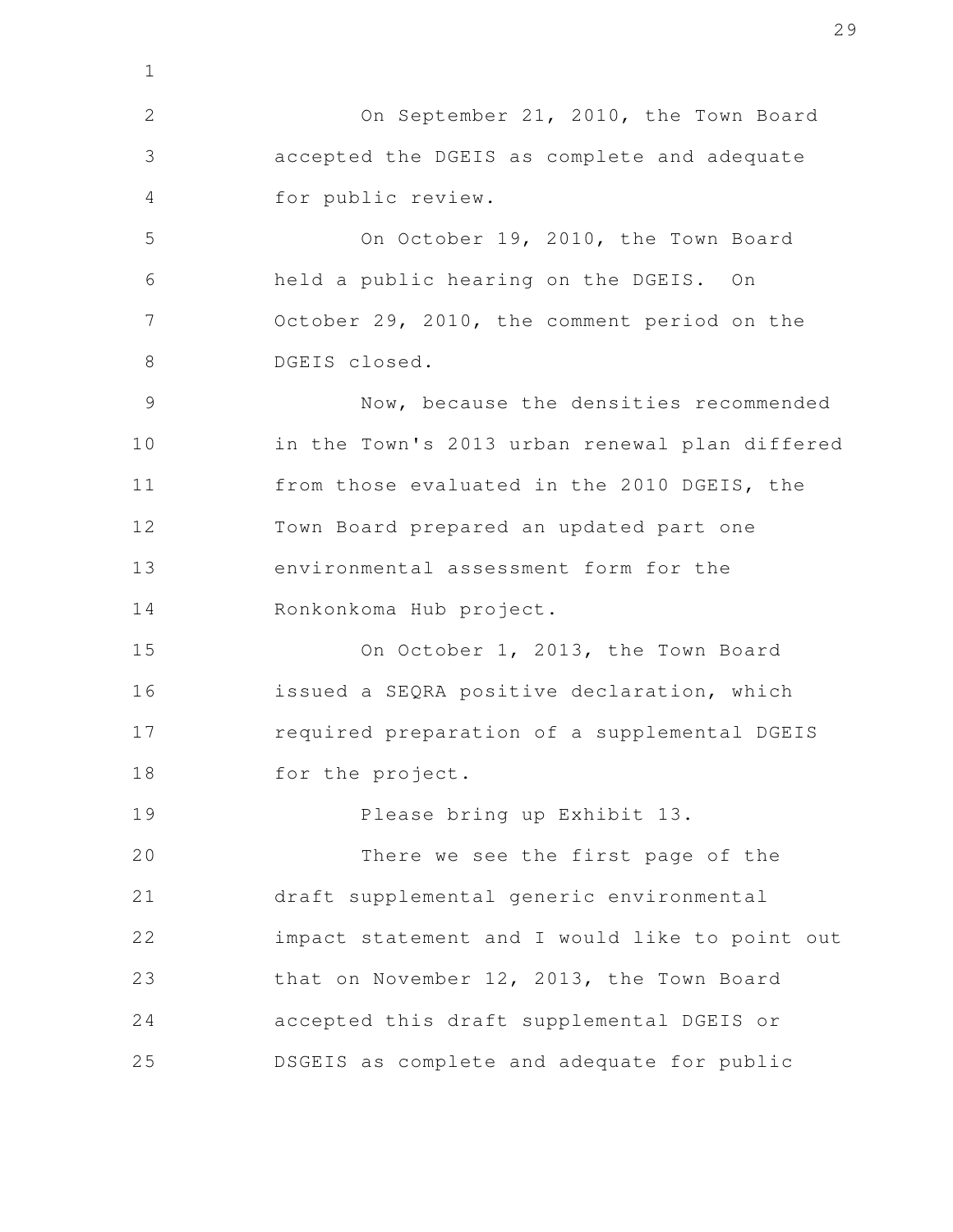On September 21, 2010, the Town Board accepted the DGEIS as complete and adequate for public review.

On October 19, 2010, the Town Board held a public hearing on the DGEIS. On October 29, 2010, the comment period on the DGEIS closed.

Now, because the densities recommended in the Town's 2013 urban renewal plan differed from those evaluated in the 2010 DGEIS, the Town Board prepared an updated part one environmental assessment form for the Ronkonkoma Hub project.

On October 1, 2013, the Town Board issued a SEQRA positive declaration, which required preparation of a supplemental DGEIS for the project.

Please bring up Exhibit 13.

There we see the first page of the draft supplemental generic environmental impact statement and I would like to point out that on November 12, 2013, the Town Board accepted this draft supplemental DGEIS or DSGEIS as complete and adequate for public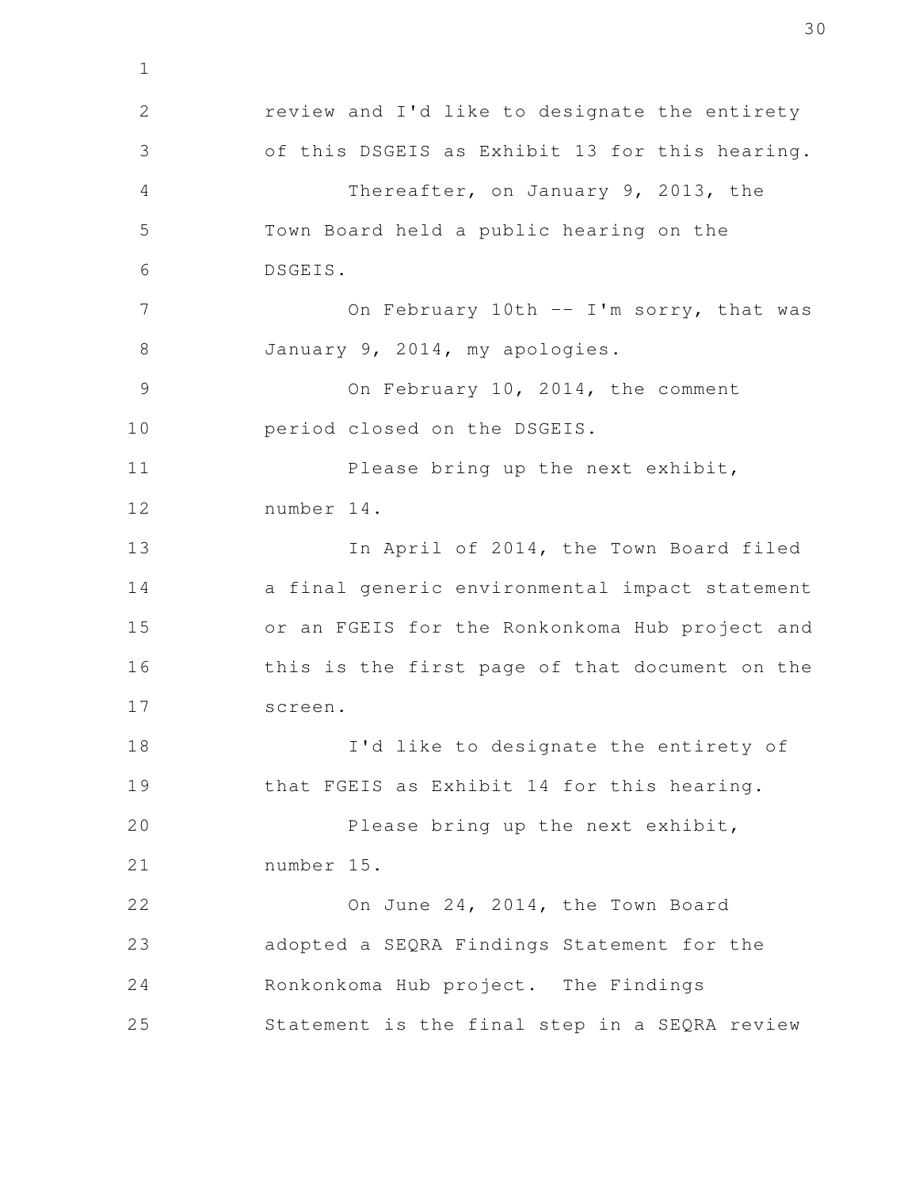review and I'd like to designate the entirety of this DSGEIS as Exhibit 13 for this hearing.

Thereafter, on January 9, 2013, the Town Board held a public hearing on the DSGEIS.

On February 10th -- I'm sorry, that was January 9, 2014, my apologies.

On February 10, 2014, the comment period closed on the DSGEIS.

Please bring up the next exhibit, number 14.

In April of 2014, the Town Board filed a final generic environmental impact statement or an FGEIS for the Ronkonkoma Hub project and this is the first page of that document on the screen.

I'd like to designate the entirety of that FGEIS as Exhibit 14 for this hearing.

Please bring up the next exhibit, number 15.

On June 24, 2014, the Town Board adopted a SEQRA Findings Statement for the Ronkonkoma Hub project. The Findings Statement is the final step in a SEQRA review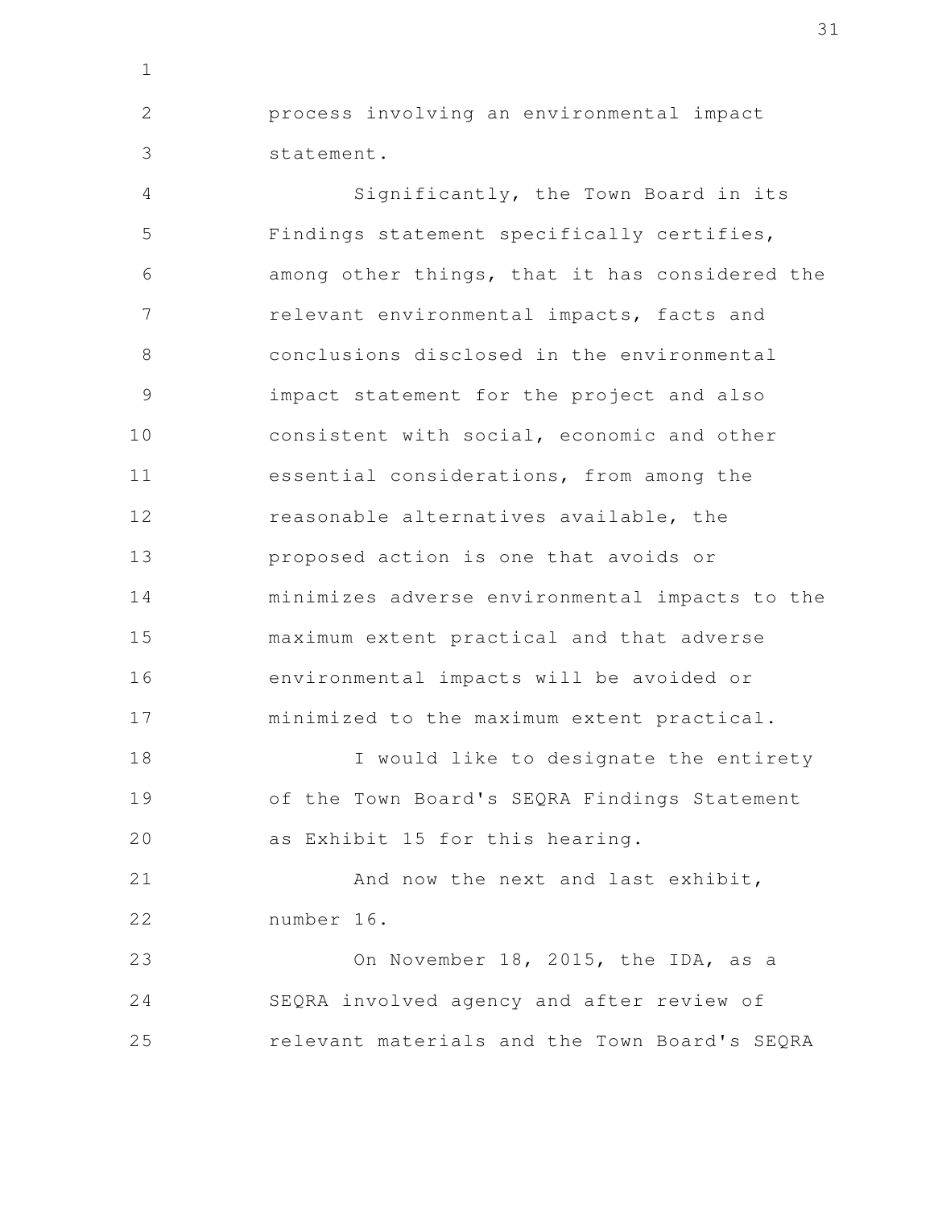process involving an environmental impact statement.

Significantly, the Town Board in its Findings statement specifically certifies, among other things, that it has considered the relevant environmental impacts, facts and conclusions disclosed in the environmental impact statement for the project and also consistent with social, economic and other essential considerations, from among the reasonable alternatives available, the proposed action is one that avoids or minimizes adverse environmental impacts to the maximum extent practical and that adverse environmental impacts will be avoided or minimized to the maximum extent practical.

I would like to designate the entirety of the Town Board's SEQRA Findings Statement as Exhibit 15 for this hearing.

And now the next and last exhibit, number 16.

On November 18, 2015, the IDA, as a SEQRA involved agency and after review of relevant materials and the Town Board's SEQRA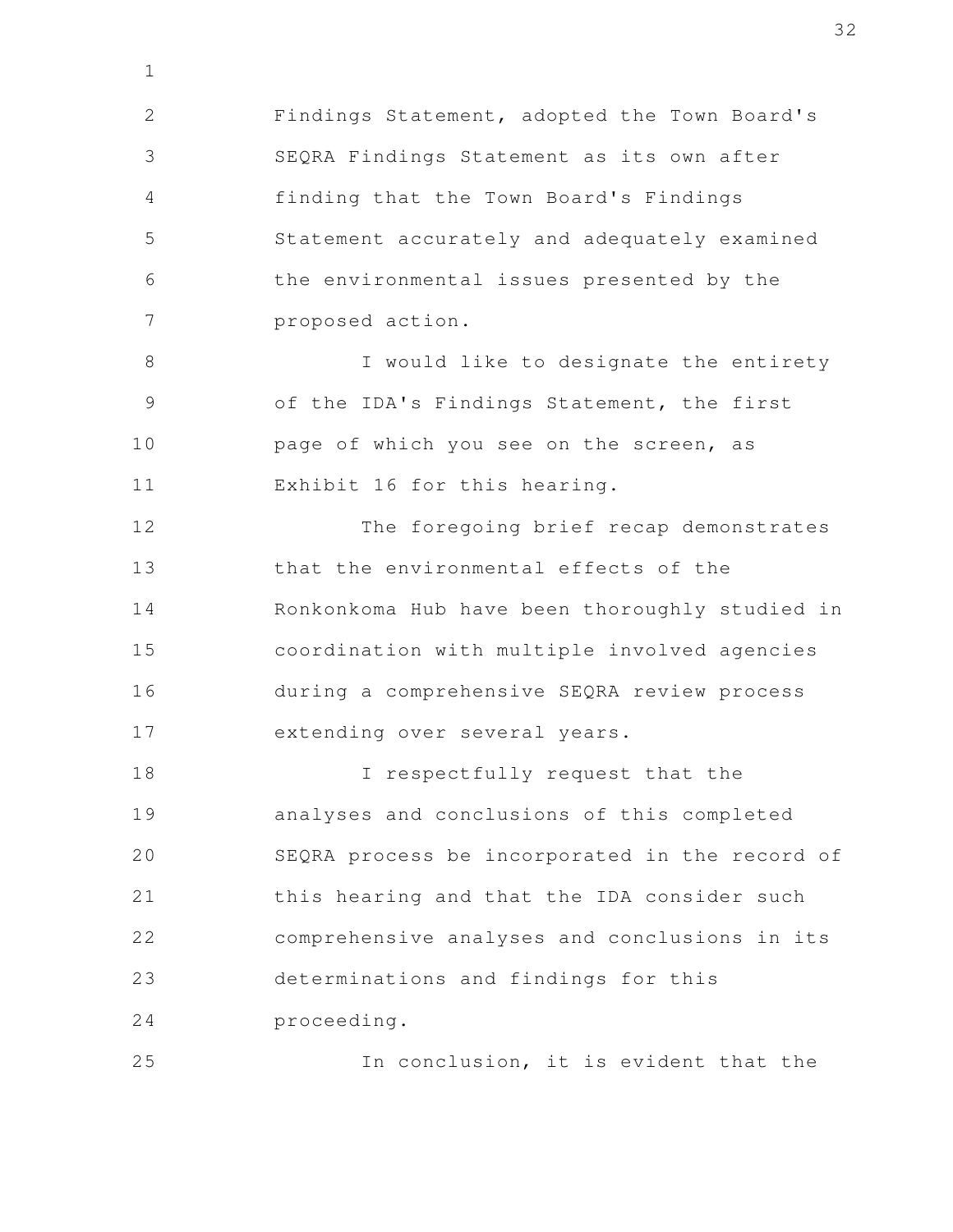Findings Statement, adopted the Town Board's SEQRA Findings Statement as its own after finding that the Town Board's Findings Statement accurately and adequately examined the environmental issues presented by the proposed action.

I would like to designate the entirety of the IDA's Findings Statement, the first page of which you see on the screen, as Exhibit 16 for this hearing.

The foregoing brief recap demonstrates that the environmental effects of the Ronkonkoma Hub have been thoroughly studied in coordination with multiple involved agencies during a comprehensive SEQRA review process extending over several years.

I respectfully request that the analyses and conclusions of this completed SEQRA process be incorporated in the record of this hearing and that the IDA consider such comprehensive analyses and conclusions in its determinations and findings for this proceeding.

In conclusion, it is evident that the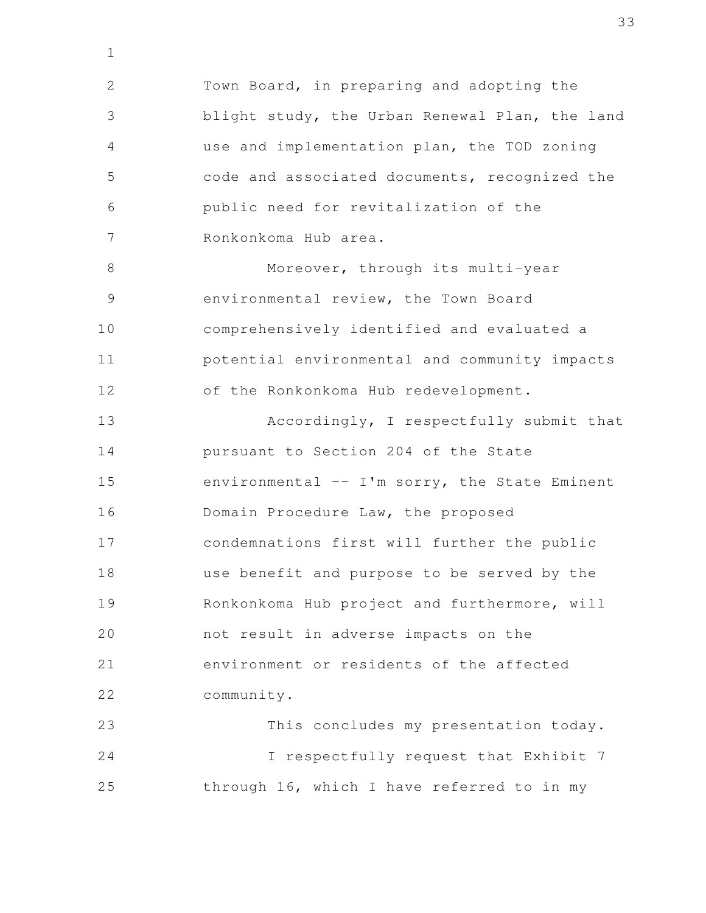Town Board, in preparing and adopting the blight study, the Urban Renewal Plan, the land use and implementation plan, the TOD zoning code and associated documents, recognized the public need for revitalization of the Ronkonkoma Hub area.

Moreover, through its multi-year environmental review, the Town Board comprehensively identified and evaluated a potential environmental and community impacts of the Ronkonkoma Hub redevelopment.

Accordingly, I respectfully submit that pursuant to Section 204 of the State environmental -- I'm sorry, the State Eminent Domain Procedure Law, the proposed condemnations first will further the public use benefit and purpose to be served by the Ronkonkoma Hub project and furthermore, will not result in adverse impacts on the environment or residents of the affected community.

This concludes my presentation today.

I respectfully request that Exhibit 7 through 16, which I have referred to in my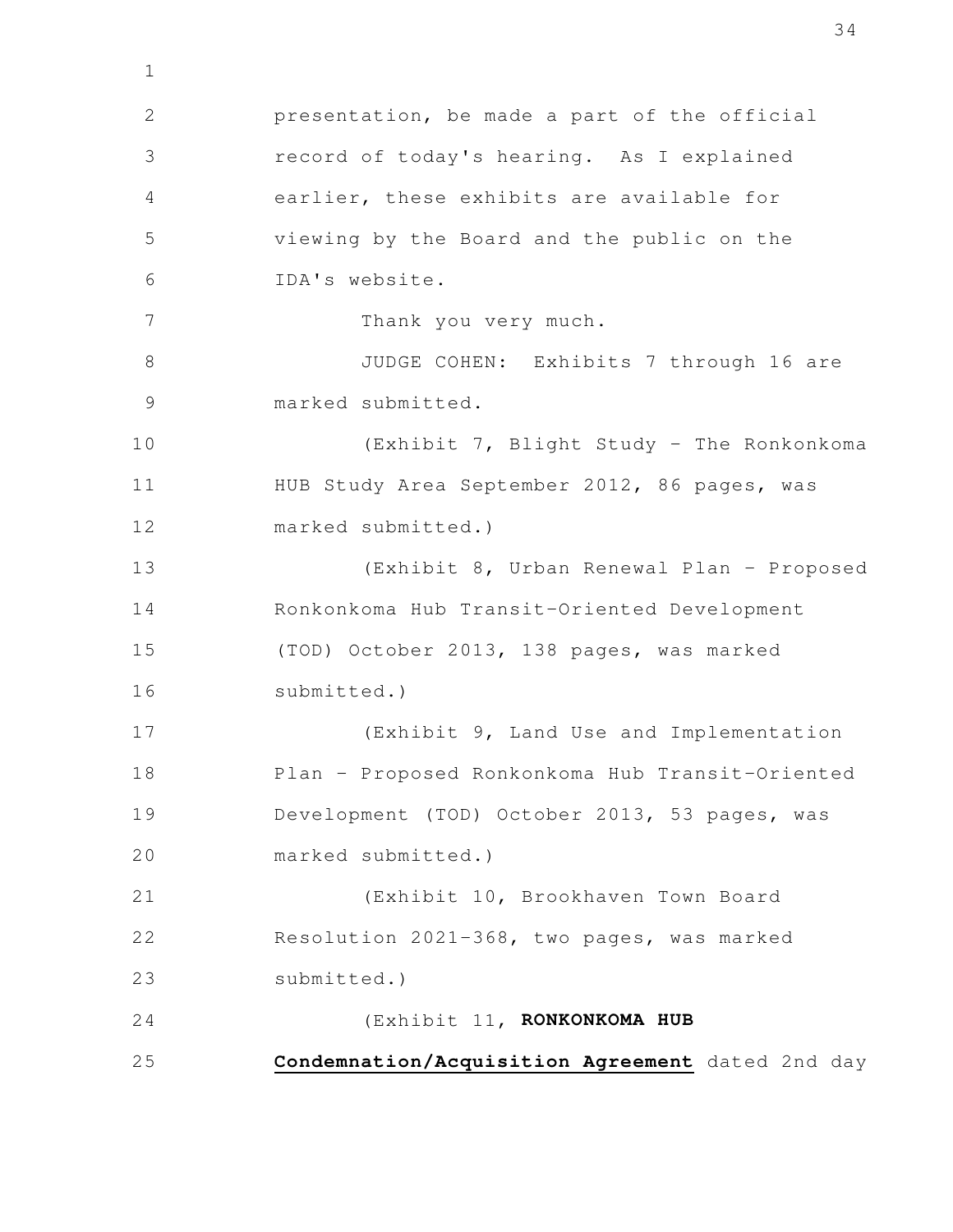presentation, be made a part of the official record of today's hearing. As I explained earlier, these exhibits are available for viewing by the Board and the public on the IDA's website.

Thank you very much.

JUDGE COHEN: Exhibits 7 through 16 are marked submitted.

(Exhibit 7, Blight Study - The Ronkonkoma HUB Study Area September 2012, 86 pages, was marked submitted.)

(Exhibit 8, Urban Renewal Plan - Proposed Ronkonkoma Hub Transit-Oriented Development (TOD) October 2013, 138 pages, was marked submitted.)

(Exhibit 9, Land Use and Implementation Plan - Proposed Ronkonkoma Hub Transit-Oriented Development (TOD) October 2013, 53 pages, was marked submitted.)

(Exhibit 10, Brookhaven Town Board Resolution 2021-368, two pages, was marked submitted.)

(Exhibit 11, **RONKONKOMA HUB** **Condemnation/Acquisition Agreement** dated 2nd day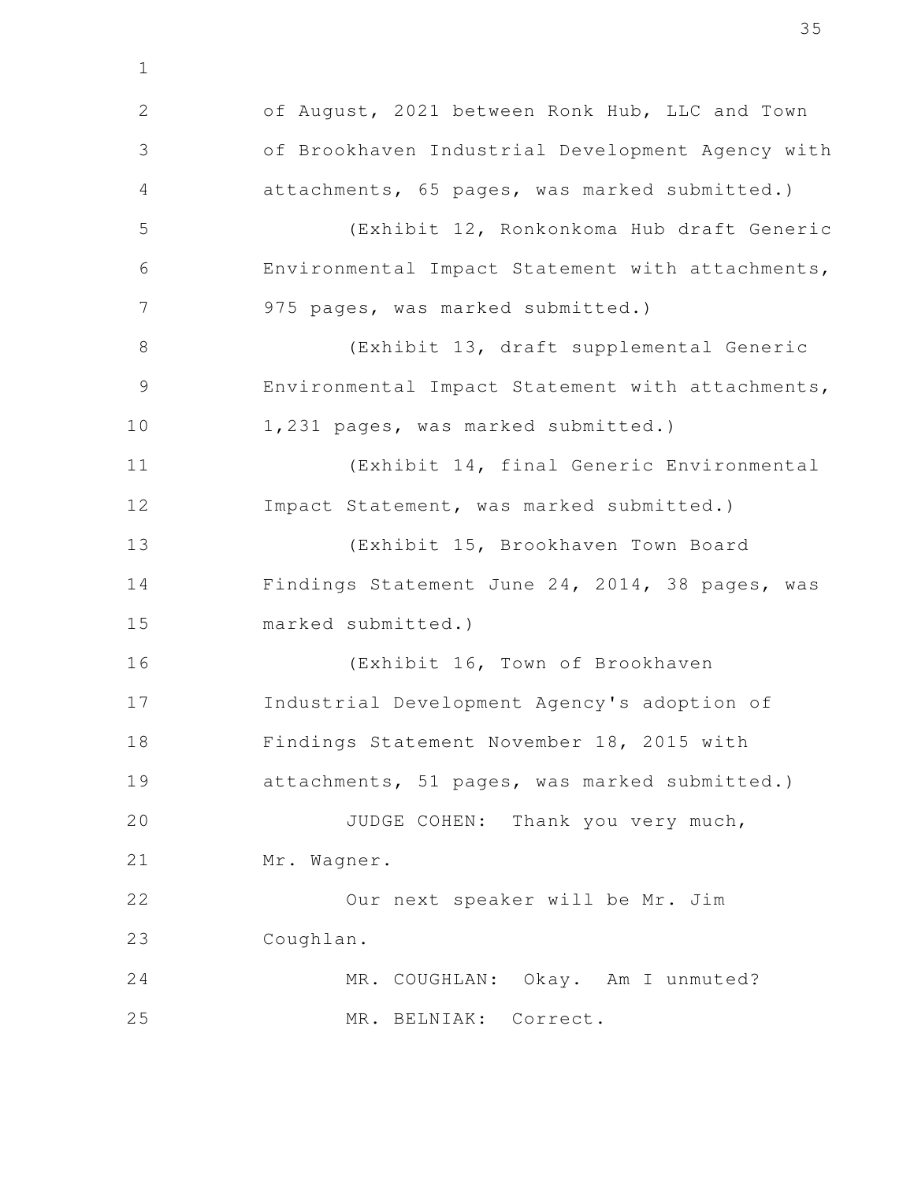of August, 2021 between Ronk Hub, LLC and Town of Brookhaven Industrial Development Agency with attachments, 65 pages, was marked submitted.)

(Exhibit 12, Ronkonkoma Hub draft Generic Environmental Impact Statement with attachments, 975 pages, was marked submitted.)

(Exhibit 13, draft supplemental Generic Environmental Impact Statement with attachments, 1,231 pages, was marked submitted.)

(Exhibit 14, final Generic Environmental Impact Statement, was marked submitted.)

(Exhibit 15, Brookhaven Town Board Findings Statement June 24, 2014, 38 pages, was marked submitted.)

(Exhibit 16, Town of Brookhaven Industrial Development Agency's adoption of Findings Statement November 18, 2015 with attachments, 51 pages, was marked submitted.)

JUDGE COHEN: Thank you very much, Mr. Wagner.

Our next speaker will be Mr. Jim Coughlan.

MR. COUGHLAN: Okay. Am I unmuted?

MR. BELNIAK: Correct.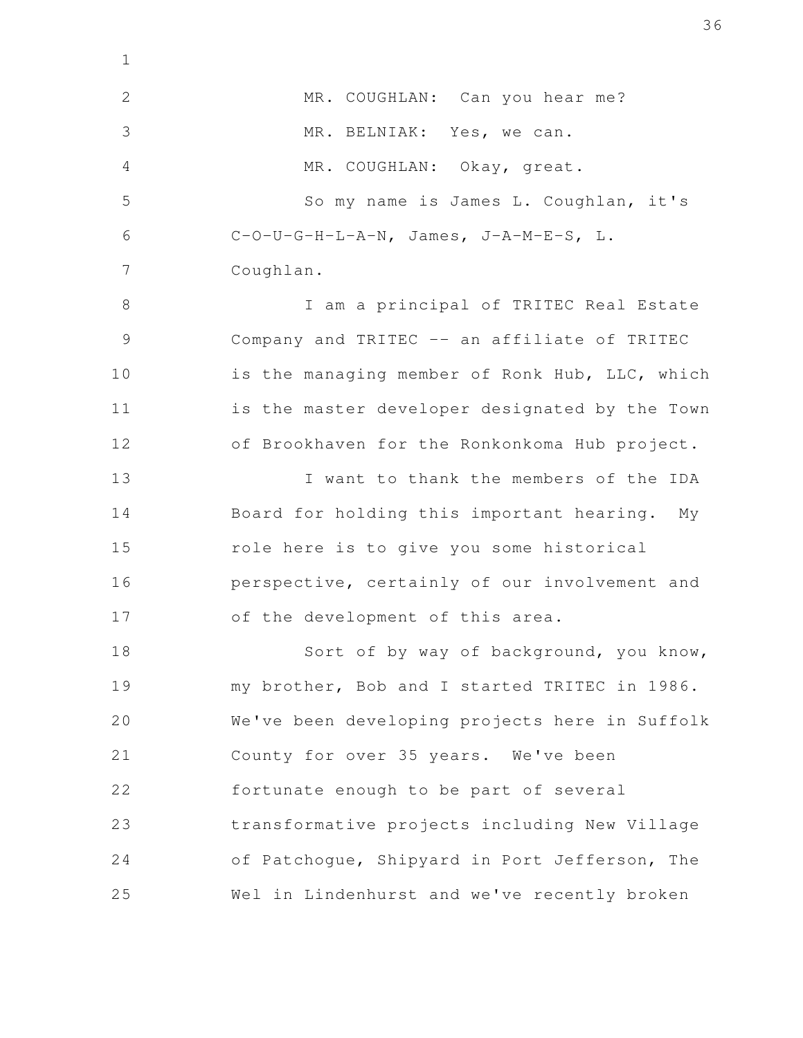MR. COUGHLAN: Can you hear me?

MR. BELNIAK: Yes, we can.

MR. COUGHLAN: Okay, great.

So my name is James L. Coughlan, it's C-O-U-G-H-L-A-N, James, J-A-M-E-S, L. Coughlan.

I am a principal of TRITEC Real Estate Company and TRITEC -- an affiliate of TRITEC is the managing member of Ronk Hub, LLC, which is the master developer designated by the Town of Brookhaven for the Ronkonkoma Hub project.

I want to thank the members of the IDA Board for holding this important hearing. My role here is to give you some historical perspective, certainly of our involvement and of the development of this area.

Sort of by way of background, you know, my brother, Bob and I started TRITEC in 1986. We've been developing projects here in Suffolk County for over 35 years. We've been fortunate enough to be part of several transformative projects including New Village of Patchogue, Shipyard in Port Jefferson, The Wel in Lindenhurst and we've recently broken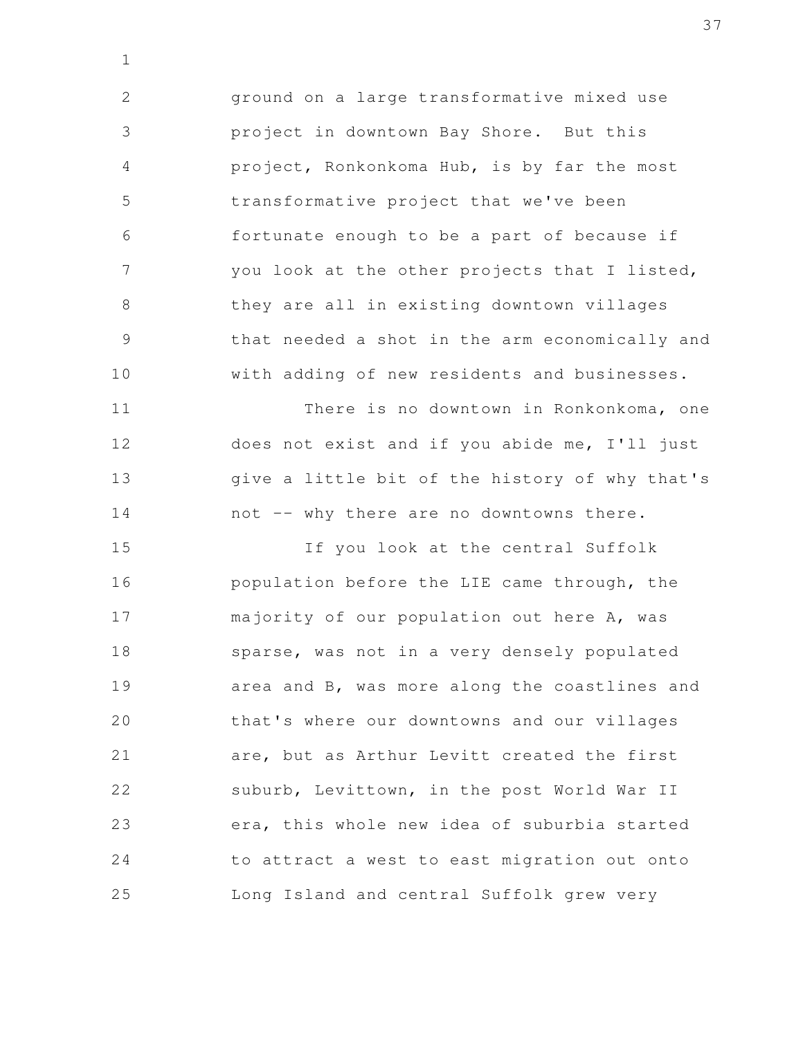ground on a large transformative mixed use project in downtown Bay Shore. But this project, Ronkonkoma Hub, is by far the most transformative project that we've been fortunate enough to be a part of because if you look at the other projects that I listed, they are all in existing downtown villages that needed a shot in the arm economically and with adding of new residents and businesses.

There is no downtown in Ronkonkoma, one does not exist and if you abide me, I'll just give a little bit of the history of why that's not -- why there are no downtowns there.

If you look at the central Suffolk population before the LIE came through, the majority of our population out here A, was sparse, was not in a very densely populated area and B, was more along the coastlines and that's where our downtowns and our villages are, but as Arthur Levitt created the first suburb, Levittown, in the post World War II era, this whole new idea of suburbia started to attract a west to east migration out onto Long Island and central Suffolk grew very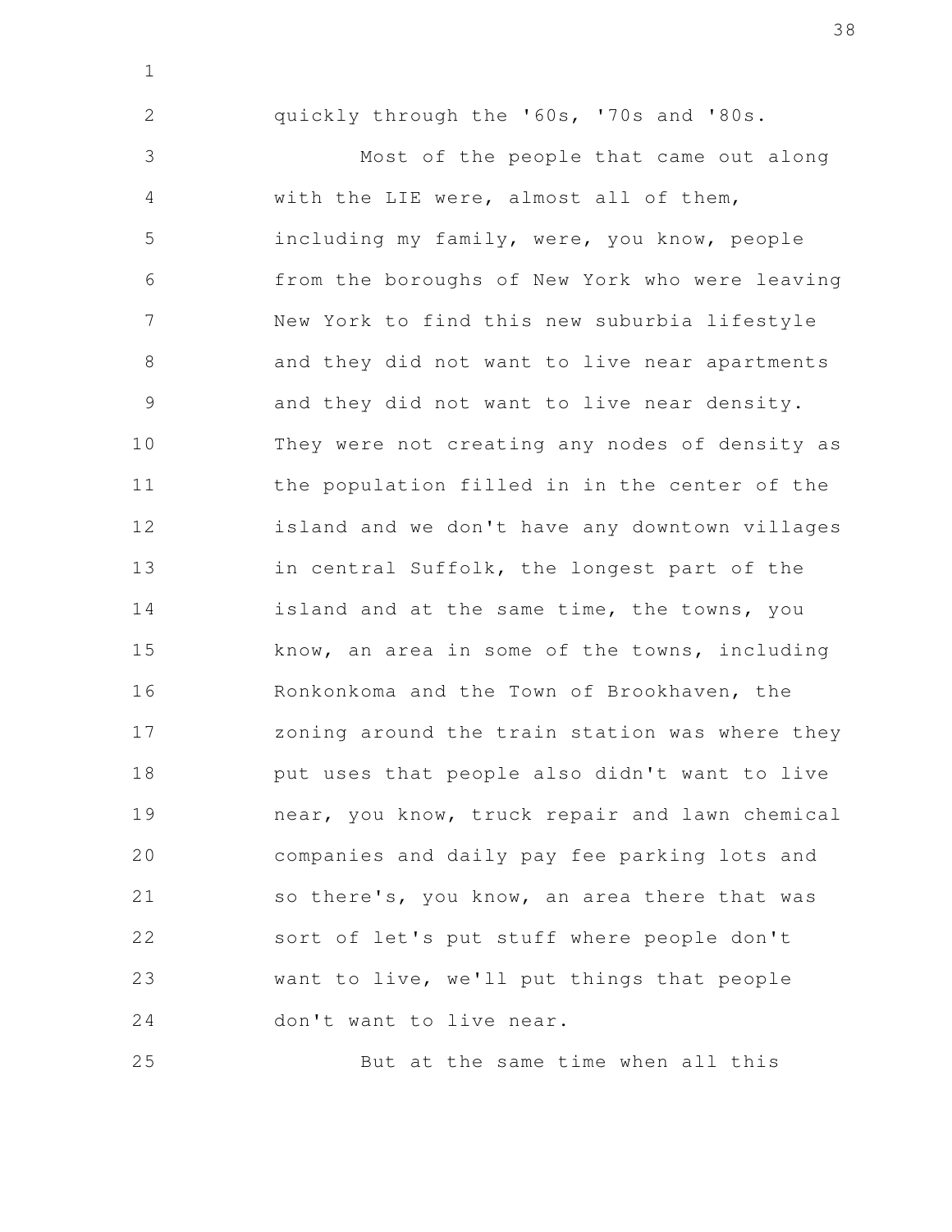quickly through the '60s, '70s and '80s.

Most of the people that came out along with the LIE were, almost all of them, including my family, were, you know, people from the boroughs of New York who were leaving New York to find this new suburbia lifestyle and they did not want to live near apartments and they did not want to live near density. They were not creating any nodes of density as the population filled in in the center of the island and we don't have any downtown villages in central Suffolk, the longest part of the island and at the same time, the towns, you know, an area in some of the towns, including Ronkonkoma and the Town of Brookhaven, the zoning around the train station was where they put uses that people also didn't want to live near, you know, truck repair and lawn chemical companies and daily pay fee parking lots and so there's, you know, an area there that was sort of let's put stuff where people don't want to live, we'll put things that people don't want to live near.

But at the same time when all this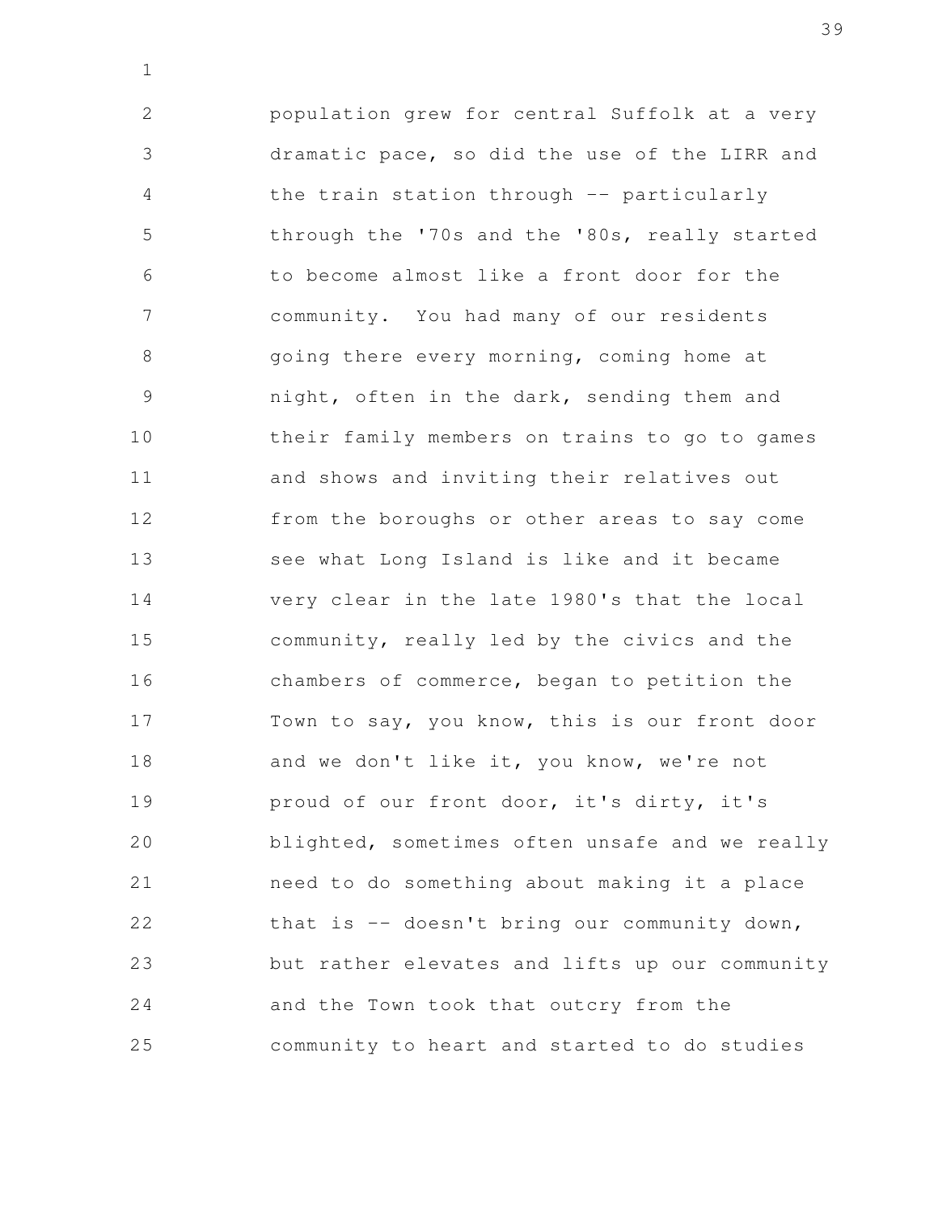population grew for central Suffolk at a very dramatic pace, so did the use of the LIRR and the train station through -- particularly through the '70s and the '80s, really started to become almost like a front door for the community. You had many of our residents going there every morning, coming home at night, often in the dark, sending them and their family members on trains to go to games and shows and inviting their relatives out from the boroughs or other areas to say come see what Long Island is like and it became very clear in the late 1980's that the local community, really led by the civics and the chambers of commerce, began to petition the Town to say, you know, this is our front door and we don't like it, you know, we're not proud of our front door, it's dirty, it's blighted, sometimes often unsafe and we really need to do something about making it a place that is -- doesn't bring our community down, but rather elevates and lifts up our community and the Town took that outcry from the community to heart and started to do studies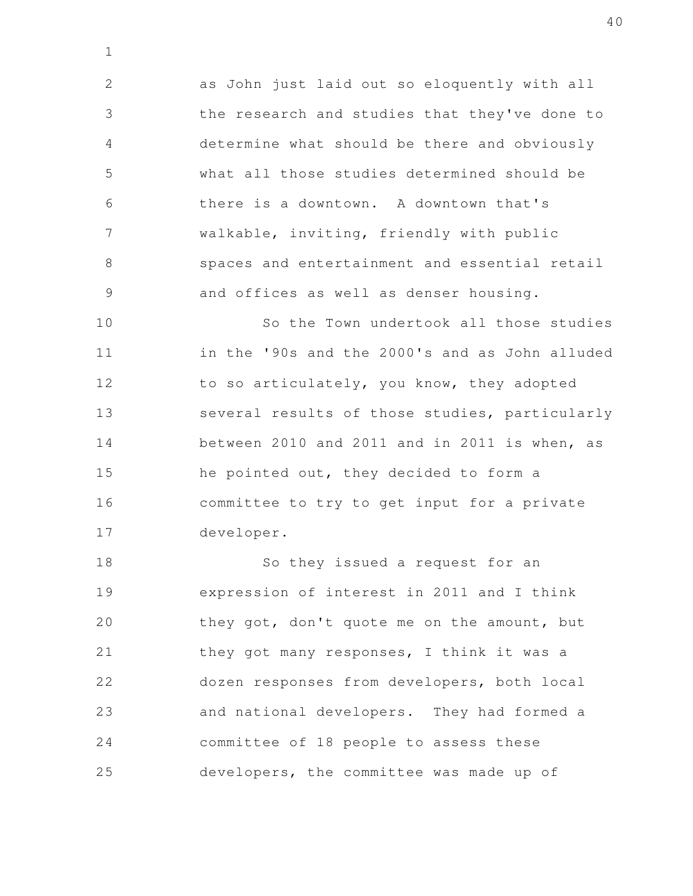as John just laid out so eloquently with all the research and studies that they've done to determine what should be there and obviously what all those studies determined should be there is a downtown. A downtown that's walkable, inviting, friendly with public spaces and entertainment and essential retail and offices as well as denser housing.

So the Town undertook all those studies in the '90s and the 2000's and as John alluded to so articulately, you know, they adopted several results of those studies, particularly between 2010 and 2011 and in 2011 is when, as he pointed out, they decided to form a committee to try to get input for a private developer.

So they issued a request for an expression of interest in 2011 and I think they got, don't quote me on the amount, but they got many responses, I think it was a dozen responses from developers, both local and national developers. They had formed a committee of 18 people to assess these developers, the committee was made up of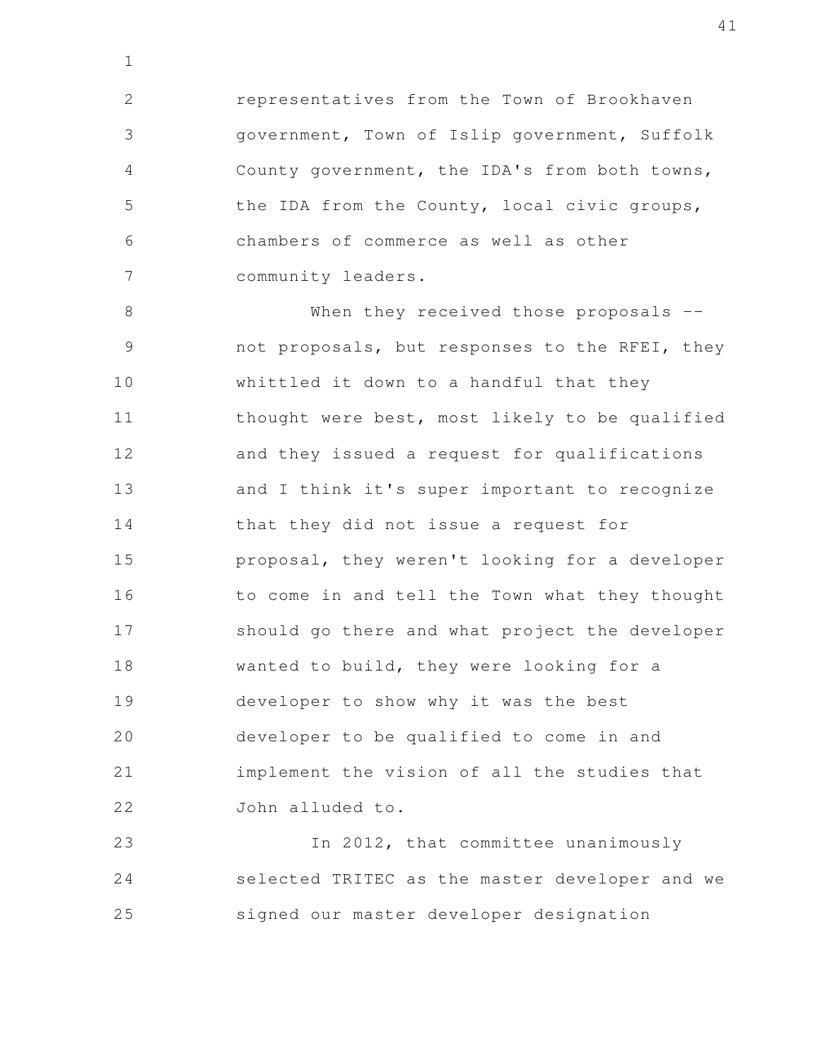representatives from the Town of Brookhaven government, Town of Islip government, Suffolk County government, the IDA's from both towns, the IDA from the County, local civic groups, chambers of commerce as well as other community leaders.

When they received those proposals -- not proposals, but responses to the RFEI, they whittled it down to a handful that they thought were best, most likely to be qualified and they issued a request for qualifications and I think it's super important to recognize that they did not issue a request for proposal, they weren't looking for a developer to come in and tell the Town what they thought should go there and what project the developer wanted to build, they were looking for a developer to show why it was the best developer to be qualified to come in and implement the vision of all the studies that John alluded to.

In 2012, that committee unanimously selected TRITEC as the master developer and we signed our master developer designation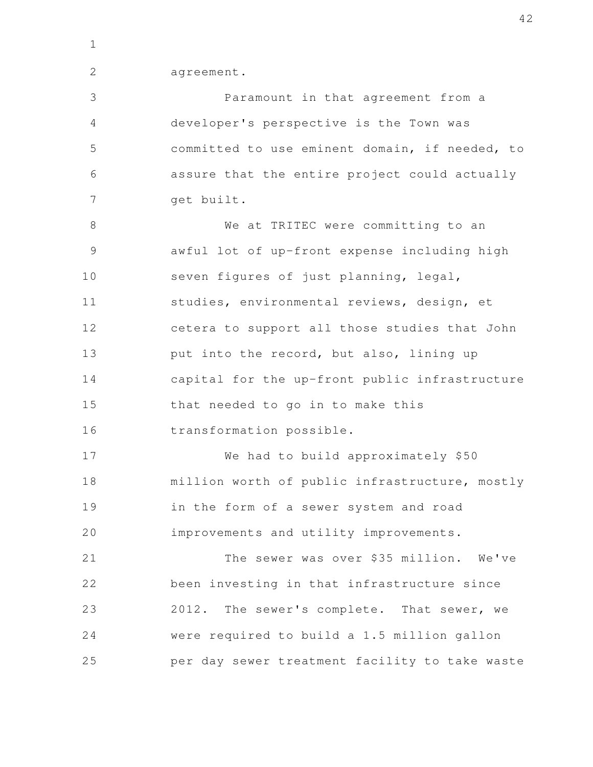agreement.

Paramount in that agreement from a developer's perspective is the Town was committed to use eminent domain, if needed, to assure that the entire project could actually get built.

We at TRITEC were committing to an awful lot of up-front expense including high seven figures of just planning, legal, studies, environmental reviews, design, et cetera to support all those studies that John put into the record, but also, lining up capital for the up-front public infrastructure that needed to go in to make this transformation possible.

We had to build approximately $50 million worth of public infrastructure, mostly in the form of a sewer system and road improvements and utility improvements.

The sewer was over $35 million. We've been investing in that infrastructure since 2012. The sewer's complete. That sewer, we were required to build a 1.5 million gallon per day sewer treatment facility to take waste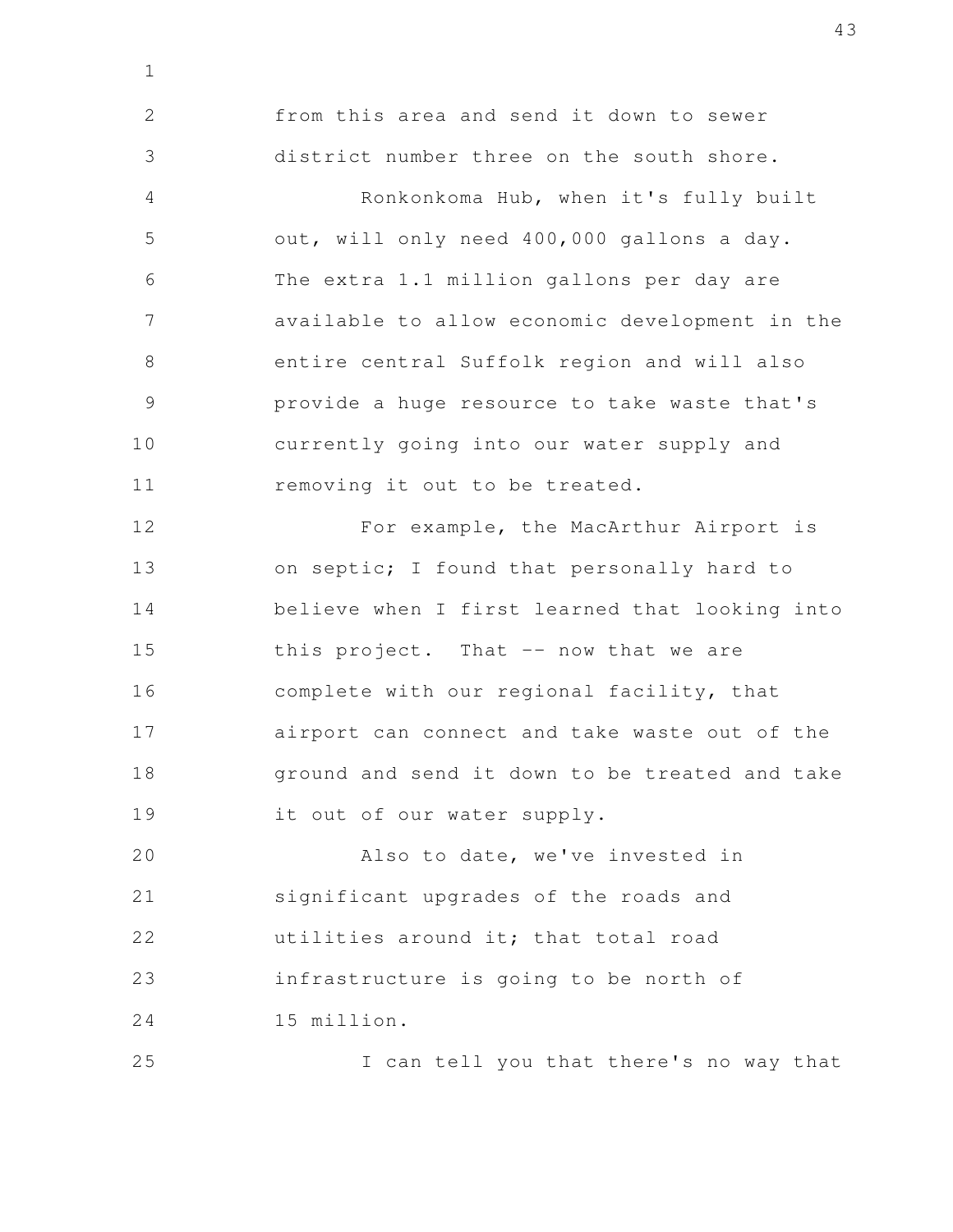from this area and send it down to sewer district number three on the south shore.

Ronkonkoma Hub, when it's fully built out, will only need 400,000 gallons a day. The extra 1.1 million gallons per day are available to allow economic development in the entire central Suffolk region and will also provide a huge resource to take waste that's currently going into our water supply and removing it out to be treated.

For example, the MacArthur Airport is on septic; I found that personally hard to believe when I first learned that looking into this project. That -- now that we are complete with our regional facility, that airport can connect and take waste out of the ground and send it down to be treated and take it out of our water supply.

Also to date, we've invested in significant upgrades of the roads and utilities around it; that total road infrastructure is going to be north of 15 million.

I can tell you that there's no way that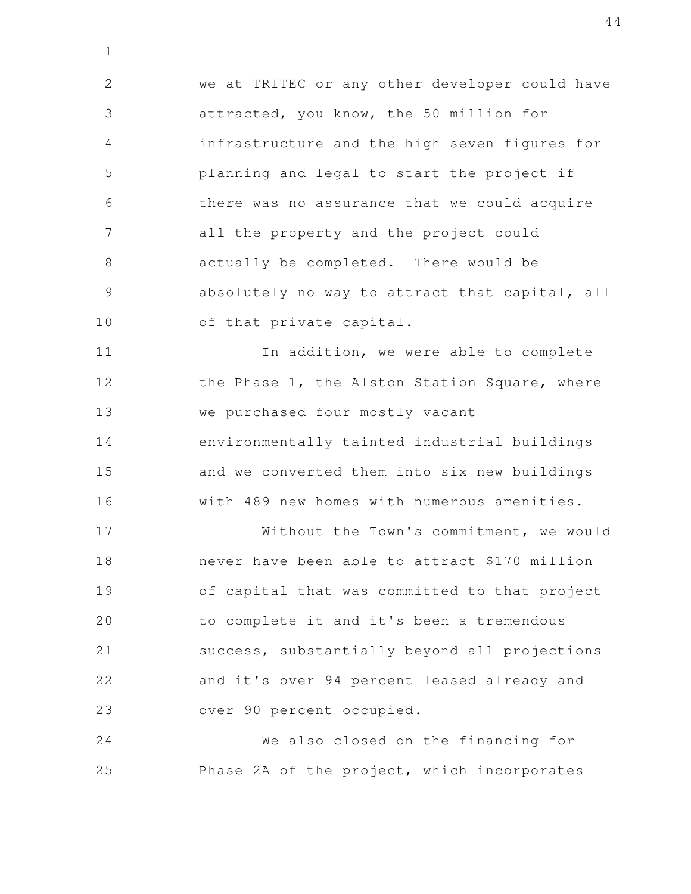we at TRITEC or any other developer could have attracted, you know, the 50 million for infrastructure and the high seven figures for planning and legal to start the project if there was no assurance that we could acquire all the property and the project could actually be completed. There would be absolutely no way to attract that capital, all of that private capital.

In addition, we were able to complete the Phase 1, the Alston Station Square, where we purchased four mostly vacant environmentally tainted industrial buildings and we converted them into six new buildings with 489 new homes with numerous amenities.

Without the Town's commitment, we would never have been able to attract $170 million of capital that was committed to that project to complete it and it's been a tremendous success, substantially beyond all projections and it's over 94 percent leased already and over 90 percent occupied.

We also closed on the financing for Phase 2A of the project, which incorporates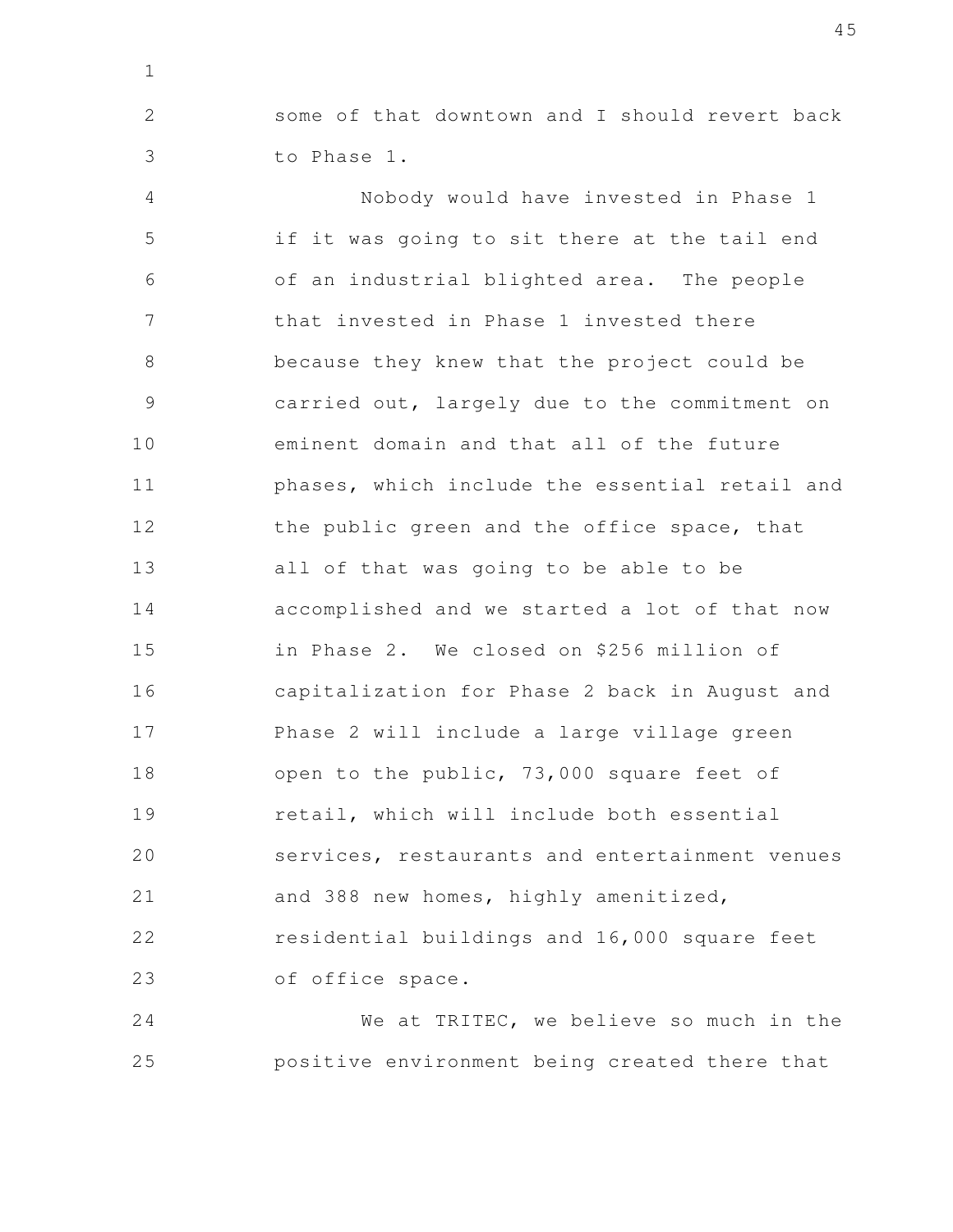some of that downtown and I should revert back to Phase 1.

Nobody would have invested in Phase 1 if it was going to sit there at the tail end of an industrial blighted area. The people that invested in Phase 1 invested there because they knew that the project could be carried out, largely due to the commitment on eminent domain and that all of the future phases, which include the essential retail and the public green and the office space, that all of that was going to be able to be accomplished and we started a lot of that now in Phase 2. We closed on $256 million of capitalization for Phase 2 back in August and Phase 2 will include a large village green open to the public, 73,000 square feet of retail, which will include both essential services, restaurants and entertainment venues and 388 new homes, highly amenitized, residential buildings and 16,000 square feet of office space.

We at TRITEC, we believe so much in the positive environment being created there that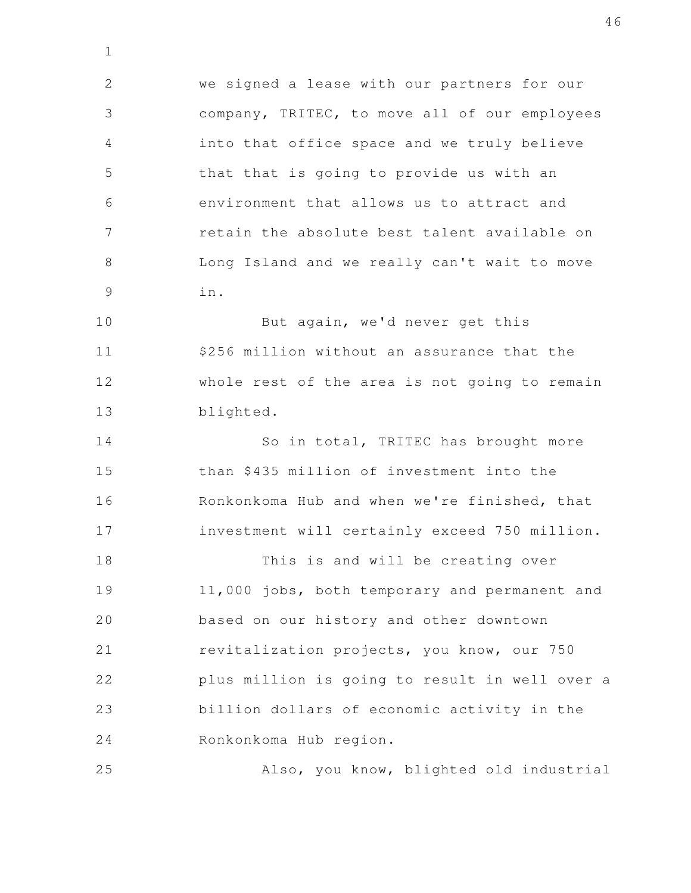we signed a lease with our partners for our company, TRITEC, to move all of our employees into that office space and we truly believe that that is going to provide us with an environment that allows us to attract and retain the absolute best talent available on Long Island and we really can't wait to move in.

But again, we'd never get this $256 million without an assurance that the whole rest of the area is not going to remain blighted.

So in total, TRITEC has brought more than $435 million of investment into the Ronkonkoma Hub and when we're finished, that investment will certainly exceed 750 million.

This is and will be creating over 11,000 jobs, both temporary and permanent and based on our history and other downtown revitalization projects, you know, our 750 plus million is going to result in well over a billion dollars of economic activity in the Ronkonkoma Hub region.

Also, you know, blighted old industrial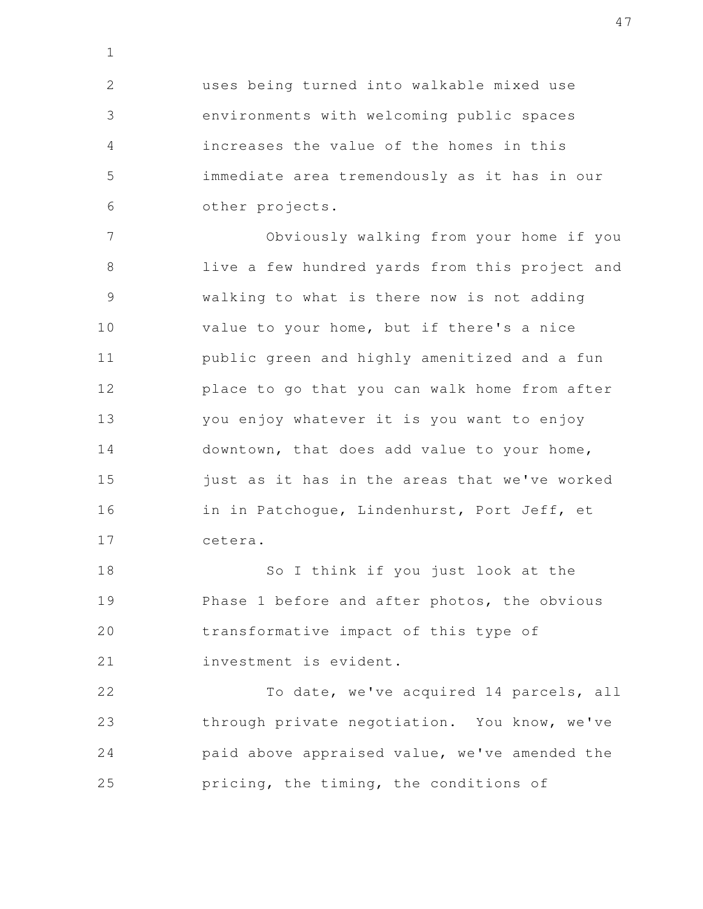uses being turned into walkable mixed use environments with welcoming public spaces increases the value of the homes in this immediate area tremendously as it has in our other projects.

Obviously walking from your home if you live a few hundred yards from this project and walking to what is there now is not adding value to your home, but if there's a nice public green and highly amenitized and a fun place to go that you can walk home from after you enjoy whatever it is you want to enjoy downtown, that does add value to your home, just as it has in the areas that we've worked in in Patchogue, Lindenhurst, Port Jeff, et cetera.

So I think if you just look at the Phase 1 before and after photos, the obvious transformative impact of this type of investment is evident.

To date, we've acquired 14 parcels, all through private negotiation. You know, we've paid above appraised value, we've amended the pricing, the timing, the conditions of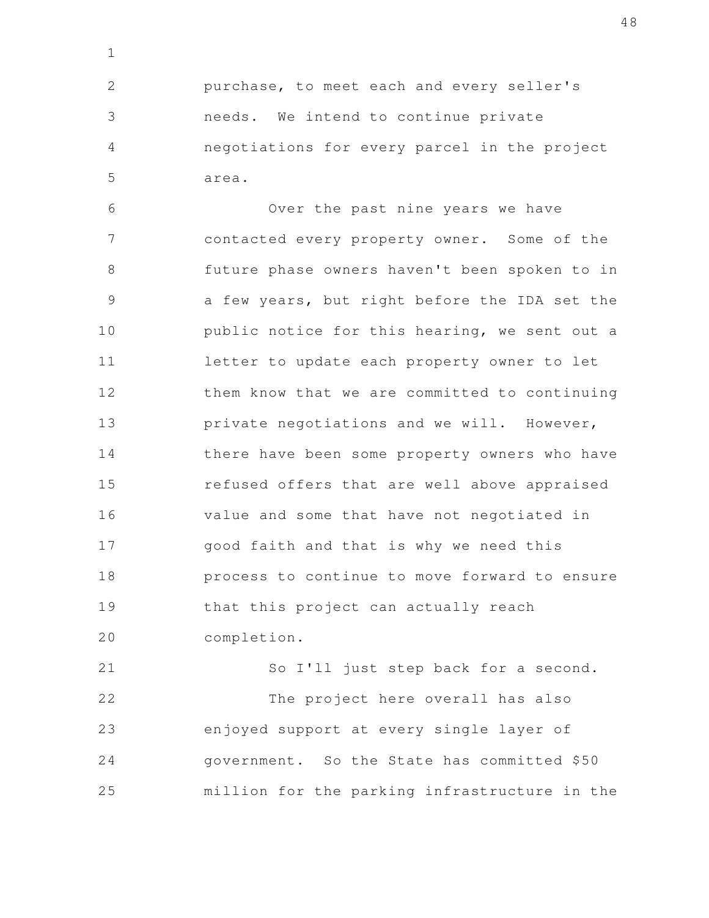purchase, to meet each and every seller's needs. We intend to continue private negotiations for every parcel in the project area.

Over the past nine years we have contacted every property owner. Some of the future phase owners haven't been spoken to in a few years, but right before the IDA set the public notice for this hearing, we sent out a letter to update each property owner to let them know that we are committed to continuing private negotiations and we will. However, there have been some property owners who have refused offers that are well above appraised value and some that have not negotiated in good faith and that is why we need this process to continue to move forward to ensure that this project can actually reach completion.

So I'll just step back for a second.

The project here overall has also enjoyed support at every single layer of government. So the State has committed $50 million for the parking infrastructure in the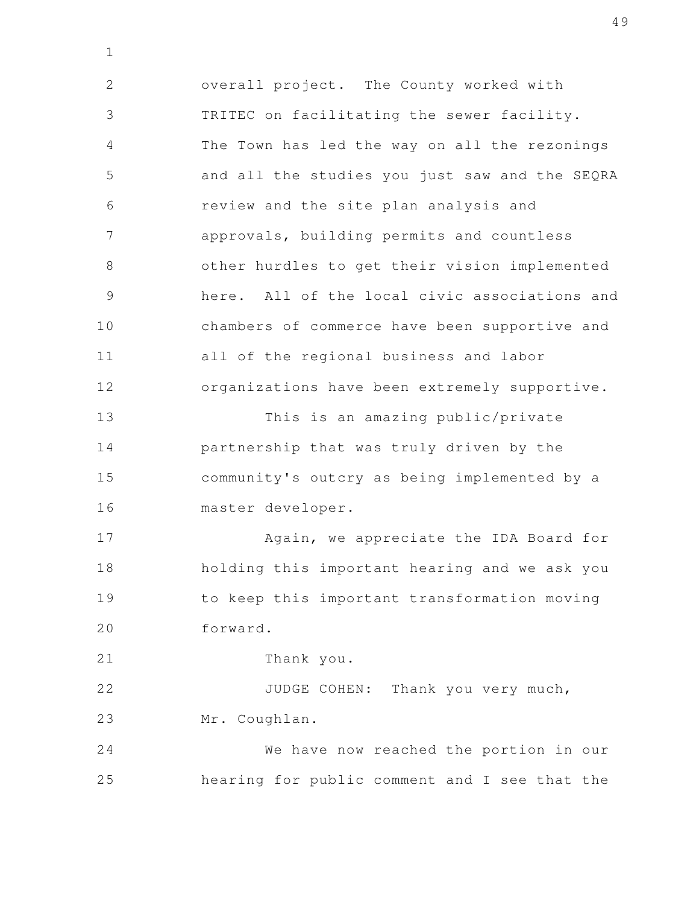overall project. The County worked with TRITEC on facilitating the sewer facility. The Town has led the way on all the rezonings and all the studies you just saw and the SEQRA review and the site plan analysis and approvals, building permits and countless other hurdles to get their vision implemented here. All of the local civic associations and chambers of commerce have been supportive and all of the regional business and labor organizations have been extremely supportive.

This is an amazing public/private partnership that was truly driven by the community's outcry as being implemented by a master developer.

Again, we appreciate the IDA Board for holding this important hearing and we ask you to keep this important transformation moving forward.

Thank you.

JUDGE COHEN: Thank you very much, Mr. Coughlan.

We have now reached the portion in our hearing for public comment and I see that the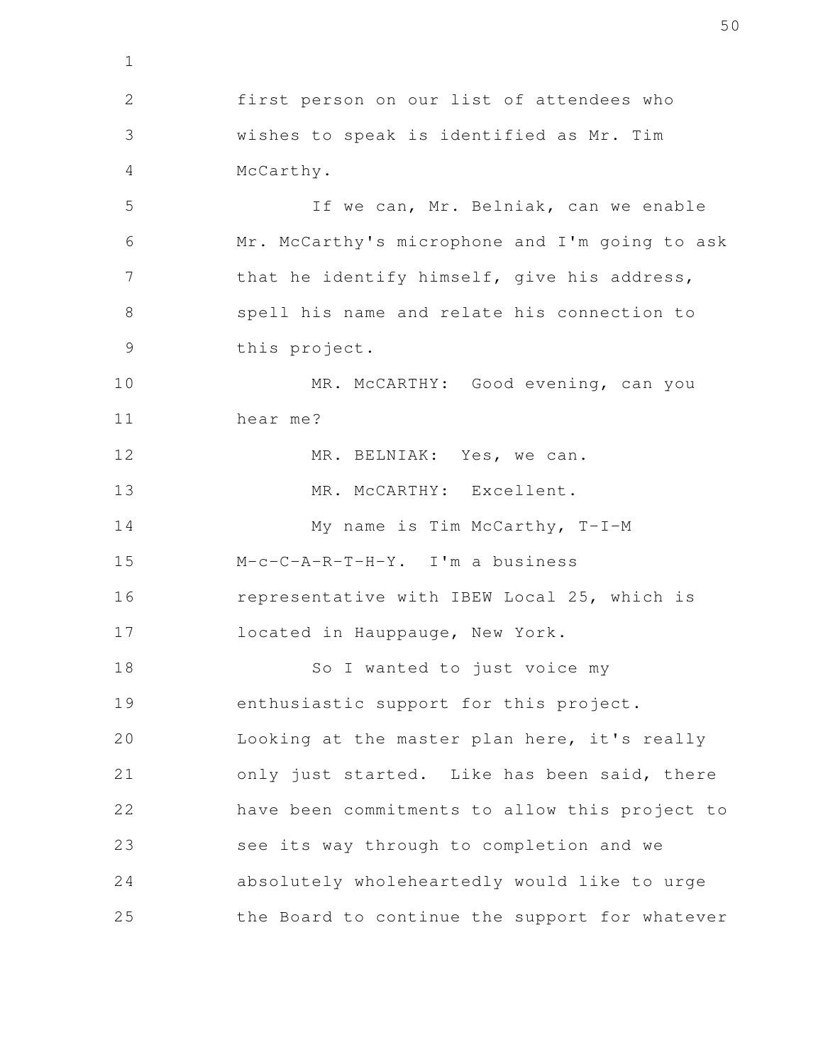first person on our list of attendees who wishes to speak is identified as Mr. Tim McCarthy.

If we can, Mr. Belniak, can we enable Mr. McCarthy's microphone and I'm going to ask that he identify himself, give his address, spell his name and relate his connection to this project.

MR. McCARTHY: Good evening, can you hear me?

MR. BELNIAK: Yes, we can.

MR. McCARTHY: Excellent.

My name is Tim McCarthy, T-I-M M-c-C-A-R-T-H-Y. I'm a business representative with IBEW Local 25, which is located in Hauppauge, New York.

So I wanted to just voice my enthusiastic support for this project. Looking at the master plan here, it's really only just started. Like has been said, there have been commitments to allow this project to see its way through to completion and we absolutely wholeheartedly would like to urge the Board to continue the support for whatever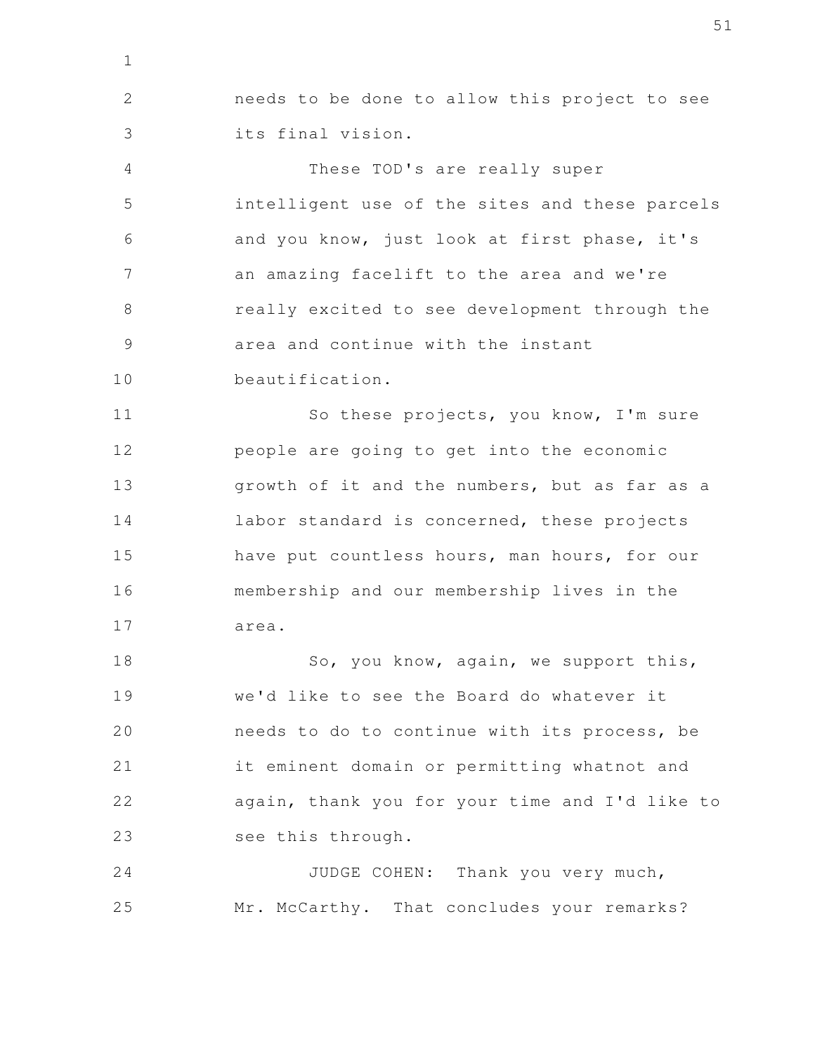needs to be done to allow this project to see its final vision.

These TOD's are really super intelligent use of the sites and these parcels and you know, just look at first phase, it's an amazing facelift to the area and we're really excited to see development through the area and continue with the instant beautification.

So these projects, you know, I'm sure people are going to get into the economic growth of it and the numbers, but as far as a labor standard is concerned, these projects have put countless hours, man hours, for our membership and our membership lives in the area.

So, you know, again, we support this, we'd like to see the Board do whatever it needs to do to continue with its process, be it eminent domain or permitting whatnot and again, thank you for your time and I'd like to see this through.

JUDGE COHEN: Thank you very much, Mr. McCarthy. That concludes your remarks?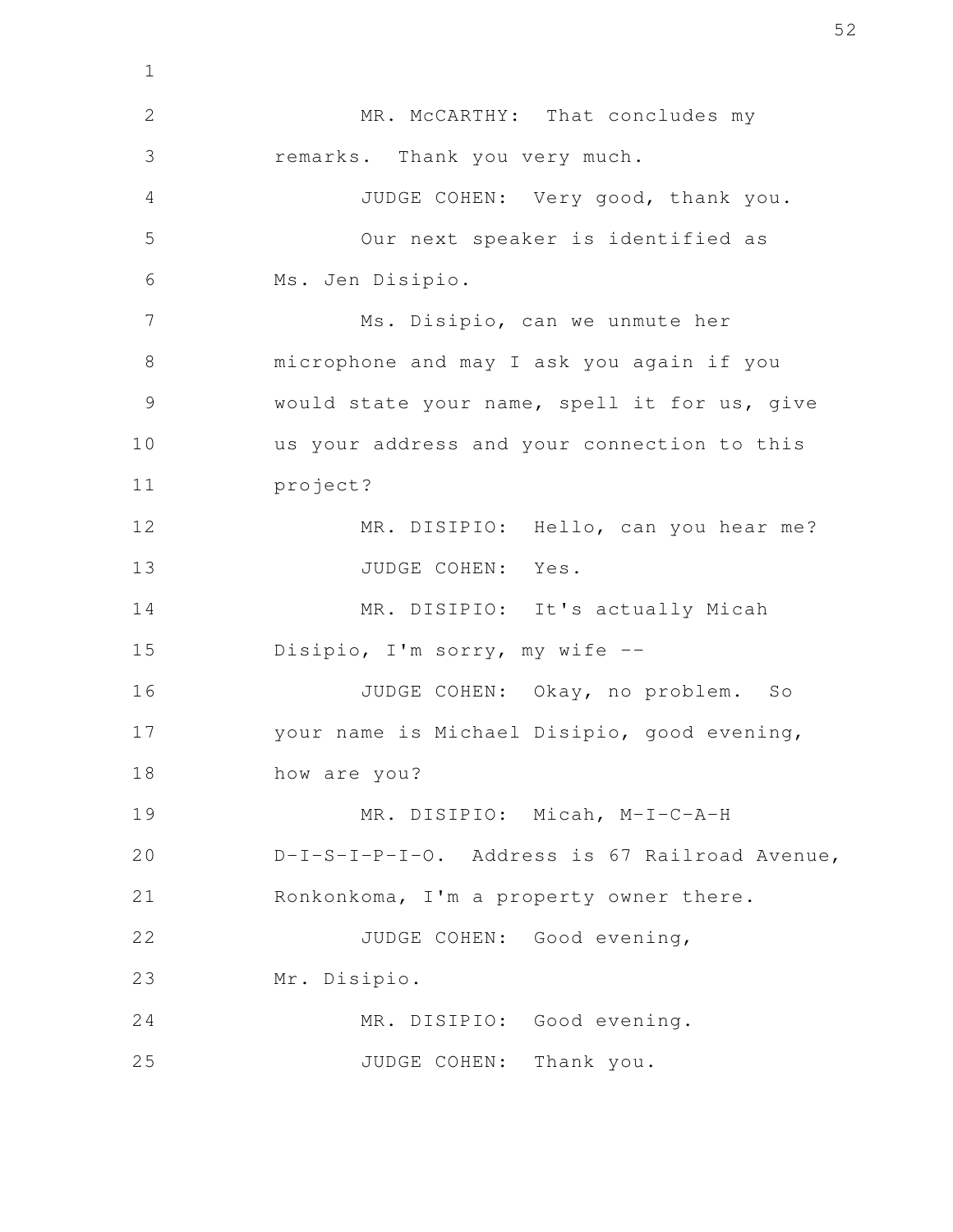MR. McCARTHY: That concludes my remarks. Thank you very much.

JUDGE COHEN: Very good, thank you.

Our next speaker is identified as Ms. Jen Disipio.

Ms. Disipio, can we unmute her microphone and may I ask you again if you would state your name, spell it for us, give us your address and your connection to this project?

MR. DISIPIO: Hello, can you hear me?

JUDGE COHEN: Yes.

MR. DISIPIO: It's actually Micah Disipio, I'm sorry, my wife --

JUDGE COHEN: Okay, no problem. So your name is Michael Disipio, good evening, how are you?

MR. DISIPIO: Micah, M-I-C-A-H D-I-S-I-P-I-O. Address is 67 Railroad Avenue, Ronkonkoma, I'm a property owner there.

JUDGE COHEN: Good evening, Mr. Disipio.

MR. DISIPIO: Good evening.

JUDGE COHEN: Thank you.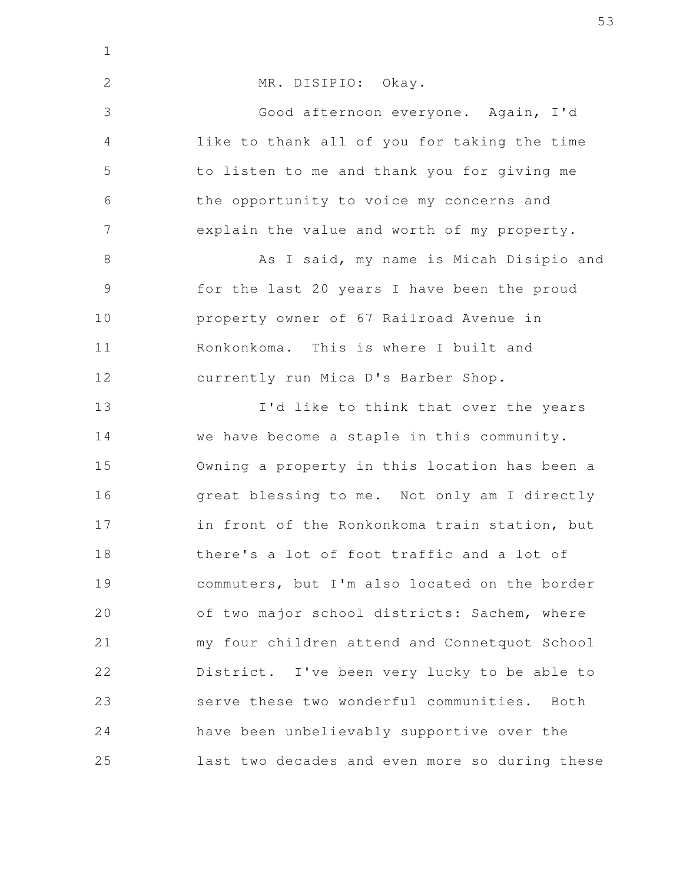MR. DISIPIO: Okay.

Good afternoon everyone. Again, I'd like to thank all of you for taking the time to listen to me and thank you for giving me the opportunity to voice my concerns and explain the value and worth of my property.

As I said, my name is Micah Disipio and for the last 20 years I have been the proud property owner of 67 Railroad Avenue in Ronkonkoma. This is where I built and currently run Mica D's Barber Shop.

I'd like to think that over the years we have become a staple in this community. Owning a property in this location has been a great blessing to me. Not only am I directly in front of the Ronkonkoma train station, but there's a lot of foot traffic and a lot of commuters, but I'm also located on the border of two major school districts: Sachem, where my four children attend and Connetquot School District. I've been very lucky to be able to serve these two wonderful communities. Both have been unbelievably supportive over the last two decades and even more so during these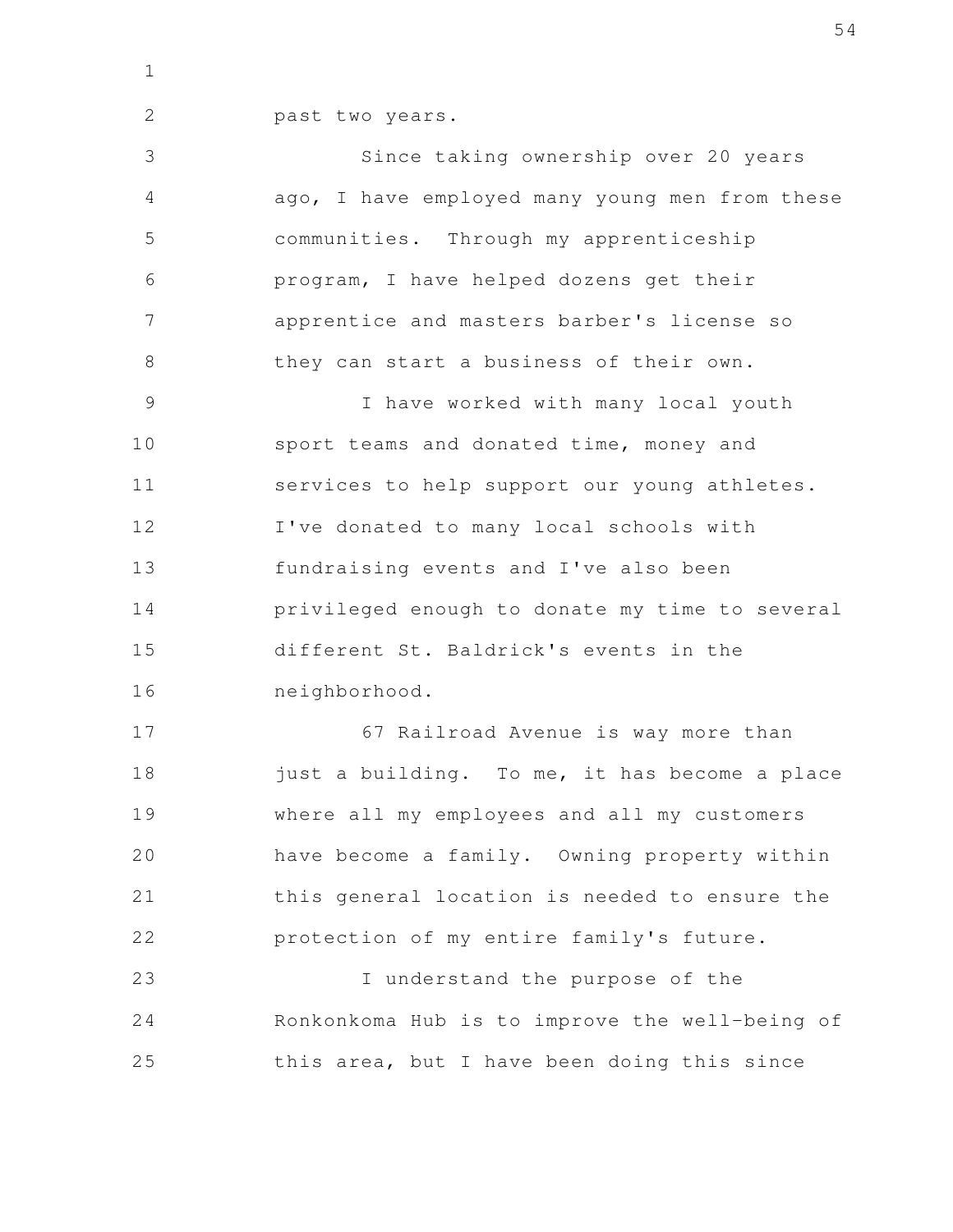past two years.

Since taking ownership over 20 years ago, I have employed many young men from these communities. Through my apprenticeship program, I have helped dozens get their apprentice and masters barber's license so they can start a business of their own.

I have worked with many local youth sport teams and donated time, money and services to help support our young athletes. I've donated to many local schools with fundraising events and I've also been privileged enough to donate my time to several different St. Baldrick's events in the neighborhood.

67 Railroad Avenue is way more than just a building. To me, it has become a place where all my employees and all my customers have become a family. Owning property within this general location is needed to ensure the protection of my entire family's future.

I understand the purpose of the Ronkonkoma Hub is to improve the well-being of this area, but I have been doing this since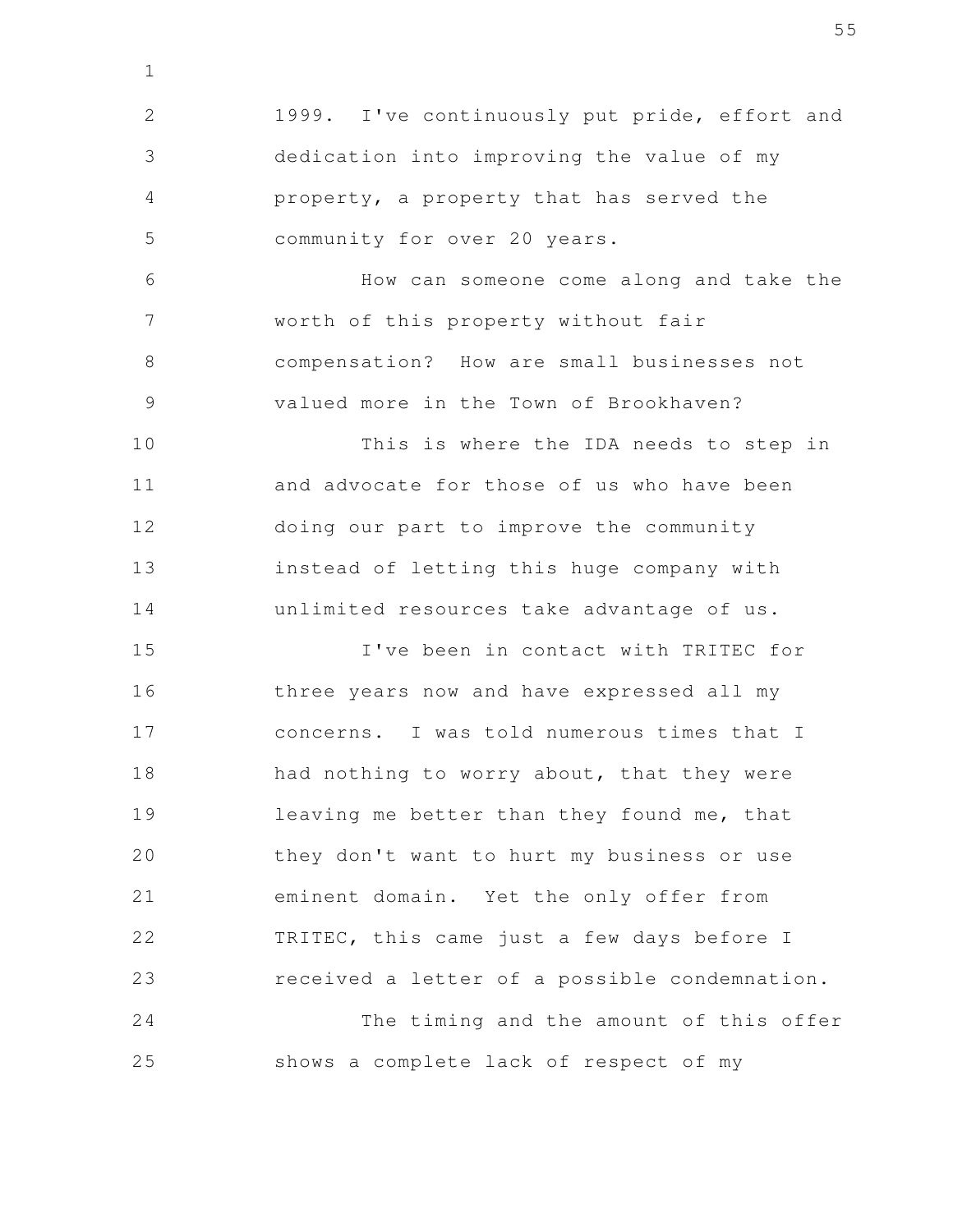1999. I've continuously put pride, effort and dedication into improving the value of my property, a property that has served the community for over 20 years.

How can someone come along and take the worth of this property without fair compensation? How are small businesses not valued more in the Town of Brookhaven?

This is where the IDA needs to step in and advocate for those of us who have been doing our part to improve the community instead of letting this huge company with unlimited resources take advantage of us.

I've been in contact with TRITEC for three years now and have expressed all my concerns. I was told numerous times that I had nothing to worry about, that they were leaving me better than they found me, that they don't want to hurt my business or use eminent domain. Yet the only offer from TRITEC, this came just a few days before I received a letter of a possible condemnation.

The timing and the amount of this offer shows a complete lack of respect of my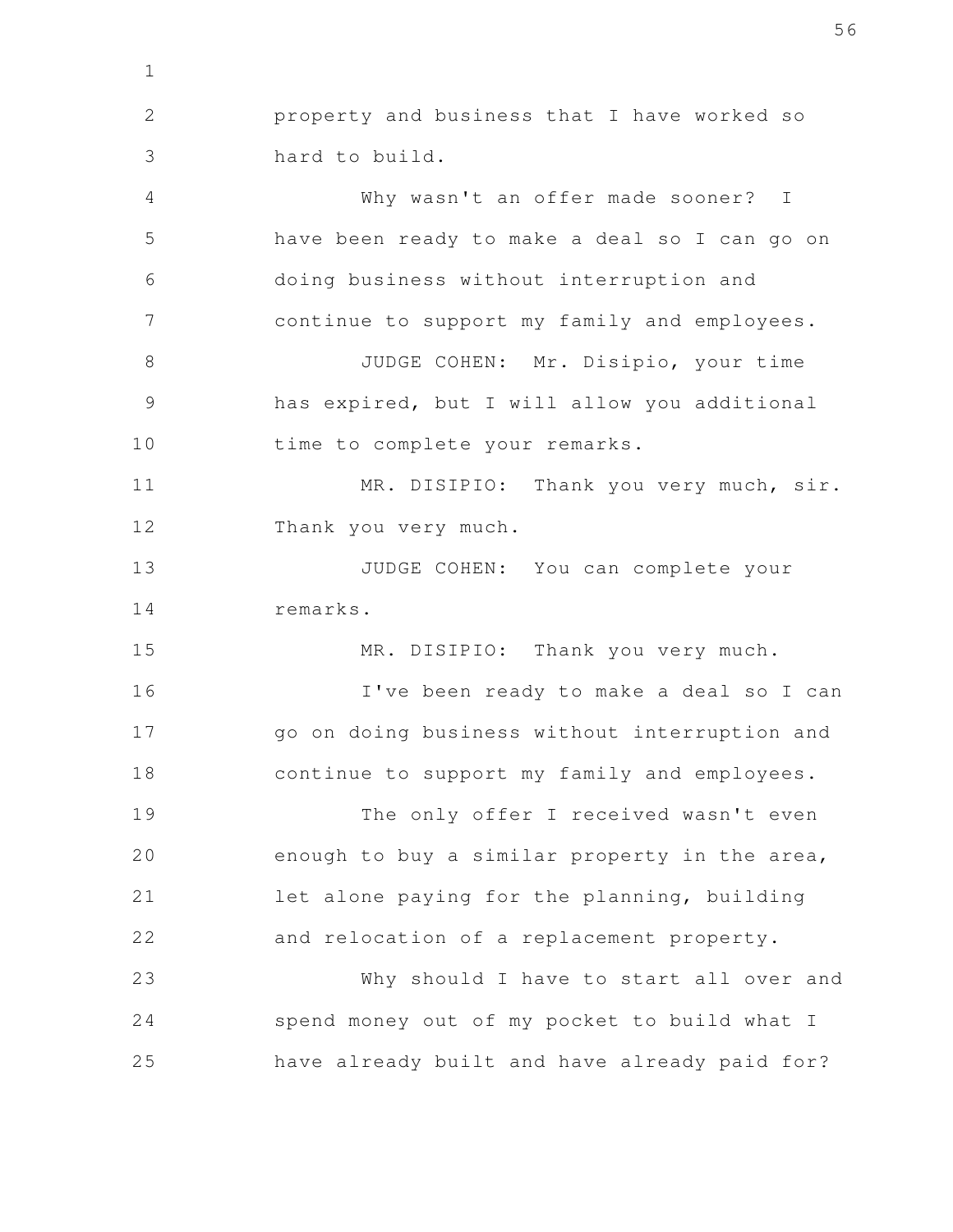property and business that I have worked so hard to build.

Why wasn't an offer made sooner? I have been ready to make a deal so I can go on doing business without interruption and continue to support my family and employees.

JUDGE COHEN: Mr. Disipio, your time has expired, but I will allow you additional time to complete your remarks.

MR. DISIPIO: Thank you very much, sir. Thank you very much.

JUDGE COHEN: You can complete your remarks.

MR. DISIPIO: Thank you very much.

I've been ready to make a deal so I can go on doing business without interruption and continue to support my family and employees.

The only offer I received wasn't even enough to buy a similar property in the area, let alone paying for the planning, building and relocation of a replacement property.

Why should I have to start all over and spend money out of my pocket to build what I have already built and have already paid for?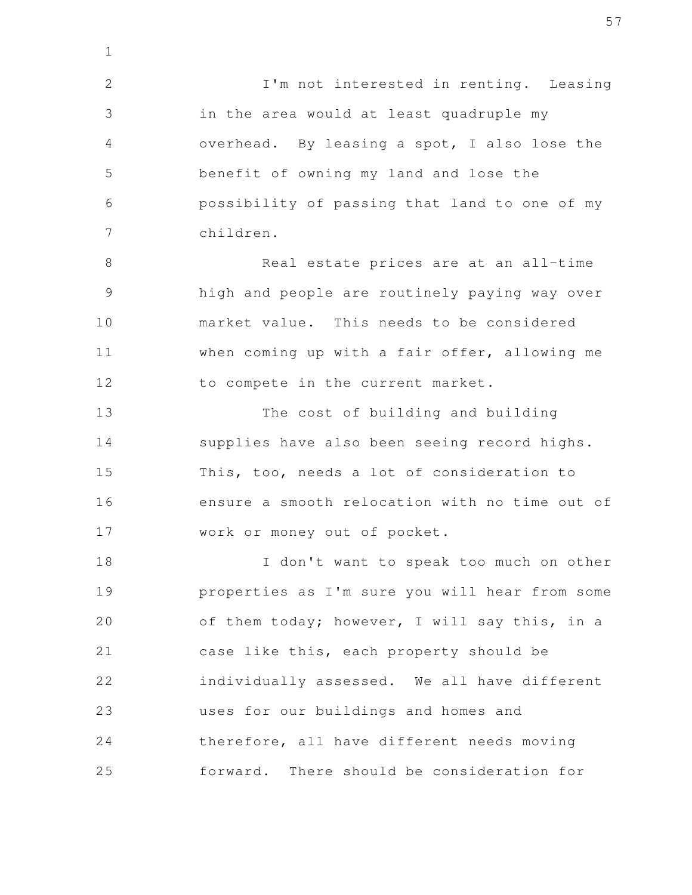I'm not interested in renting. Leasing in the area would at least quadruple my overhead. By leasing a spot, I also lose the benefit of owning my land and lose the possibility of passing that land to one of my children.

Real estate prices are at an all-time high and people are routinely paying way over market value. This needs to be considered when coming up with a fair offer, allowing me to compete in the current market.

The cost of building and building supplies have also been seeing record highs. This, too, needs a lot of consideration to ensure a smooth relocation with no time out of work or money out of pocket.

I don't want to speak too much on other properties as I'm sure you will hear from some of them today; however, I will say this, in a case like this, each property should be individually assessed. We all have different uses for our buildings and homes and therefore, all have different needs moving forward. There should be consideration for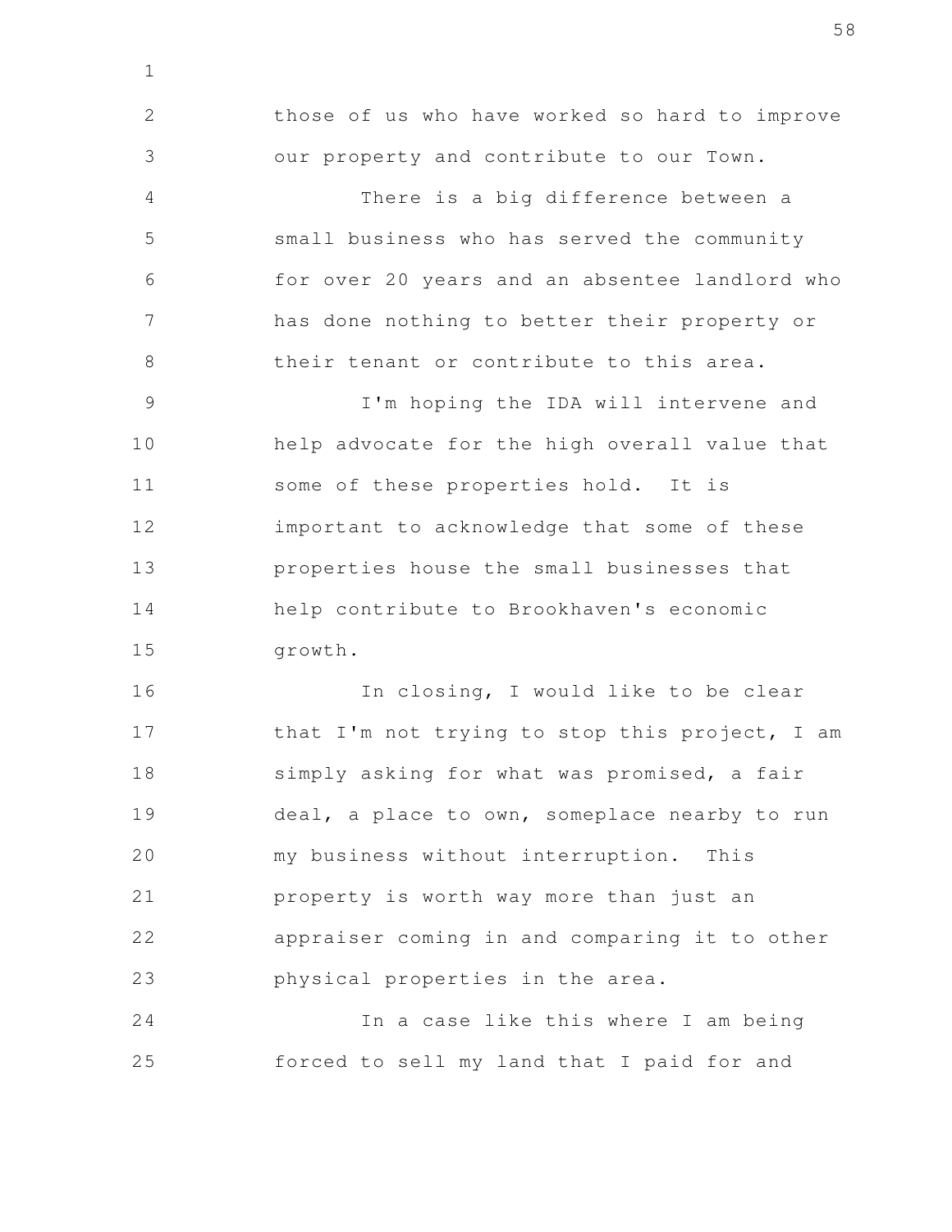those of us who have worked so hard to improve our property and contribute to our Town.

There is a big difference between a small business who has served the community for over 20 years and an absentee landlord who has done nothing to better their property or their tenant or contribute to this area.

I'm hoping the IDA will intervene and help advocate for the high overall value that some of these properties hold. It is important to acknowledge that some of these properties house the small businesses that help contribute to Brookhaven's economic growth.

In closing, I would like to be clear that I'm not trying to stop this project, I am simply asking for what was promised, a fair deal, a place to own, someplace nearby to run my business without interruption. This property is worth way more than just an appraiser coming in and comparing it to other physical properties in the area.

In a case like this where I am being forced to sell my land that I paid for and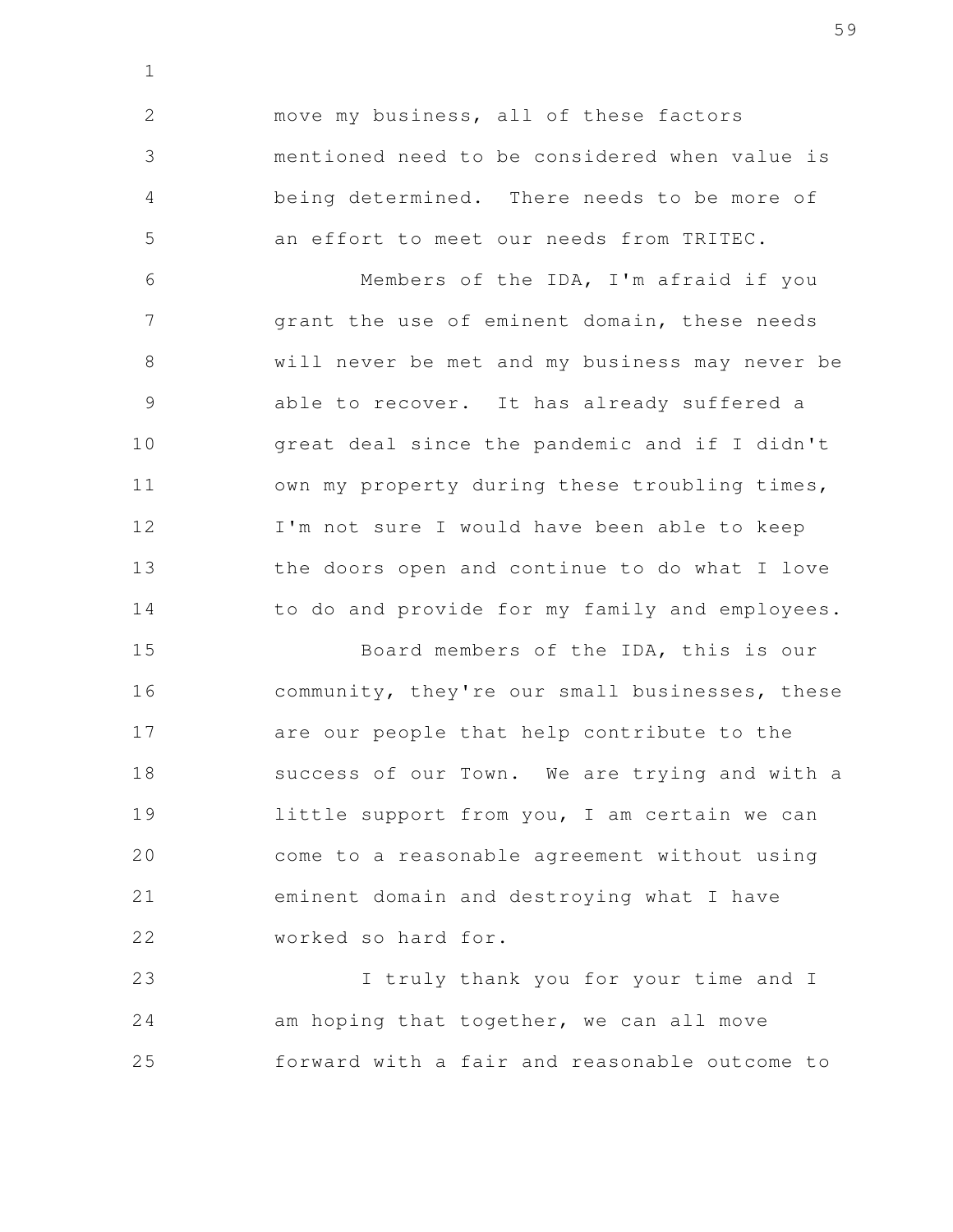move my business, all of these factors mentioned need to be considered when value is being determined. There needs to be more of an effort to meet our needs from TRITEC.

Members of the IDA, I'm afraid if you grant the use of eminent domain, these needs will never be met and my business may never be able to recover. It has already suffered a great deal since the pandemic and if I didn't own my property during these troubling times, I'm not sure I would have been able to keep the doors open and continue to do what I love to do and provide for my family and employees.

Board members of the IDA, this is our community, they're our small businesses, these are our people that help contribute to the success of our Town. We are trying and with a little support from you, I am certain we can come to a reasonable agreement without using eminent domain and destroying what I have worked so hard for.

I truly thank you for your time and I am hoping that together, we can all move forward with a fair and reasonable outcome to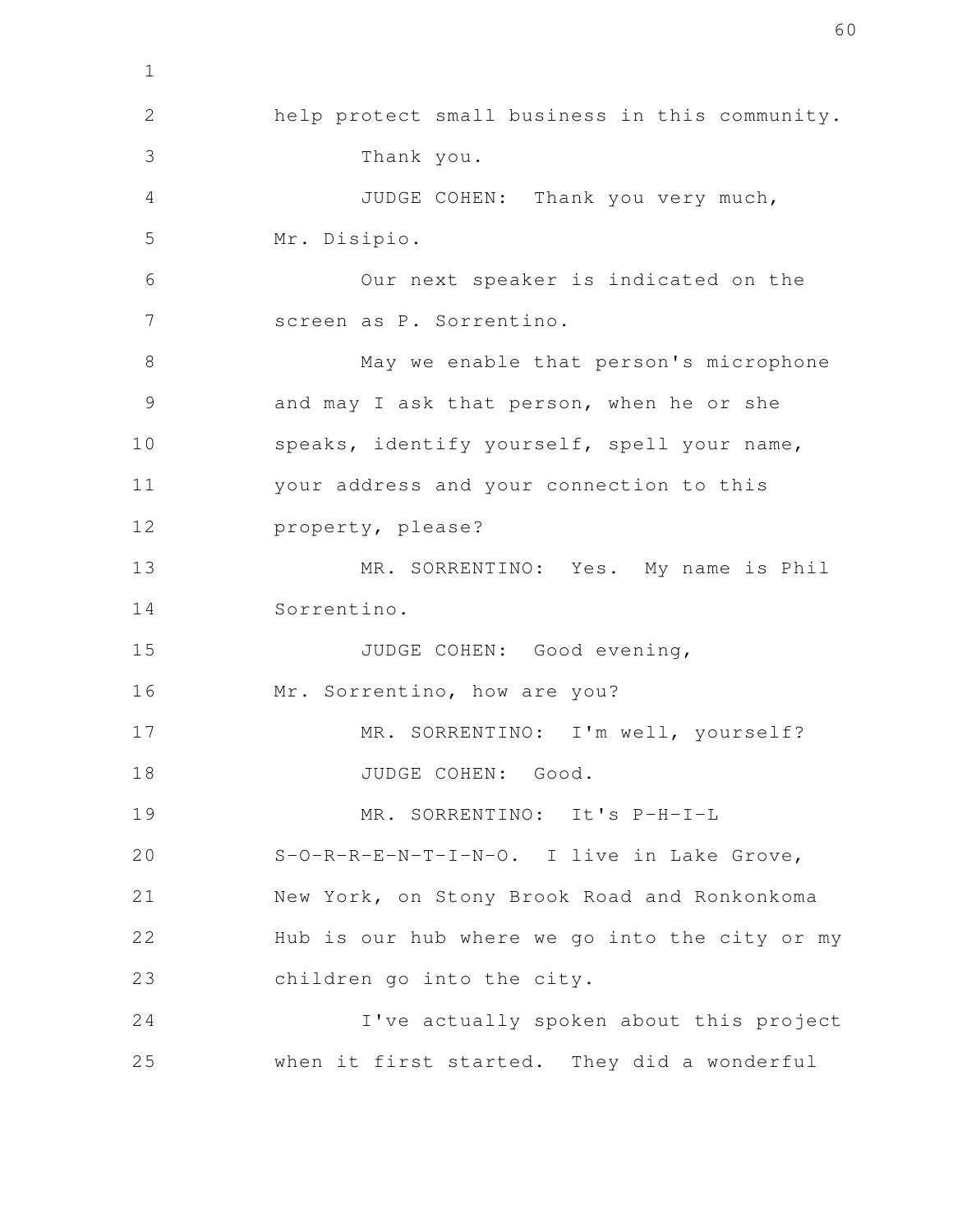help protect small business in this community.

Thank you.

JUDGE COHEN: Thank you very much, Mr. Disipio.

Our next speaker is indicated on the screen as P. Sorrentino.

May we enable that person's microphone and may I ask that person, when he or she speaks, identify yourself, spell your name, your address and your connection to this property, please?

MR. SORRENTINO: Yes. My name is Phil Sorrentino.

JUDGE COHEN: Good evening, Mr. Sorrentino, how are you?

MR. SORRENTINO: I'm well, yourself?

JUDGE COHEN: Good.

MR. SORRENTINO: It's P-H-I-L S-O-R-R-E-N-T-I-N-O. I live in Lake Grove, New York, on Stony Brook Road and Ronkonkoma Hub is our hub where we go into the city or my children go into the city.

I've actually spoken about this project when it first started. They did a wonderful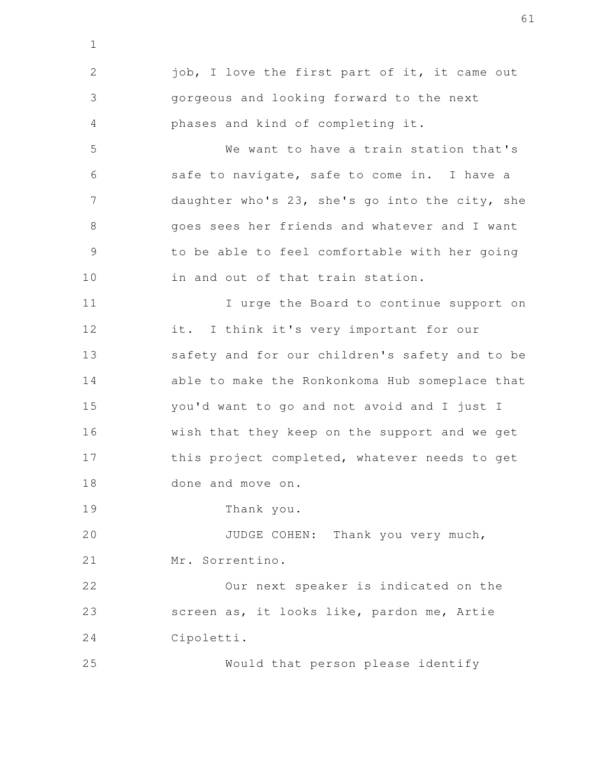job, I love the first part of it, it came out gorgeous and looking forward to the next phases and kind of completing it.

We want to have a train station that's safe to navigate, safe to come in. I have a daughter who's 23, she's go into the city, she goes sees her friends and whatever and I want to be able to feel comfortable with her going in and out of that train station.

I urge the Board to continue support on it. I think it's very important for our safety and for our children's safety and to be able to make the Ronkonkoma Hub someplace that you'd want to go and not avoid and I just I wish that they keep on the support and we get this project completed, whatever needs to get done and move on.

Thank you.

JUDGE COHEN: Thank you very much, Mr. Sorrentino.

Our next speaker is indicated on the screen as, it looks like, pardon me, Artie Cipoletti.

Would that person please identify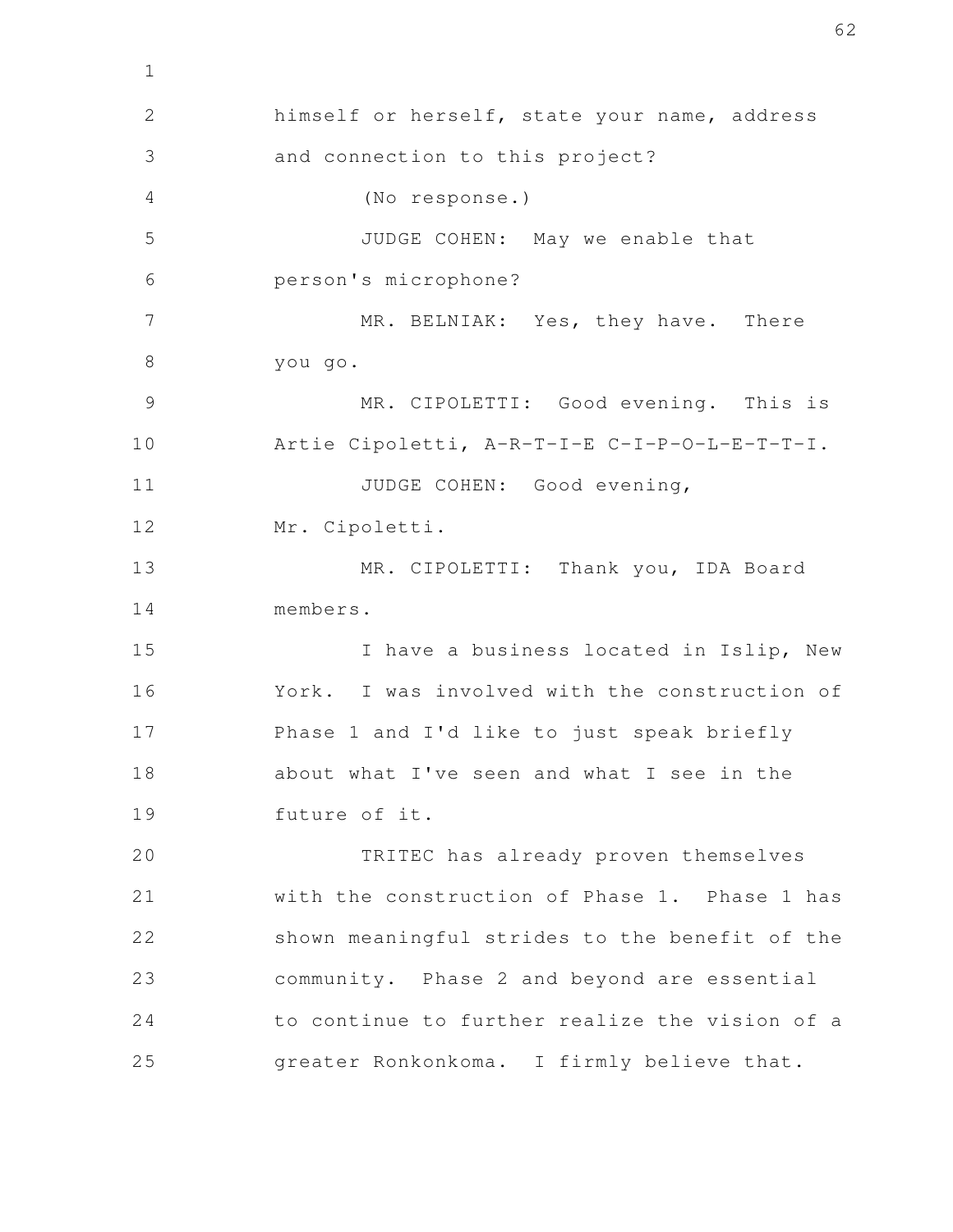himself or herself, state your name, address and connection to this project?

(No response.)

JUDGE COHEN: May we enable that person's microphone?

MR. BELNIAK: Yes, they have. There you go.

MR. CIPOLETTI: Good evening. This is Artie Cipoletti, A-R-T-I-E C-I-P-O-L-E-T-T-I.

JUDGE COHEN: Good evening, Mr. Cipoletti.

MR. CIPOLETTI: Thank you, IDA Board members.

I have a business located in Islip, New York. I was involved with the construction of Phase 1 and I'd like to just speak briefly about what I've seen and what I see in the future of it.

TRITEC has already proven themselves with the construction of Phase 1. Phase 1 has shown meaningful strides to the benefit of the community. Phase 2 and beyond are essential to continue to further realize the vision of a greater Ronkonkoma. I firmly believe that.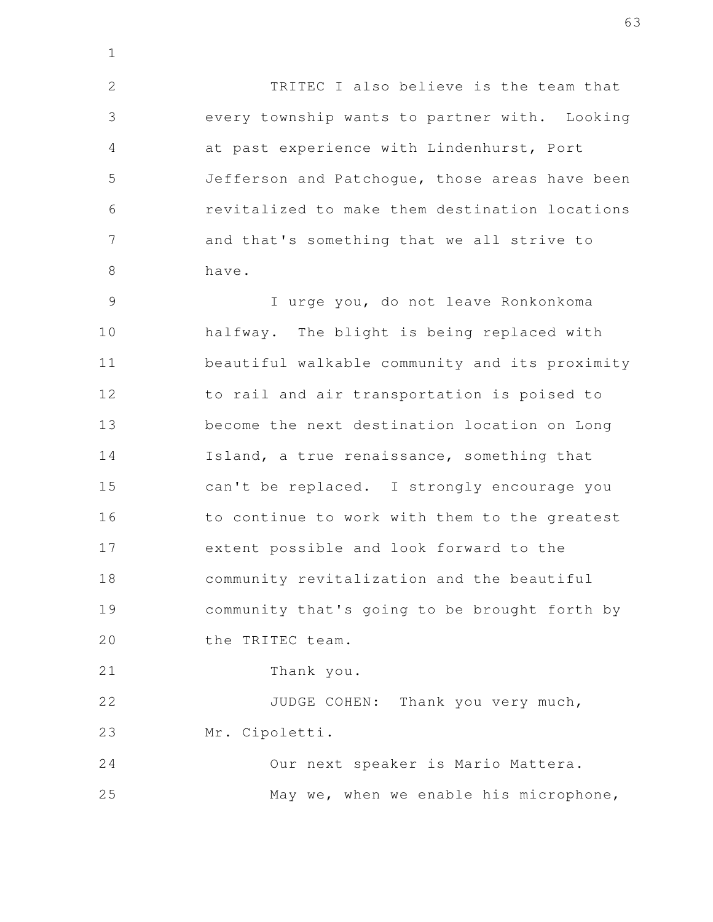TRITEC I also believe is the team that every township wants to partner with. Looking at past experience with Lindenhurst, Port Jefferson and Patchogue, those areas have been revitalized to make them destination locations and that's something that we all strive to have.

I urge you, do not leave Ronkonkoma halfway. The blight is being replaced with beautiful walkable community and its proximity to rail and air transportation is poised to become the next destination location on Long Island, a true renaissance, something that can't be replaced. I strongly encourage you to continue to work with them to the greatest extent possible and look forward to the community revitalization and the beautiful community that's going to be brought forth by the TRITEC team.

Thank you.

JUDGE COHEN: Thank you very much, Mr. Cipoletti.

Our next speaker is Mario Mattera.

May we, when we enable his microphone,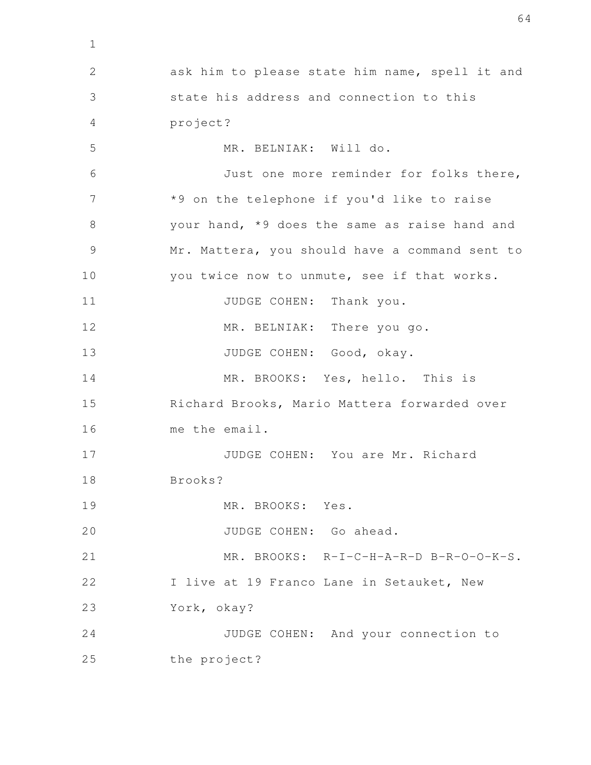ask him to please state him name, spell it and state his address and connection to this project?

MR. BELNIAK: Will do.

Just one more reminder for folks there, *9 on the telephone if you'd like to raise your hand, *9 does the same as raise hand and Mr. Mattera, you should have a command sent to you twice now to unmute, see if that works.

JUDGE COHEN: Thank you.

MR. BELNIAK: There you go.

JUDGE COHEN: Good, okay.

MR. BROOKS: Yes, hello. This is Richard Brooks, Mario Mattera forwarded over me the email.

JUDGE COHEN: You are Mr. Richard Brooks?

MR. BROOKS: Yes.

JUDGE COHEN: Go ahead.

MR. BROOKS: R-I-C-H-A-R-D B-R-O-O-K-S. I live at 19 Franco Lane in Setauket, New York, okay?

JUDGE COHEN: And your connection to the project?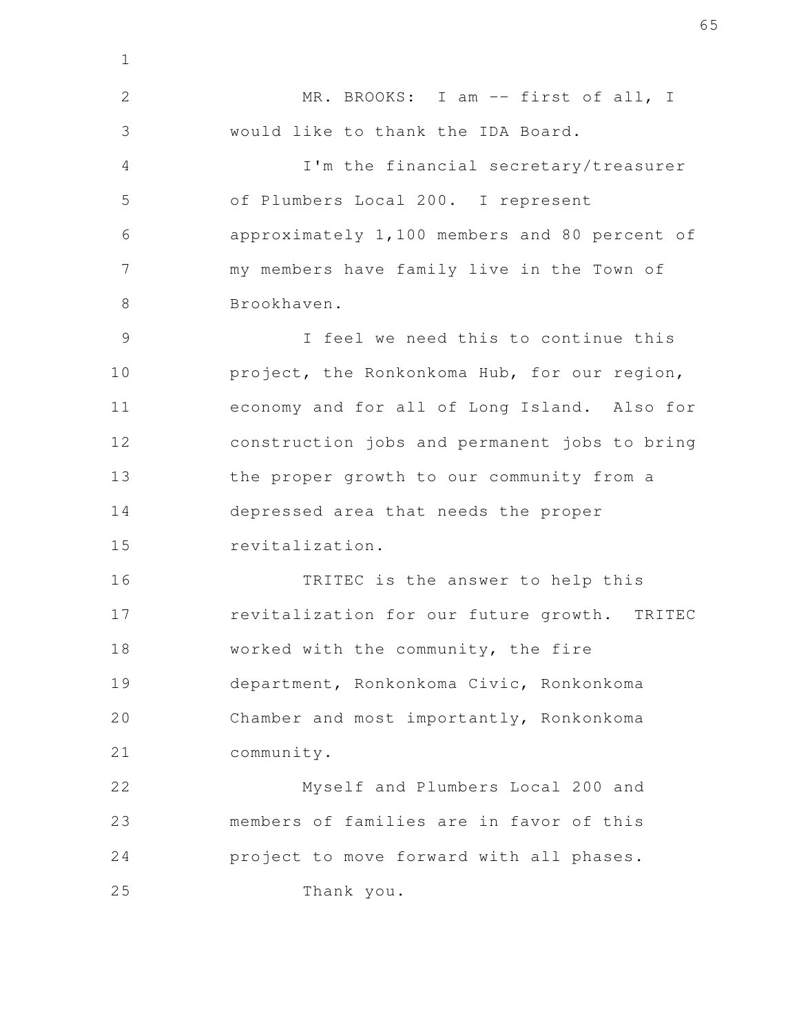MR. BROOKS: I am -- first of all, I would like to thank the IDA Board.

I'm the financial secretary/treasurer of Plumbers Local 200. I represent approximately 1,100 members and 80 percent of my members have family live in the Town of Brookhaven.

I feel we need this to continue this project, the Ronkonkoma Hub, for our region, economy and for all of Long Island. Also for construction jobs and permanent jobs to bring the proper growth to our community from a depressed area that needs the proper revitalization.

TRITEC is the answer to help this revitalization for our future growth. TRITEC worked with the community, the fire department, Ronkonkoma Civic, Ronkonkoma Chamber and most importantly, Ronkonkoma community.

Myself and Plumbers Local 200 and members of families are in favor of this project to move forward with all phases.

Thank you.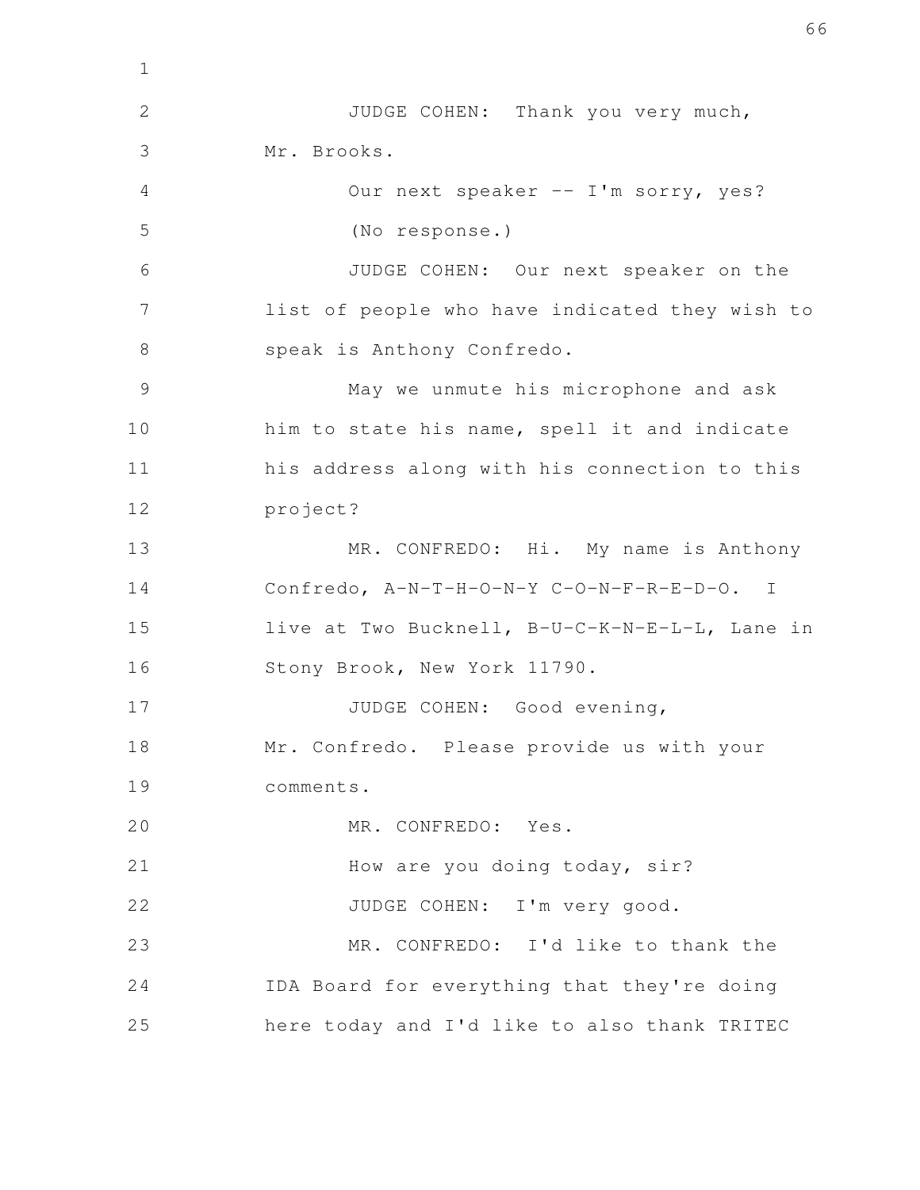JUDGE COHEN: Thank you very much, Mr. Brooks.

Our next speaker -- I'm sorry, yes?

(No response.)

JUDGE COHEN: Our next speaker on the list of people who have indicated they wish to speak is Anthony Confredo.

May we unmute his microphone and ask him to state his name, spell it and indicate his address along with his connection to this project?

MR. CONFREDO: Hi. My name is Anthony Confredo, A-N-T-H-O-N-Y C-O-N-F-R-E-D-O. I live at Two Bucknell, B-U-C-K-N-E-L-L, Lane in Stony Brook, New York 11790.

JUDGE COHEN: Good evening, Mr. Confredo. Please provide us with your comments.

MR. CONFREDO: Yes.

How are you doing today, sir?

JUDGE COHEN: I'm very good.

MR. CONFREDO: I'd like to thank the IDA Board for everything that they're doing here today and I'd like to also thank TRITEC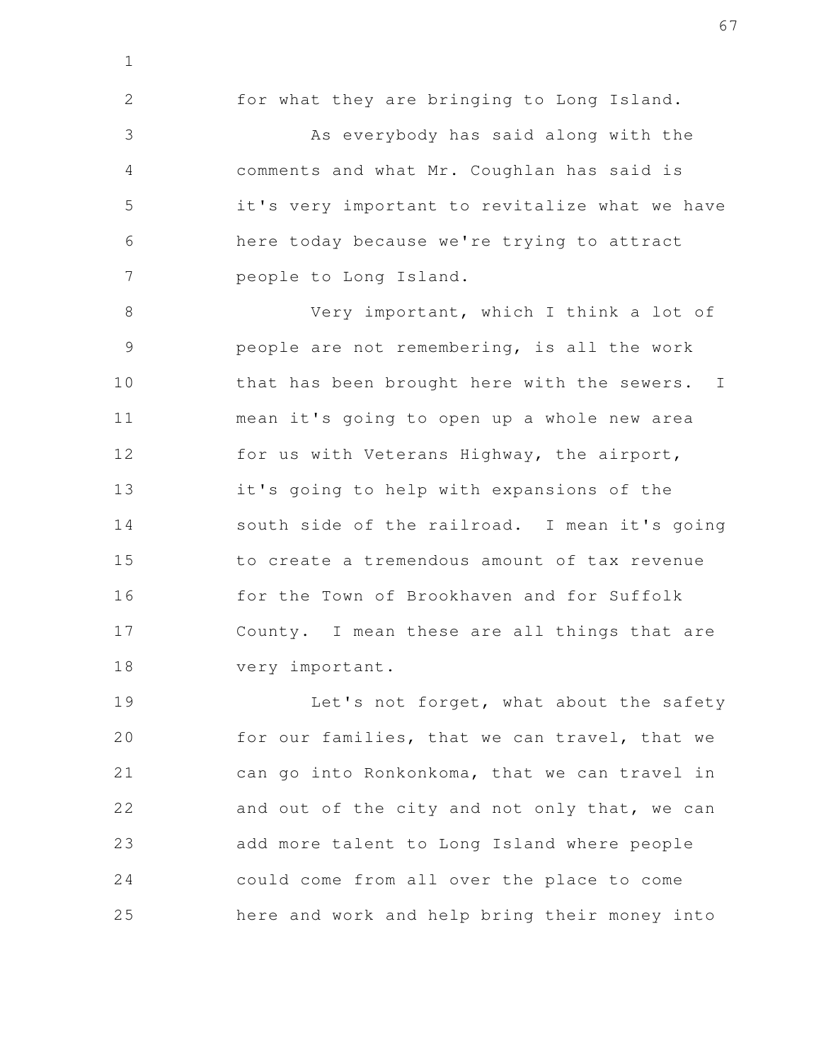for what they are bringing to Long Island.

As everybody has said along with the comments and what Mr. Coughlan has said is it's very important to revitalize what we have here today because we're trying to attract people to Long Island.

Very important, which I think a lot of people are not remembering, is all the work that has been brought here with the sewers. I mean it's going to open up a whole new area for us with Veterans Highway, the airport, it's going to help with expansions of the south side of the railroad. I mean it's going to create a tremendous amount of tax revenue for the Town of Brookhaven and for Suffolk County. I mean these are all things that are very important.

Let's not forget, what about the safety for our families, that we can travel, that we can go into Ronkonkoma, that we can travel in and out of the city and not only that, we can add more talent to Long Island where people could come from all over the place to come here and work and help bring their money into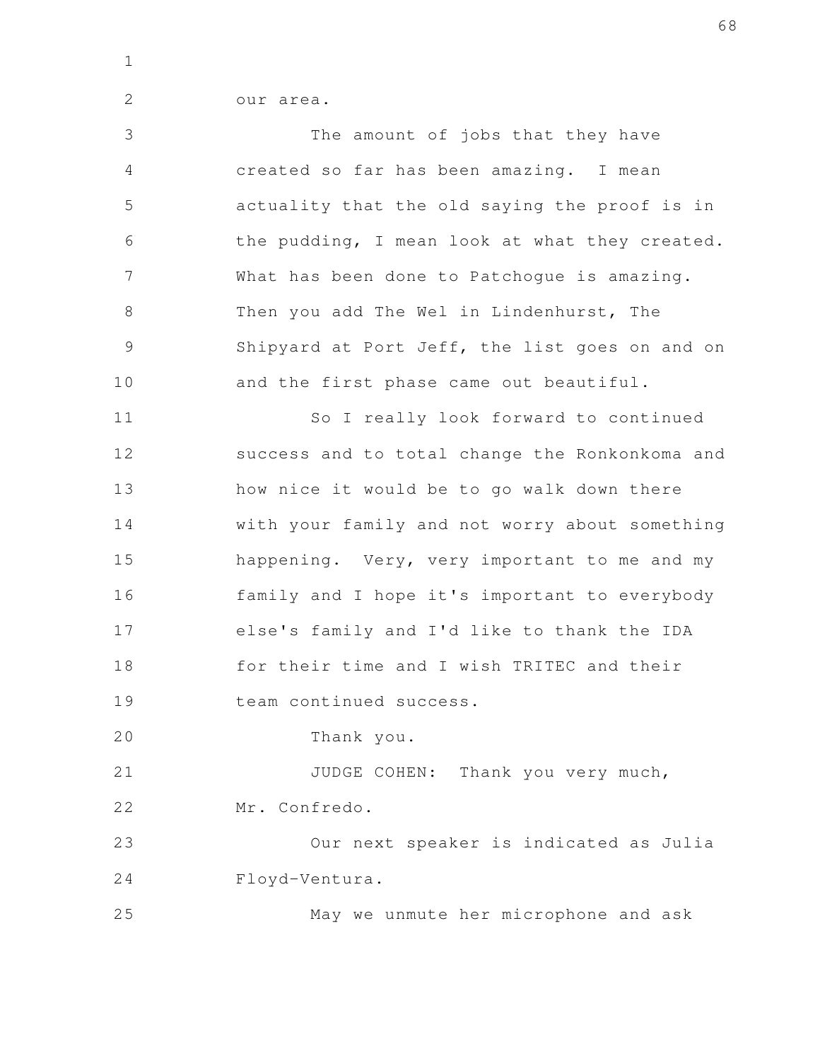our area.

The amount of jobs that they have created so far has been amazing. I mean actuality that the old saying the proof is in the pudding, I mean look at what they created. What has been done to Patchogue is amazing. Then you add The Wel in Lindenhurst, The Shipyard at Port Jeff, the list goes on and on and the first phase came out beautiful.

So I really look forward to continued success and to total change the Ronkonkoma and how nice it would be to go walk down there with your family and not worry about something happening. Very, very important to me and my family and I hope it's important to everybody else's family and I'd like to thank the IDA for their time and I wish TRITEC and their team continued success.

Thank you.

JUDGE COHEN: Thank you very much, Mr. Confredo.

Our next speaker is indicated as Julia Floyd-Ventura.

May we unmute her microphone and ask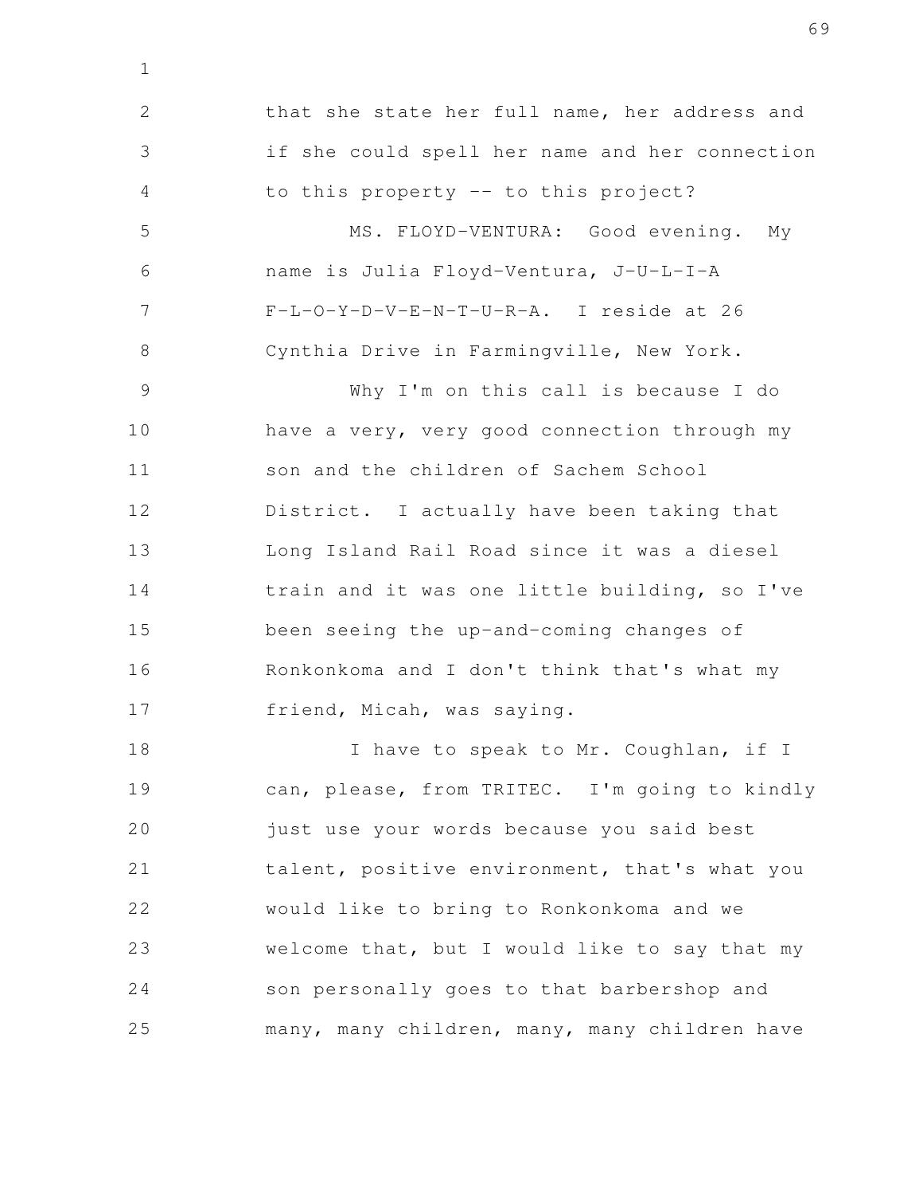that she state her full name, her address and if she could spell her name and her connection to this property -- to this project?

MS. FLOYD-VENTURA: Good evening. My name is Julia Floyd-Ventura, J-U-L-I-A F-L-O-Y-D-V-E-N-T-U-R-A. I reside at 26 Cynthia Drive in Farmingville, New York.

Why I'm on this call is because I do have a very, very good connection through my son and the children of Sachem School District. I actually have been taking that Long Island Rail Road since it was a diesel train and it was one little building, so I've been seeing the up-and-coming changes of Ronkonkoma and I don't think that's what my friend, Micah, was saying.

I have to speak to Mr. Coughlan, if I can, please, from TRITEC. I'm going to kindly just use your words because you said best talent, positive environment, that's what you would like to bring to Ronkonkoma and we welcome that, but I would like to say that my son personally goes to that barbershop and many, many children, many, many children have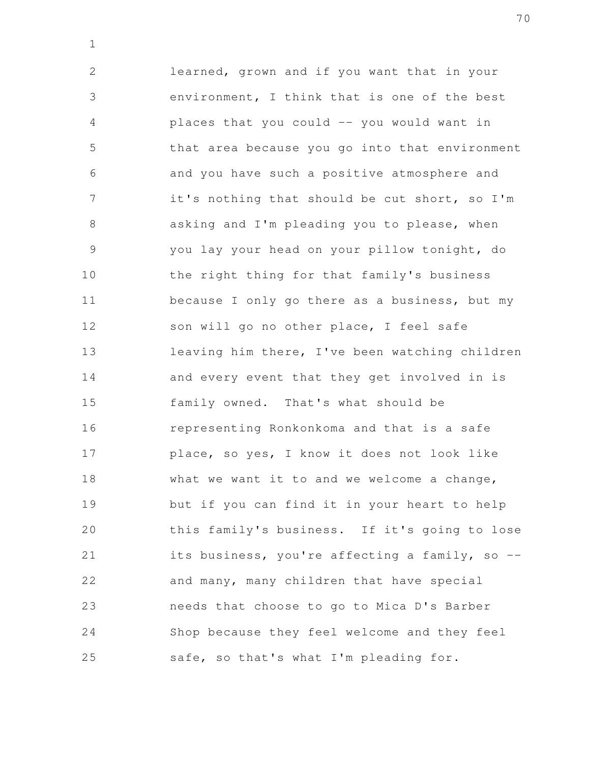learned, grown and if you want that in your environment, I think that is one of the best places that you could -- you would want in that area because you go into that environment and you have such a positive atmosphere and it's nothing that should be cut short, so I'm asking and I'm pleading you to please, when you lay your head on your pillow tonight, do the right thing for that family's business because I only go there as a business, but my son will go no other place, I feel safe leaving him there, I've been watching children and every event that they get involved in is family owned. That's what should be representing Ronkonkoma and that is a safe place, so yes, I know it does not look like what we want it to and we welcome a change, but if you can find it in your heart to help this family's business. If it's going to lose its business, you're affecting a family, so -- and many, many children that have special needs that choose to go to Mica D's Barber Shop because they feel welcome and they feel safe, so that's what I'm pleading for.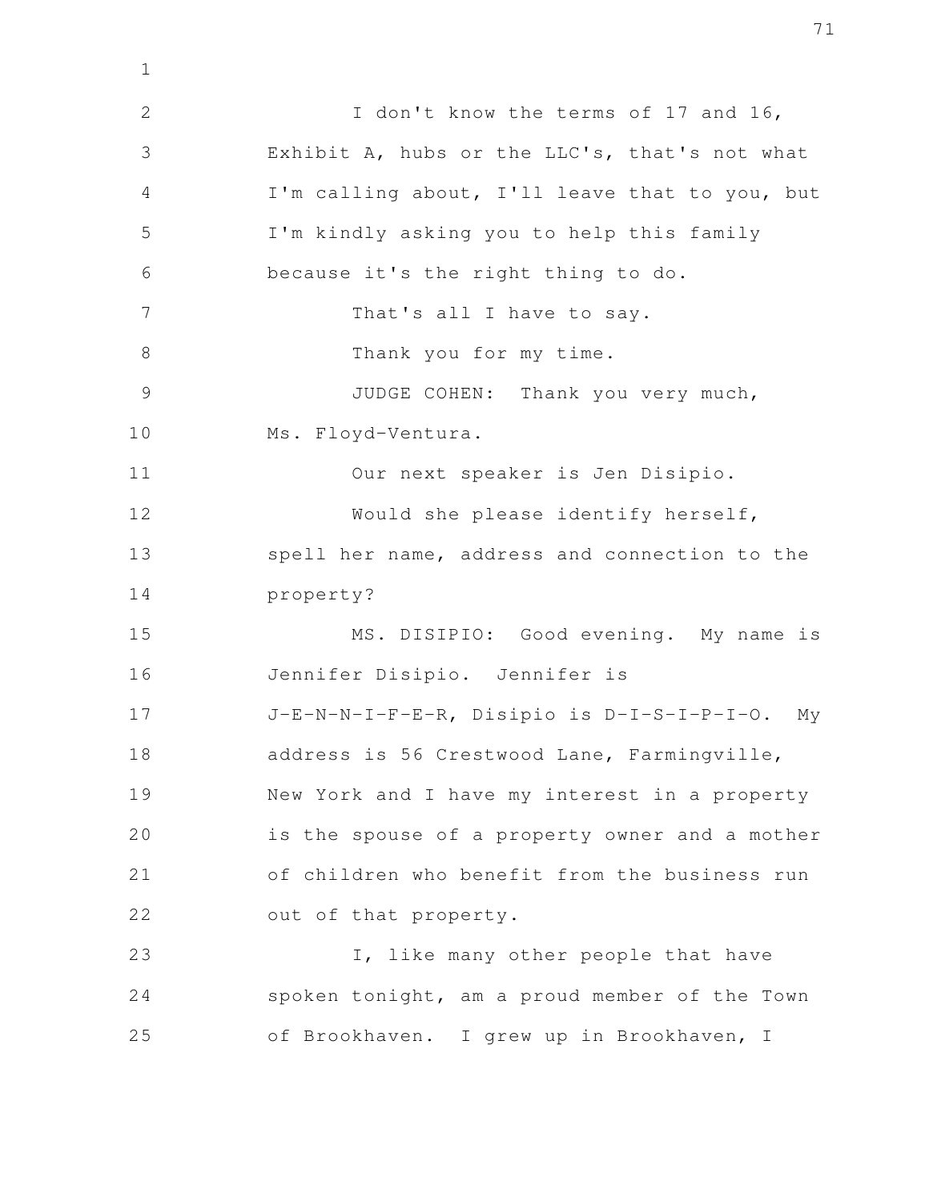I don't know the terms of 17 and 16, Exhibit A, hubs or the LLC's, that's not what I'm calling about, I'll leave that to you, but I'm kindly asking you to help this family because it's the right thing to do.

That's all I have to say.

Thank you for my time.

JUDGE COHEN: Thank you very much, Ms. Floyd-Ventura.

Our next speaker is Jen Disipio.

Would she please identify herself, spell her name, address and connection to the property?

MS. DISIPIO: Good evening. My name is Jennifer Disipio. Jennifer is J-E-N-N-I-F-E-R, Disipio is D-I-S-I-P-I-O. My address is 56 Crestwood Lane, Farmingville, New York and I have my interest in a property is the spouse of a property owner and a mother of children who benefit from the business run out of that property.

I, like many other people that have spoken tonight, am a proud member of the Town of Brookhaven. I grew up in Brookhaven, I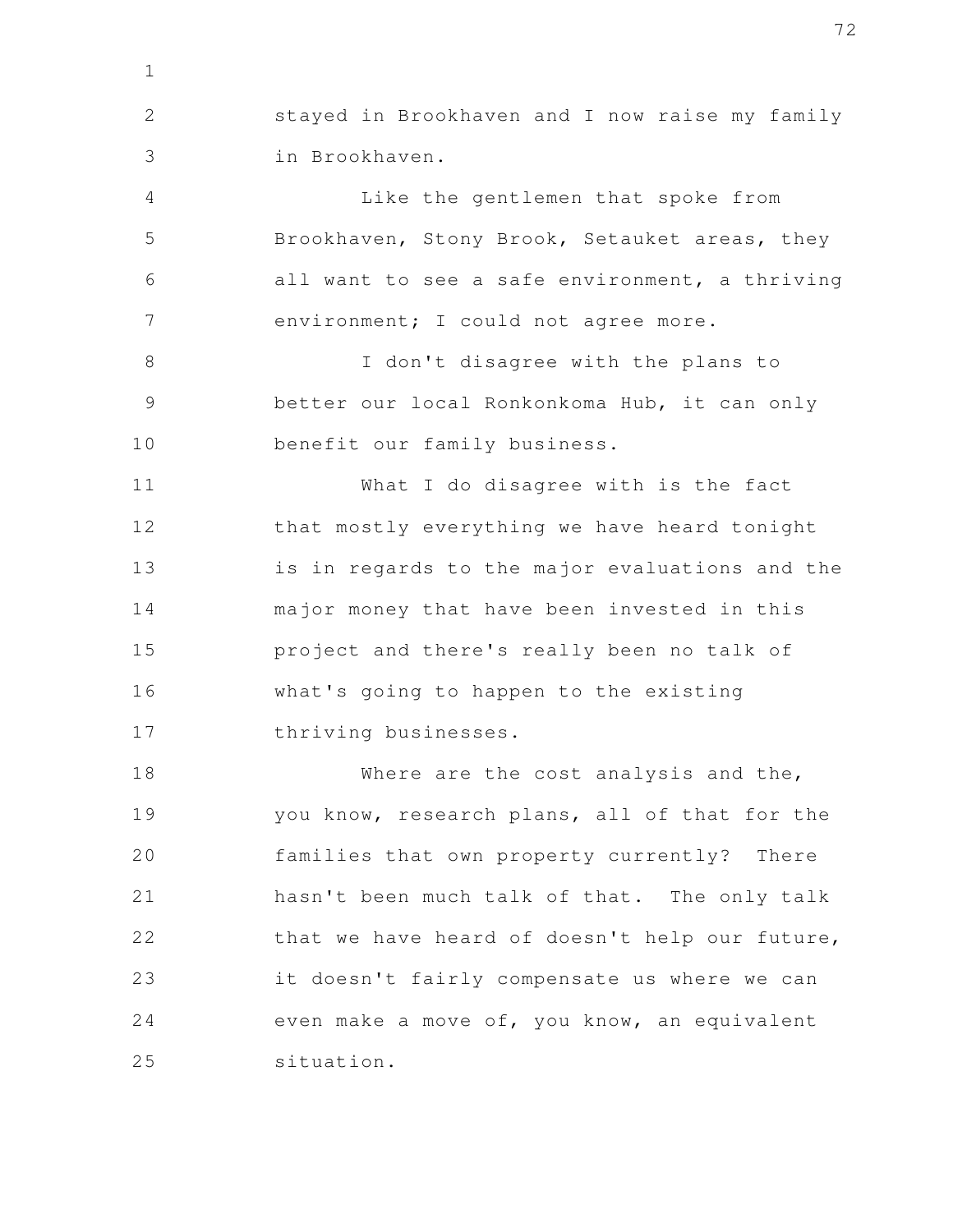stayed in Brookhaven and I now raise my family in Brookhaven.

Like the gentlemen that spoke from Brookhaven, Stony Brook, Setauket areas, they all want to see a safe environment, a thriving environment; I could not agree more.

I don't disagree with the plans to better our local Ronkonkoma Hub, it can only benefit our family business.

What I do disagree with is the fact that mostly everything we have heard tonight is in regards to the major evaluations and the major money that have been invested in this project and there's really been no talk of what's going to happen to the existing thriving businesses.

Where are the cost analysis and the, you know, research plans, all of that for the families that own property currently? There hasn't been much talk of that. The only talk that we have heard of doesn't help our future, it doesn't fairly compensate us where we can even make a move of, you know, an equivalent situation.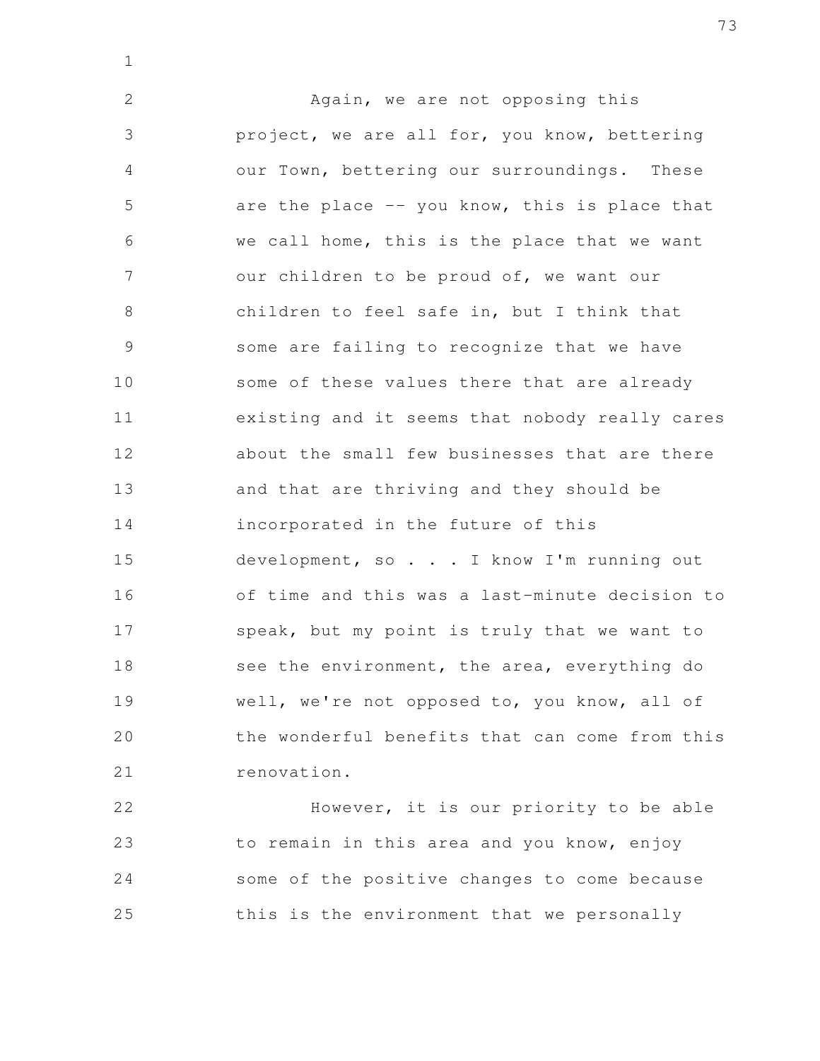Again, we are not opposing this project, we are all for, you know, bettering our Town, bettering our surroundings. These are the place -- you know, this is place that we call home, this is the place that we want our children to be proud of, we want our children to feel safe in, but I think that some are failing to recognize that we have some of these values there that are already existing and it seems that nobody really cares about the small few businesses that are there and that are thriving and they should be incorporated in the future of this development, so . . . I know I'm running out of time and this was a last-minute decision to speak, but my point is truly that we want to see the environment, the area, everything do well, we're not opposed to, you know, all of the wonderful benefits that can come from this renovation.

However, it is our priority to be able to remain in this area and you know, enjoy some of the positive changes to come because this is the environment that we personally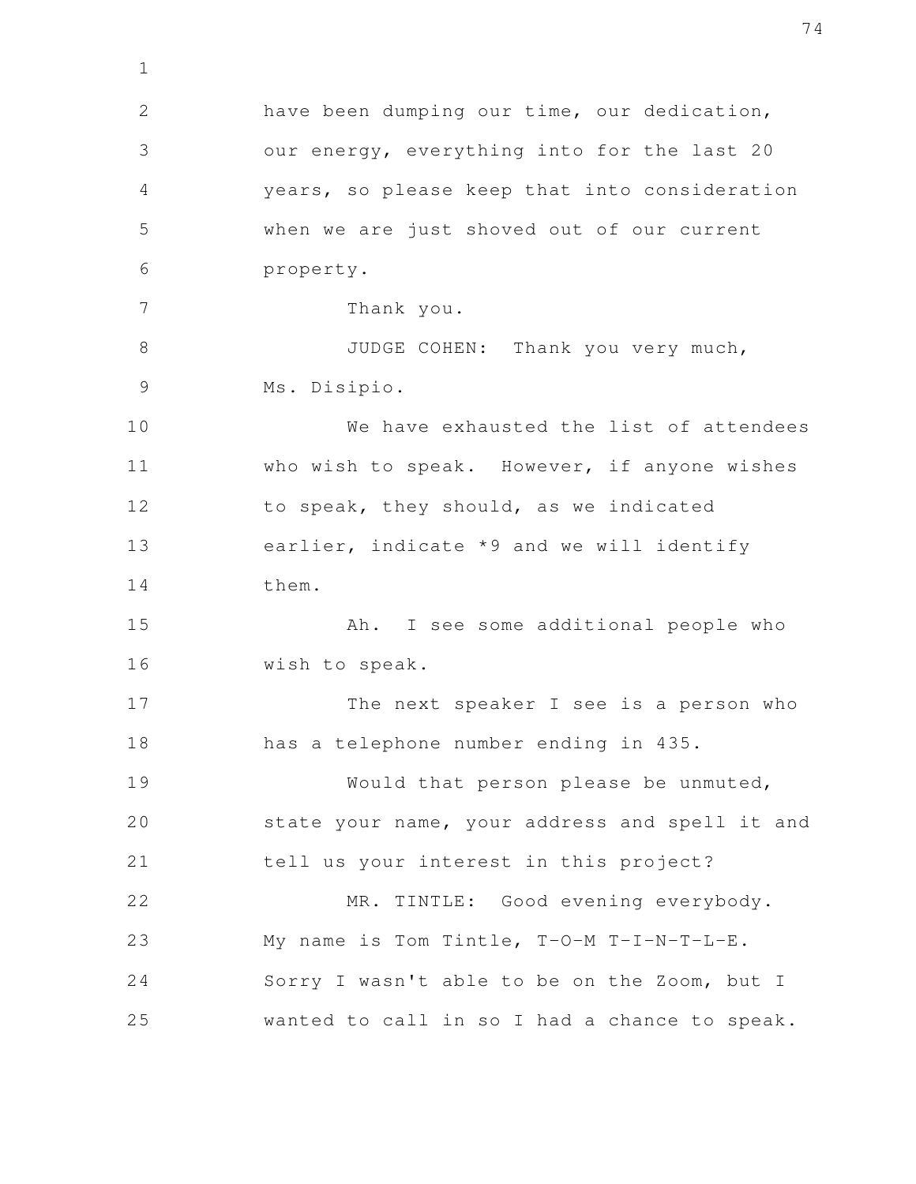have been dumping our time, our dedication, our energy, everything into for the last 20 years, so please keep that into consideration when we are just shoved out of our current property.

Thank you.

JUDGE COHEN: Thank you very much, Ms. Disipio.

We have exhausted the list of attendees who wish to speak. However, if anyone wishes to speak, they should, as we indicated earlier, indicate *9 and we will identify them.

Ah. I see some additional people who wish to speak.

The next speaker I see is a person who has a telephone number ending in 435.

Would that person please be unmuted, state your name, your address and spell it and tell us your interest in this project?

MR. TINTLE: Good evening everybody. My name is Tom Tintle, T-O-M T-I-N-T-L-E. Sorry I wasn't able to be on the Zoom, but I wanted to call in so I had a chance to speak.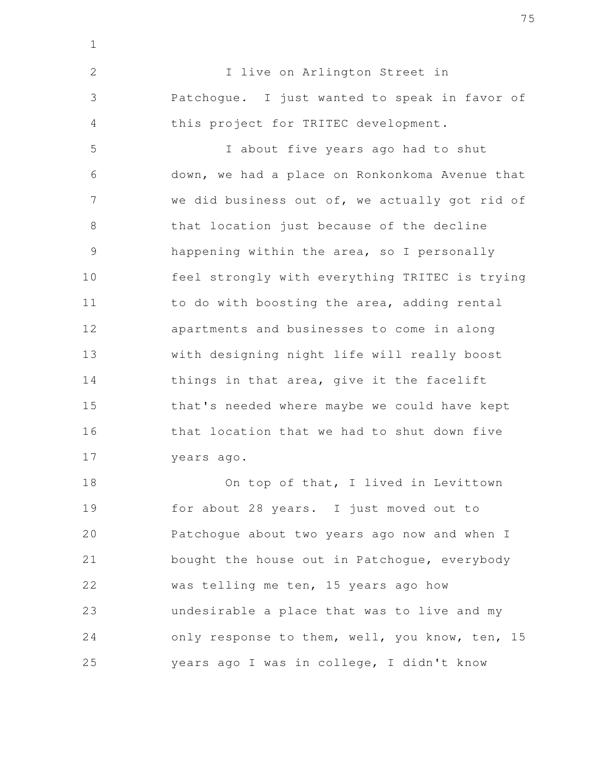I live on Arlington Street in Patchogue. I just wanted to speak in favor of this project for TRITEC development.

I about five years ago had to shut down, we had a place on Ronkonkoma Avenue that we did business out of, we actually got rid of that location just because of the decline happening within the area, so I personally feel strongly with everything TRITEC is trying to do with boosting the area, adding rental apartments and businesses to come in along with designing night life will really boost things in that area, give it the facelift that's needed where maybe we could have kept that location that we had to shut down five years ago.

On top of that, I lived in Levittown for about 28 years. I just moved out to Patchogue about two years ago now and when I bought the house out in Patchogue, everybody was telling me ten, 15 years ago how undesirable a place that was to live and my only response to them, well, you know, ten, 15 years ago I was in college, I didn't know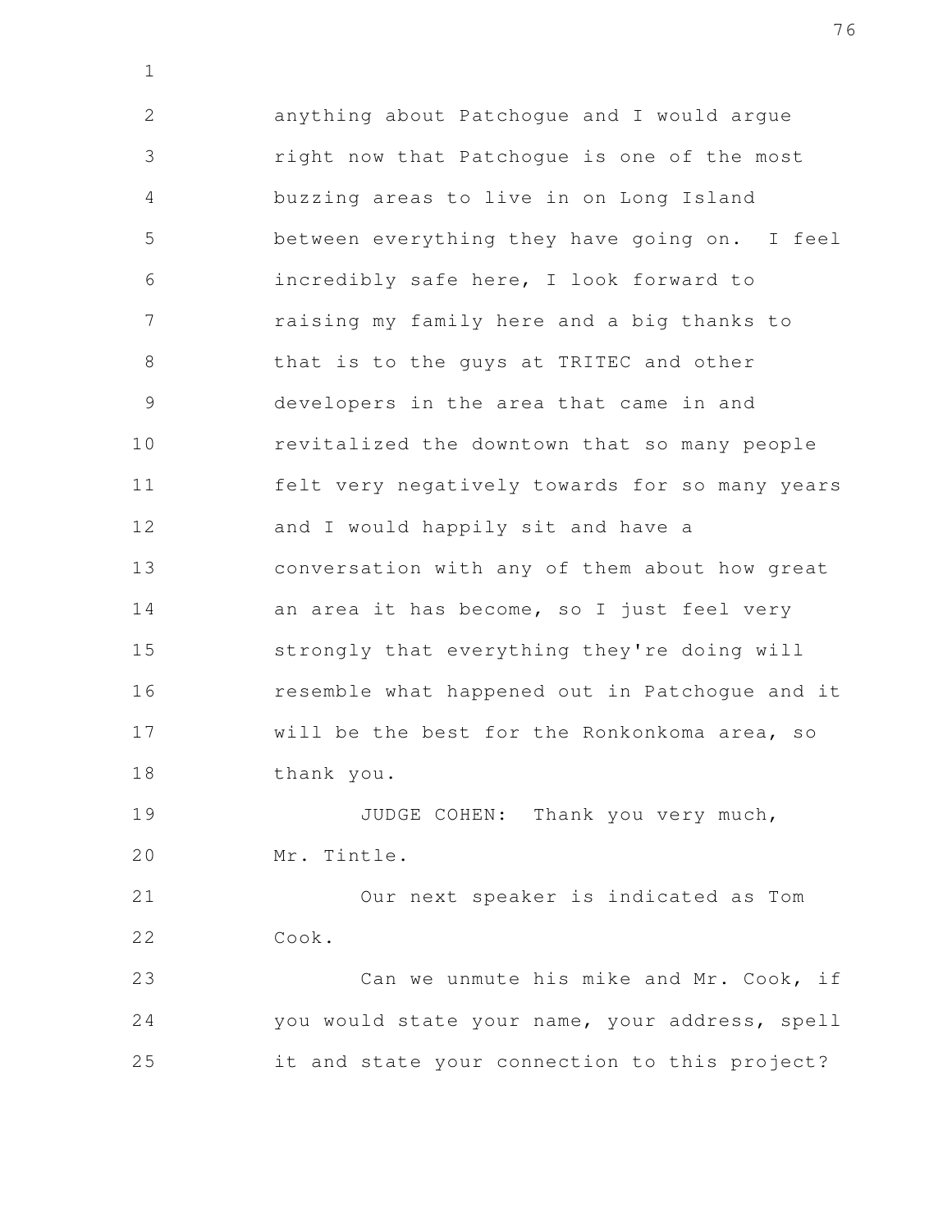anything about Patchogue and I would argue right now that Patchogue is one of the most buzzing areas to live in on Long Island between everything they have going on. I feel incredibly safe here, I look forward to raising my family here and a big thanks to that is to the guys at TRITEC and other developers in the area that came in and revitalized the downtown that so many people felt very negatively towards for so many years and I would happily sit and have a conversation with any of them about how great an area it has become, so I just feel very strongly that everything they're doing will resemble what happened out in Patchogue and it will be the best for the Ronkonkoma area, so thank you.

JUDGE COHEN: Thank you very much, Mr. Tintle.

Our next speaker is indicated as Tom Cook.

Can we unmute his mike and Mr. Cook, if you would state your name, your address, spell it and state your connection to this project?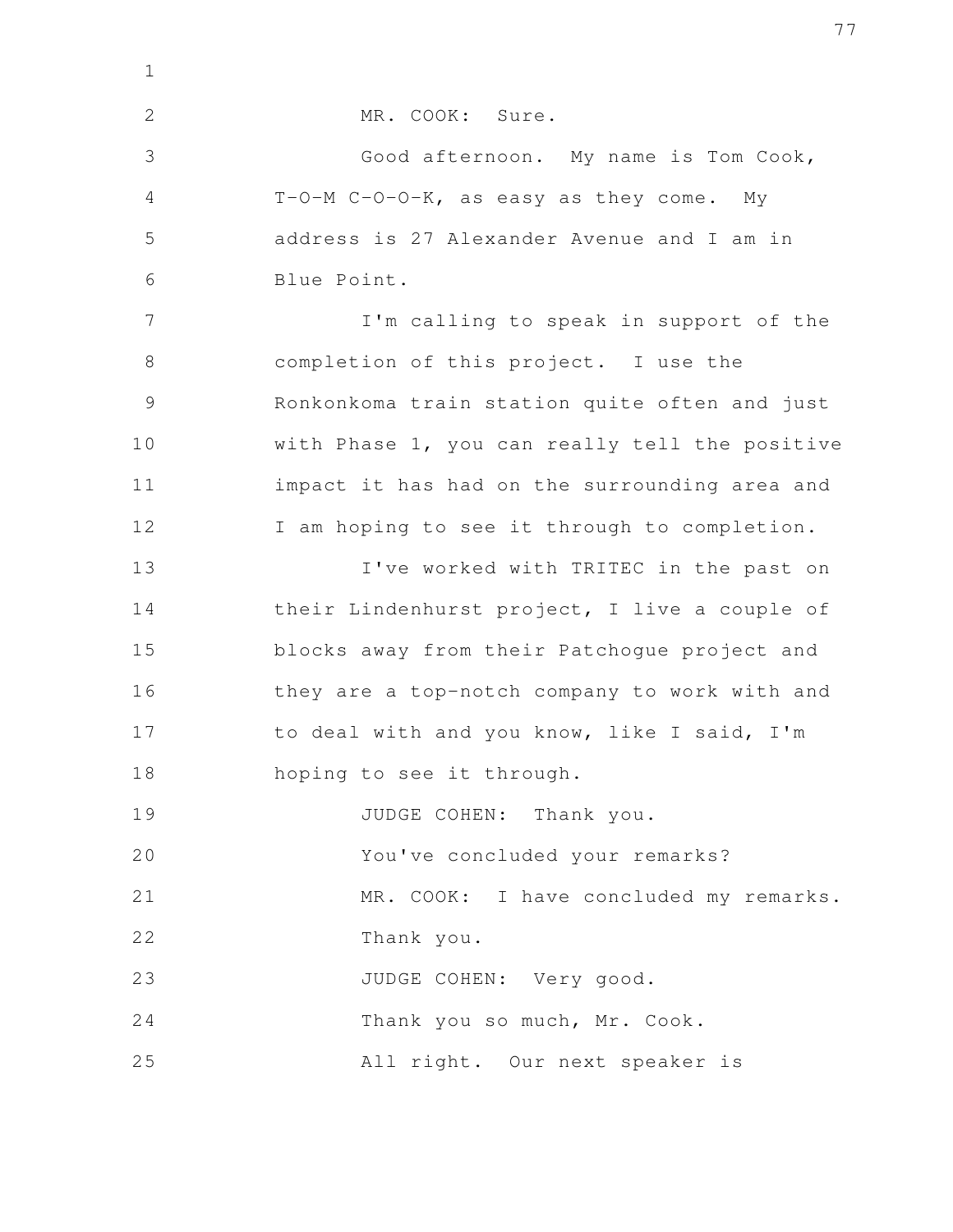MR. COOK: Sure.

Good afternoon. My name is Tom Cook, T-O-M C-O-O-K, as easy as they come. My address is 27 Alexander Avenue and I am in Blue Point.

I'm calling to speak in support of the completion of this project. I use the Ronkonkoma train station quite often and just with Phase 1, you can really tell the positive impact it has had on the surrounding area and I am hoping to see it through to completion.

I've worked with TRITEC in the past on their Lindenhurst project, I live a couple of blocks away from their Patchogue project and they are a top-notch company to work with and to deal with and you know, like I said, I'm hoping to see it through.

JUDGE COHEN: Thank you.

You've concluded your remarks?

MR. COOK: I have concluded my remarks. Thank you.

JUDGE COHEN: Very good.

Thank you so much, Mr. Cook.

All right. Our next speaker is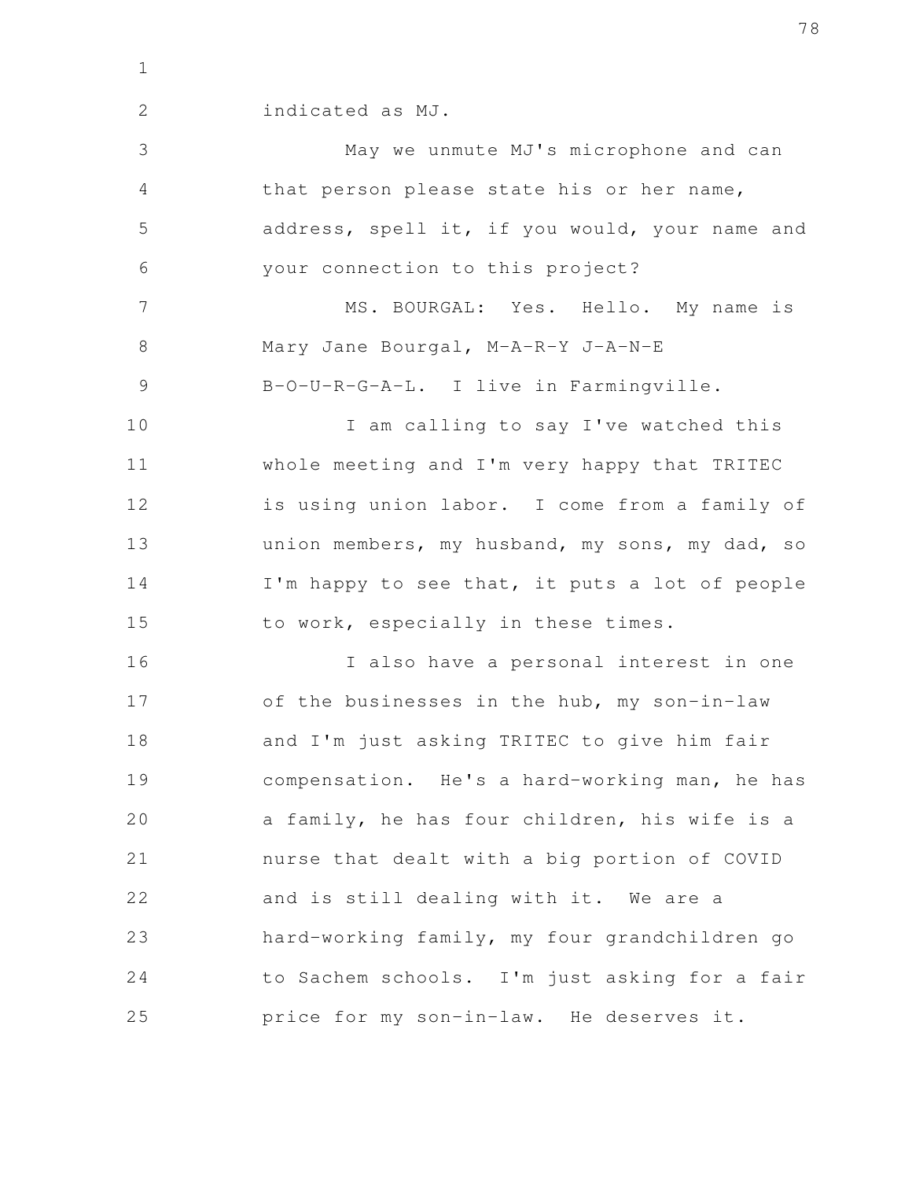indicated as MJ.

May we unmute MJ's microphone and can that person please state his or her name, address, spell it, if you would, your name and your connection to this project?

MS. BOURGAL: Yes. Hello. My name is Mary Jane Bourgal, M-A-R-Y J-A-N-E B-O-U-R-G-A-L. I live in Farmingville.

I am calling to say I've watched this whole meeting and I'm very happy that TRITEC is using union labor. I come from a family of union members, my husband, my sons, my dad, so I'm happy to see that, it puts a lot of people to work, especially in these times.

I also have a personal interest in one of the businesses in the hub, my son-in-law and I'm just asking TRITEC to give him fair compensation. He's a hard-working man, he has a family, he has four children, his wife is a nurse that dealt with a big portion of COVID and is still dealing with it. We are a hard-working family, my four grandchildren go to Sachem schools. I'm just asking for a fair price for my son-in-law. He deserves it.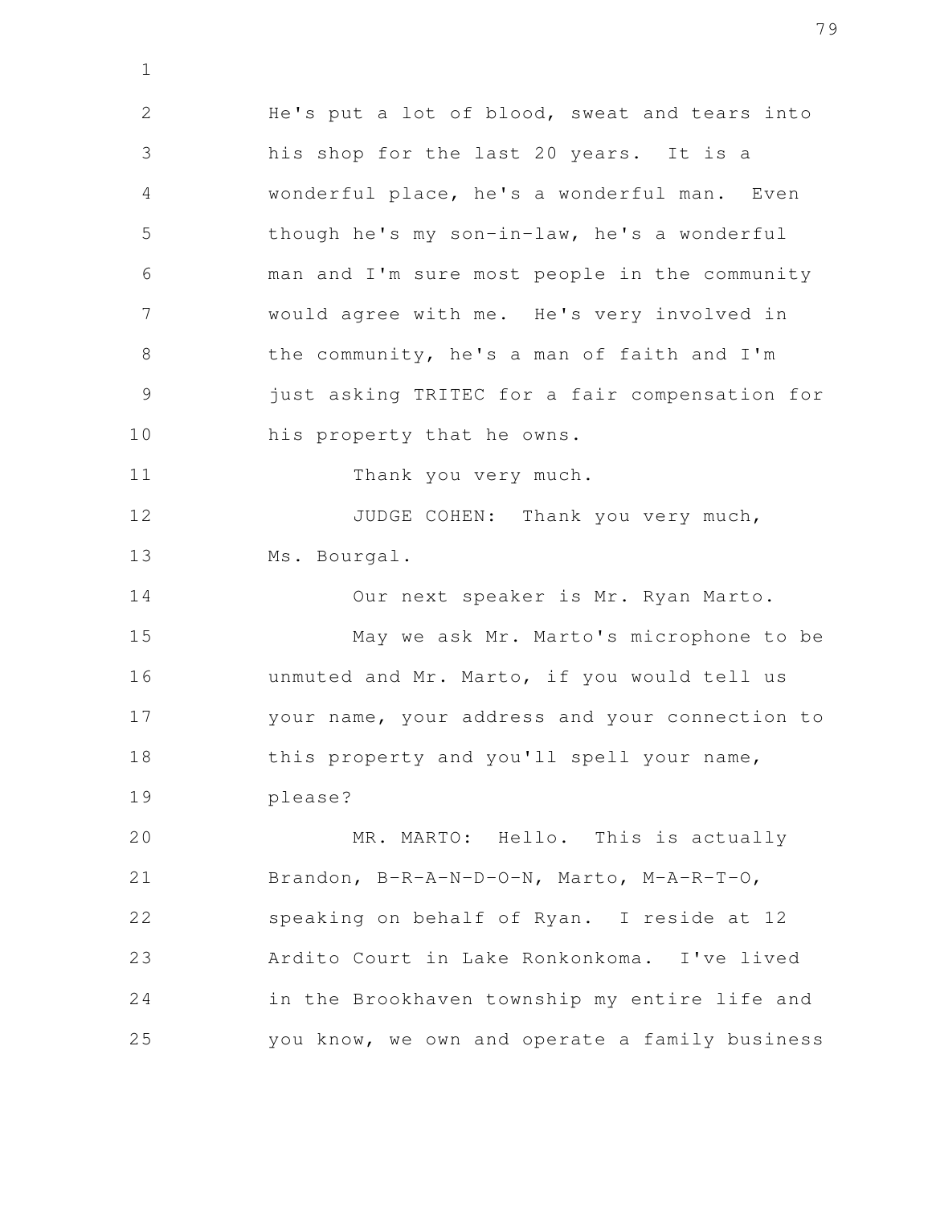He's put a lot of blood, sweat and tears into his shop for the last 20 years. It is a wonderful place, he's a wonderful man. Even though he's my son-in-law, he's a wonderful man and I'm sure most people in the community would agree with me. He's very involved in the community, he's a man of faith and I'm just asking TRITEC for a fair compensation for his property that he owns.

Thank you very much.

JUDGE COHEN: Thank you very much, Ms. Bourgal.

Our next speaker is Mr. Ryan Marto.

May we ask Mr. Marto's microphone to be unmuted and Mr. Marto, if you would tell us your name, your address and your connection to this property and you'll spell your name, please?

MR. MARTO: Hello. This is actually Brandon, B-R-A-N-D-O-N, Marto, M-A-R-T-O, speaking on behalf of Ryan. I reside at 12 Ardito Court in Lake Ronkonkoma. I've lived in the Brookhaven township my entire life and you know, we own and operate a family business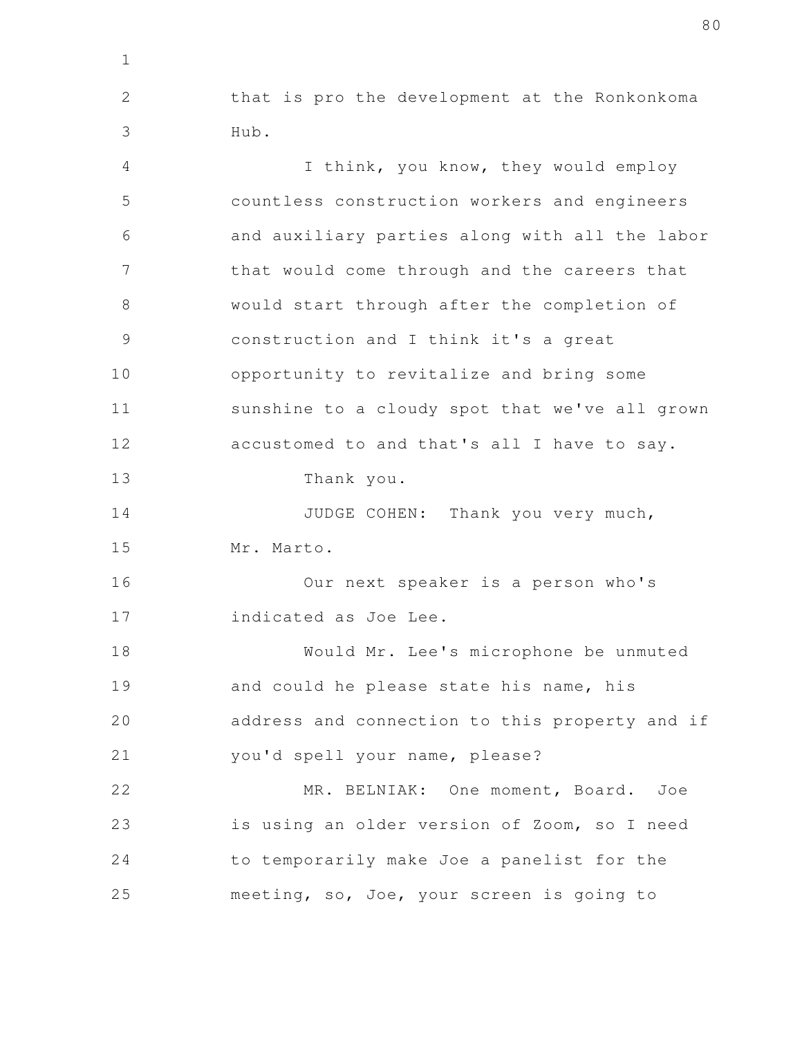that is pro the development at the Ronkonkoma Hub.

I think, you know, they would employ countless construction workers and engineers and auxiliary parties along with all the labor that would come through and the careers that would start through after the completion of construction and I think it's a great opportunity to revitalize and bring some sunshine to a cloudy spot that we've all grown accustomed to and that's all I have to say.

Thank you.

JUDGE COHEN: Thank you very much, Mr. Marto.

Our next speaker is a person who's indicated as Joe Lee.

Would Mr. Lee's microphone be unmuted and could he please state his name, his address and connection to this property and if you'd spell your name, please?

MR. BELNIAK: One moment, Board. Joe is using an older version of Zoom, so I need to temporarily make Joe a panelist for the meeting, so, Joe, your screen is going to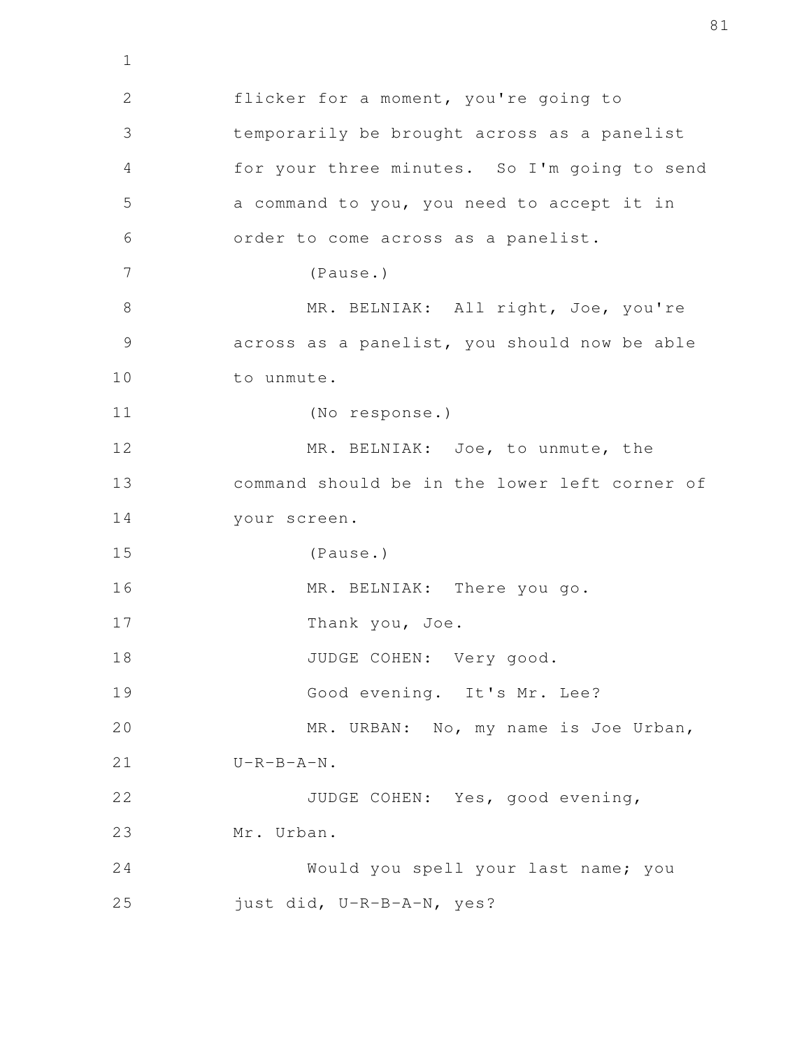flicker for a moment, you're going to temporarily be brought across as a panelist for your three minutes. So I'm going to send a command to you, you need to accept it in order to come across as a panelist.

(Pause.)

MR. BELNIAK: All right, Joe, you're across as a panelist, you should now be able to unmute.

(No response.)

MR. BELNIAK: Joe, to unmute, the command should be in the lower left corner of your screen.

(Pause.)

MR. BELNIAK: There you go.

Thank you, Joe.

JUDGE COHEN: Very good.

Good evening. It's Mr. Lee?

MR. URBAN: No, my name is Joe Urban, U-R-B-A-N.

JUDGE COHEN: Yes, good evening, Mr. Urban.

Would you spell your last name; you just did, U-R-B-A-N, yes?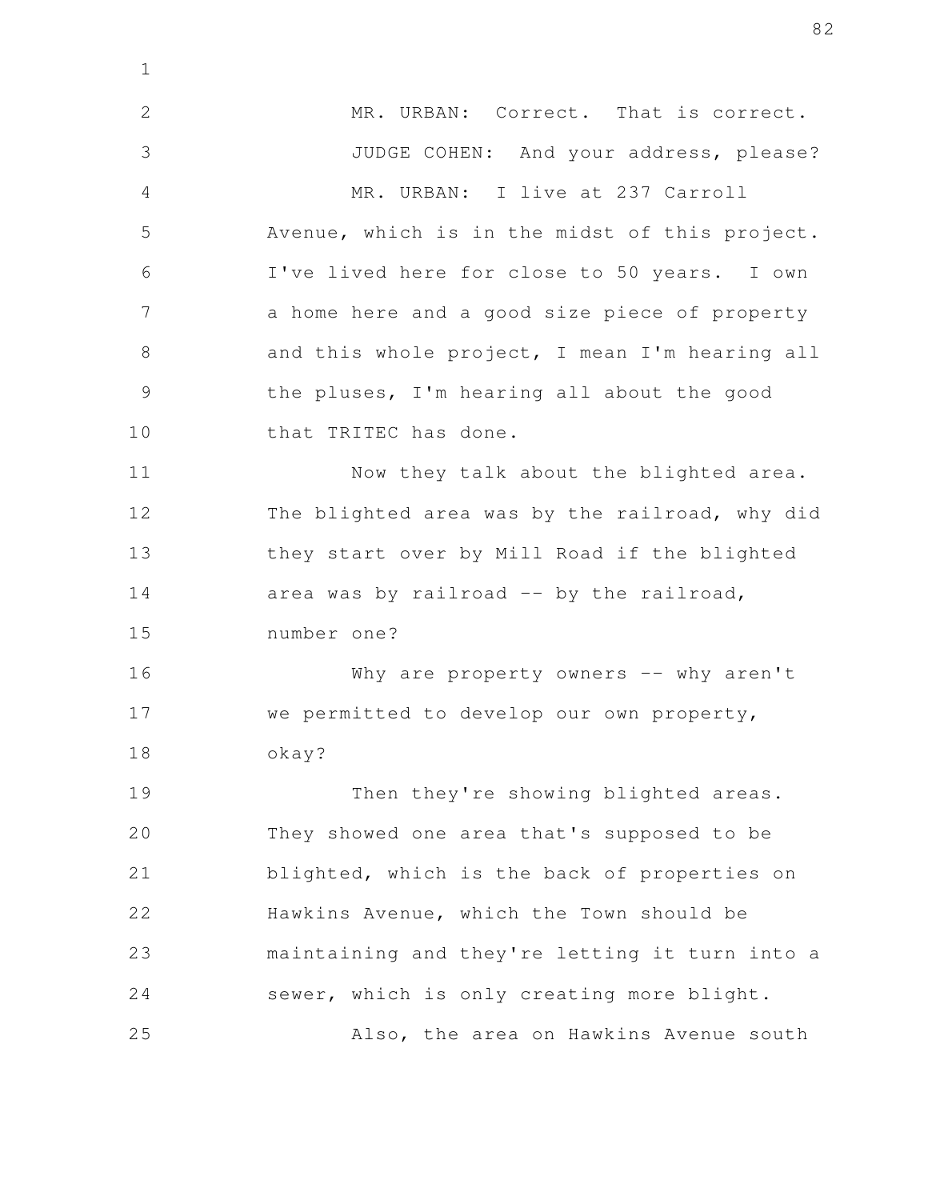MR. URBAN: Correct. That is correct.

JUDGE COHEN: And your address, please?

MR. URBAN: I live at 237 Carroll Avenue, which is in the midst of this project. I've lived here for close to 50 years. I own a home here and a good size piece of property and this whole project, I mean I'm hearing all the pluses, I'm hearing all about the good that TRITEC has done.

Now they talk about the blighted area. The blighted area was by the railroad, why did they start over by Mill Road if the blighted area was by railroad -- by the railroad, number one?

Why are property owners -- why aren't we permitted to develop our own property, okay?

Then they're showing blighted areas. They showed one area that's supposed to be blighted, which is the back of properties on Hawkins Avenue, which the Town should be maintaining and they're letting it turn into a sewer, which is only creating more blight.

Also, the area on Hawkins Avenue south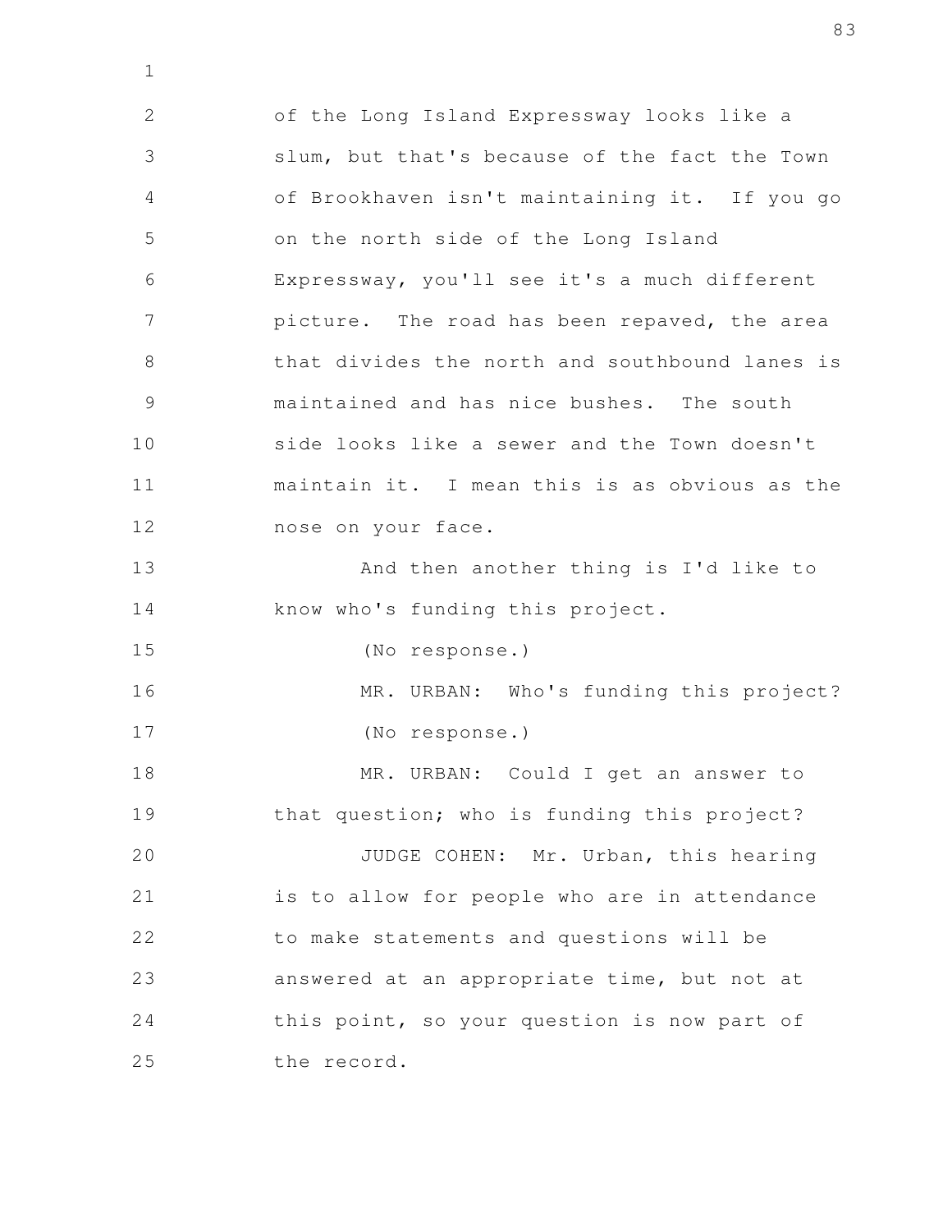of the Long Island Expressway looks like a slum, but that's because of the fact the Town of Brookhaven isn't maintaining it. If you go on the north side of the Long Island Expressway, you'll see it's a much different picture. The road has been repaved, the area that divides the north and southbound lanes is maintained and has nice bushes. The south side looks like a sewer and the Town doesn't maintain it. I mean this is as obvious as the nose on your face.

And then another thing is I'd like to know who's funding this project.

(No response.)

MR. URBAN: Who's funding this project?

(No response.)

MR. URBAN: Could I get an answer to that question; who is funding this project?

JUDGE COHEN: Mr. Urban, this hearing is to allow for people who are in attendance to make statements and questions will be answered at an appropriate time, but not at this point, so your question is now part of the record.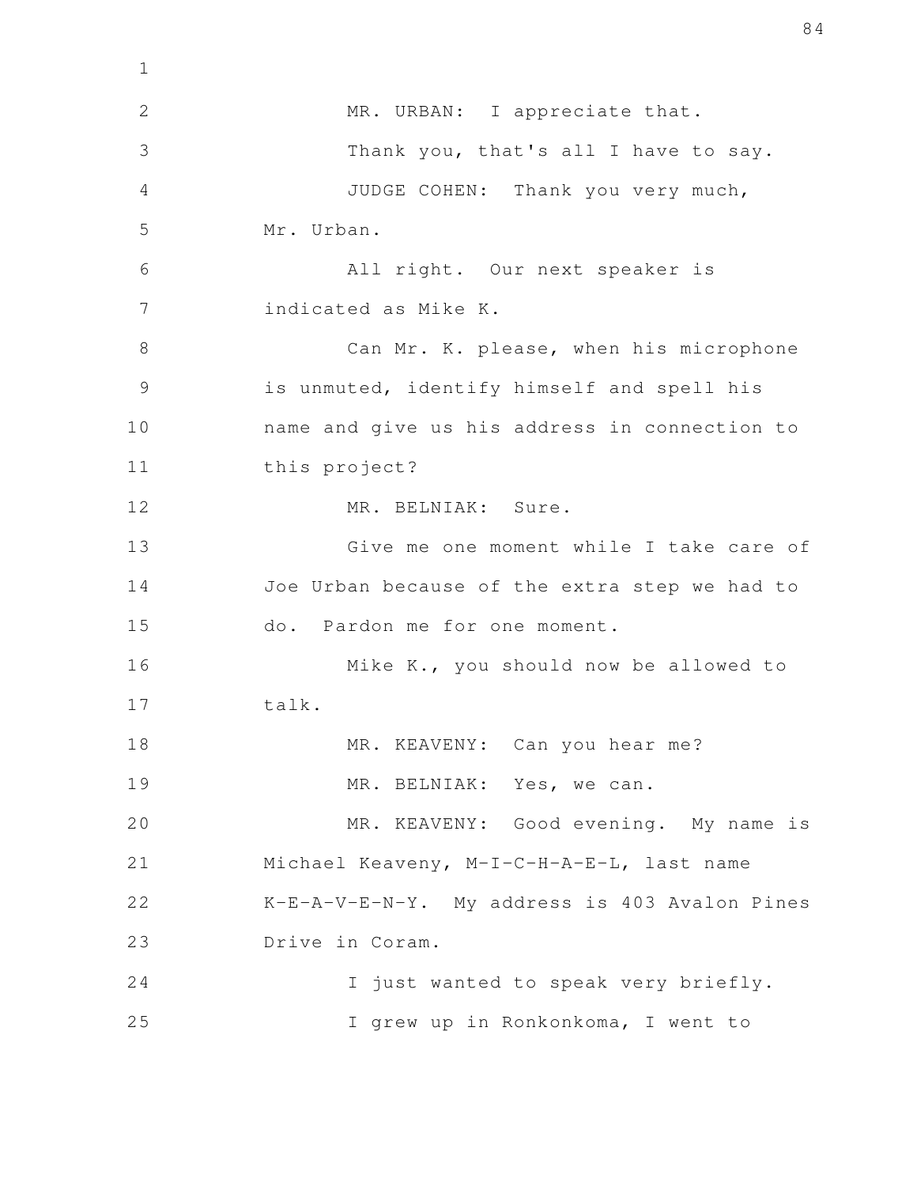MR. URBAN: I appreciate that.

Thank you, that's all I have to say.

JUDGE COHEN: Thank you very much, Mr. Urban.

All right. Our next speaker is indicated as Mike K.

Can Mr. K. please, when his microphone is unmuted, identify himself and spell his name and give us his address in connection to this project?

MR. BELNIAK: Sure.

Give me one moment while I take care of Joe Urban because of the extra step we had to do. Pardon me for one moment.

Mike K., you should now be allowed to talk.

MR. KEAVENY: Can you hear me?

MR. BELNIAK: Yes, we can.

MR. KEAVENY: Good evening. My name is Michael Keaveny, M-I-C-H-A-E-L, last name K-E-A-V-E-N-Y. My address is 403 Avalon Pines Drive in Coram.

I just wanted to speak very briefly.

I grew up in Ronkonkoma, I went to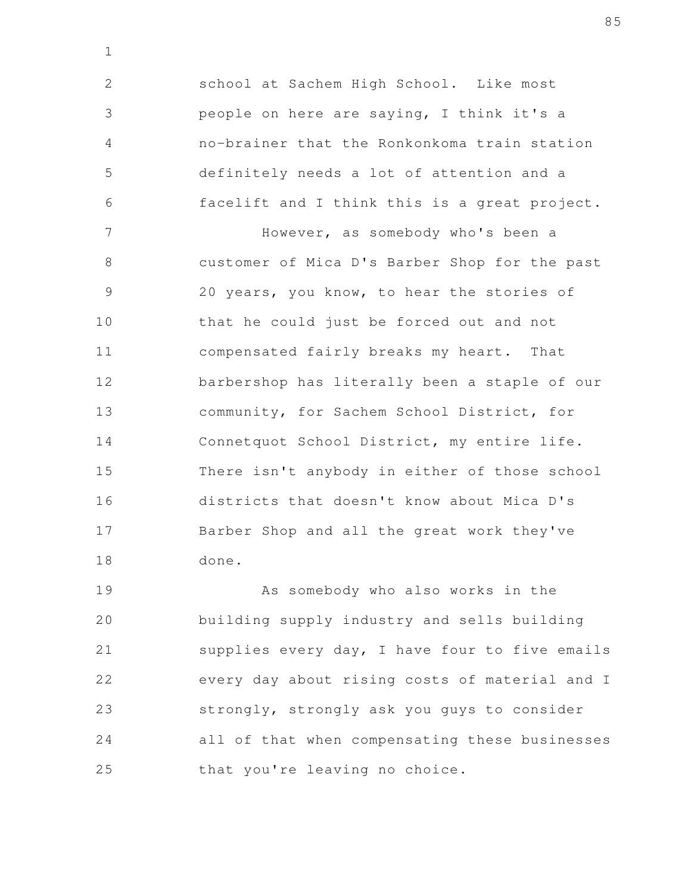school at Sachem High School. Like most people on here are saying, I think it's a no-brainer that the Ronkonkoma train station definitely needs a lot of attention and a facelift and I think this is a great project.

However, as somebody who's been a customer of Mica D's Barber Shop for the past 20 years, you know, to hear the stories of that he could just be forced out and not compensated fairly breaks my heart. That barbershop has literally been a staple of our community, for Sachem School District, for Connetquot School District, my entire life. There isn't anybody in either of those school districts that doesn't know about Mica D's Barber Shop and all the great work they've done.

As somebody who also works in the building supply industry and sells building supplies every day, I have four to five emails every day about rising costs of material and I strongly, strongly ask you guys to consider all of that when compensating these businesses that you're leaving no choice.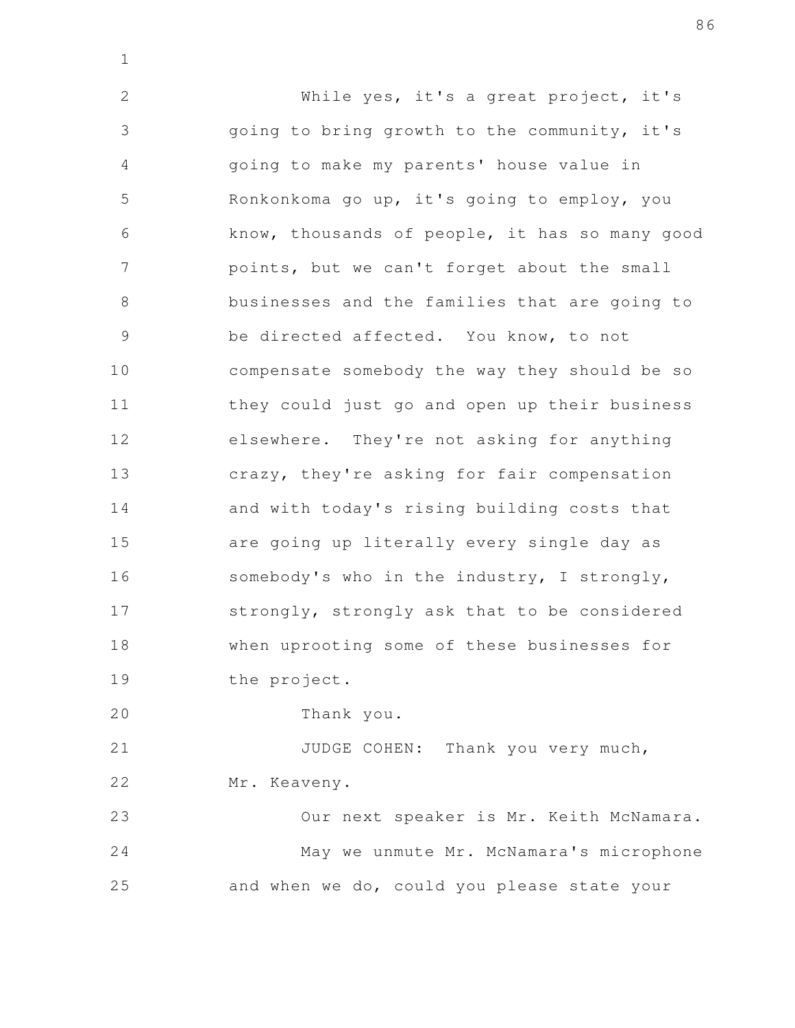While yes, it's a great project, it's going to bring growth to the community, it's going to make my parents' house value in Ronkonkoma go up, it's going to employ, you know, thousands of people, it has so many good points, but we can't forget about the small businesses and the families that are going to be directed affected. You know, to not compensate somebody the way they should be so they could just go and open up their business elsewhere. They're not asking for anything crazy, they're asking for fair compensation and with today's rising building costs that are going up literally every single day as somebody's who in the industry, I strongly, strongly, strongly ask that to be considered when uprooting some of these businesses for the project.

Thank you.

JUDGE COHEN: Thank you very much, Mr. Keaveny.

Our next speaker is Mr. Keith McNamara.

May we unmute Mr. McNamara's microphone and when we do, could you please state your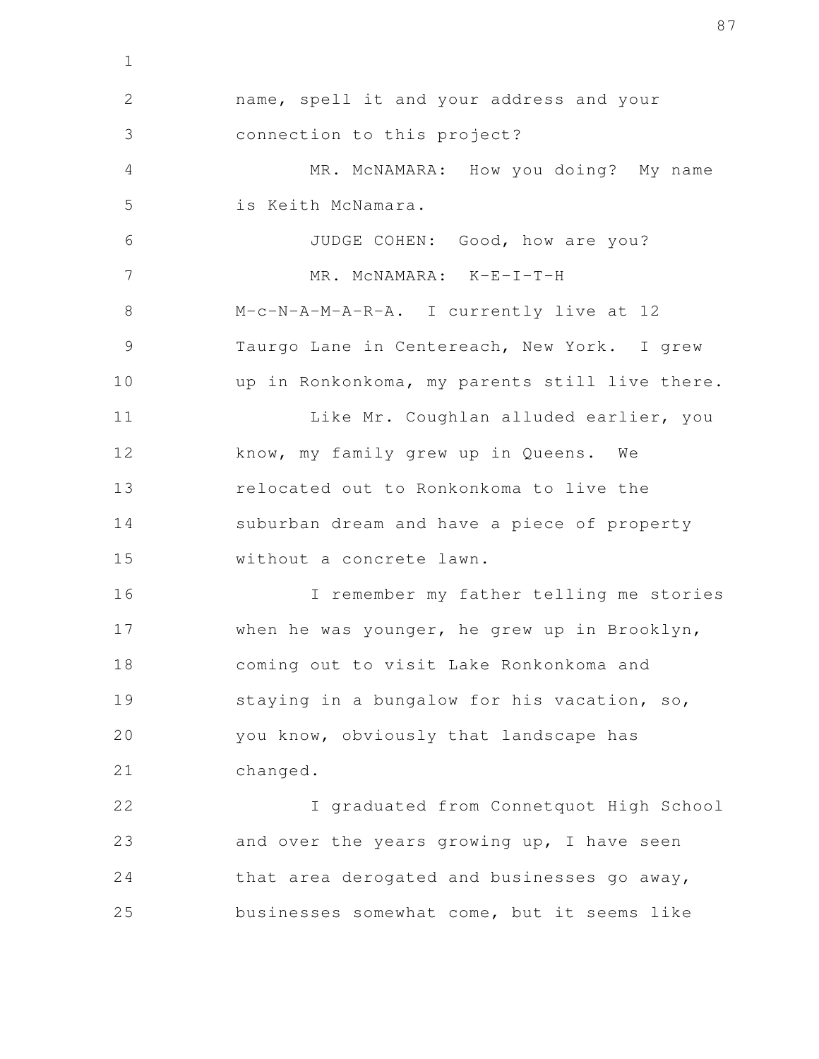name, spell it and your address and your connection to this project?

MR. McNAMARA: How you doing? My name is Keith McNamara.

JUDGE COHEN: Good, how are you?

MR. McNAMARA: K-E-I-T-H M-c-N-A-M-A-R-A. I currently live at 12 Taurgo Lane in Centereach, New York. I grew up in Ronkonkoma, my parents still live there.

Like Mr. Coughlan alluded earlier, you know, my family grew up in Queens. We relocated out to Ronkonkoma to live the suburban dream and have a piece of property without a concrete lawn.

I remember my father telling me stories when he was younger, he grew up in Brooklyn, coming out to visit Lake Ronkonkoma and staying in a bungalow for his vacation, so, you know, obviously that landscape has changed.

I graduated from Connetquot High School and over the years growing up, I have seen that area derogated and businesses go away, businesses somewhat come, but it seems like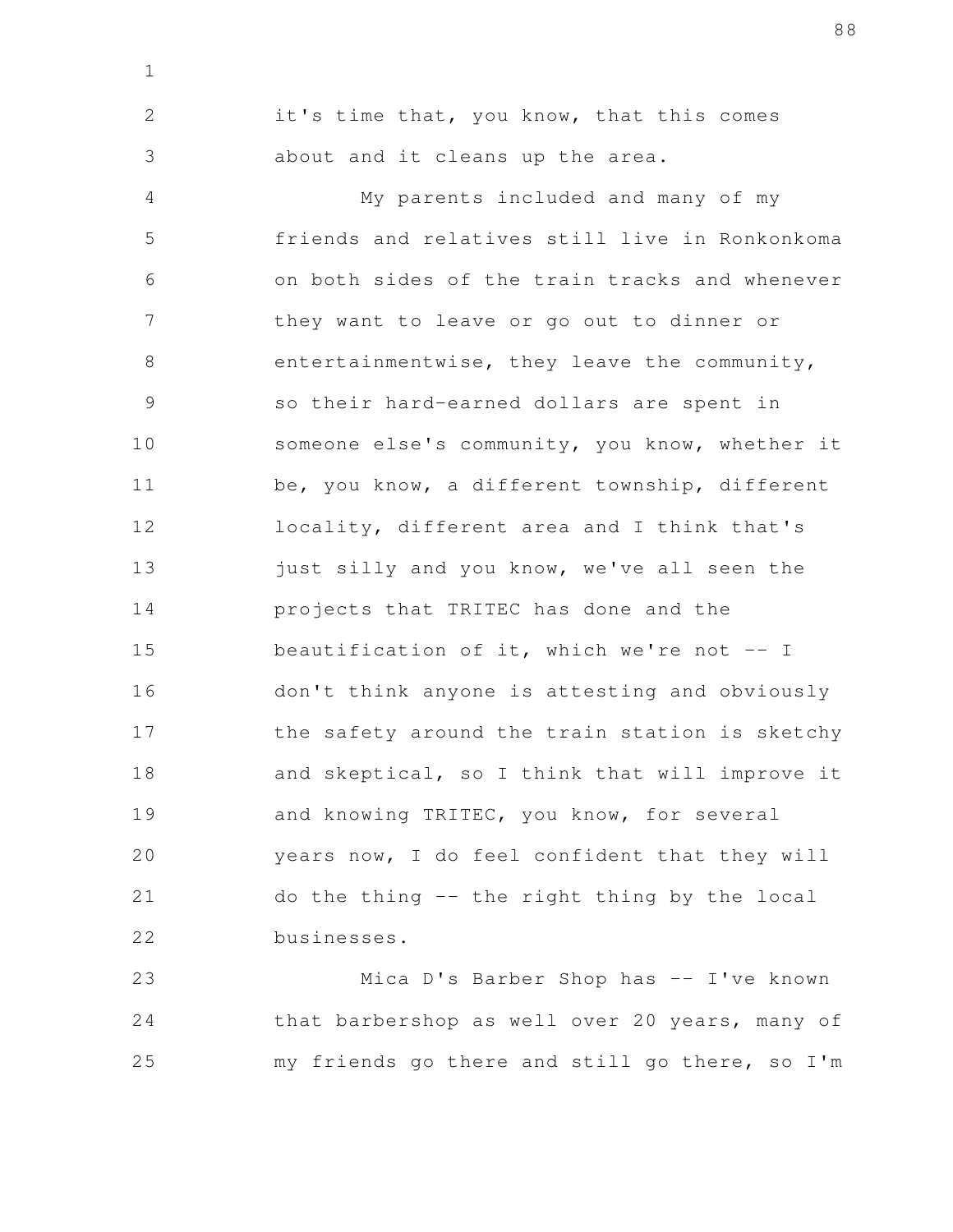it's time that, you know, that this comes about and it cleans up the area.

My parents included and many of my friends and relatives still live in Ronkonkoma on both sides of the train tracks and whenever they want to leave or go out to dinner or entertainmentwise, they leave the community, so their hard-earned dollars are spent in someone else's community, you know, whether it be, you know, a different township, different locality, different area and I think that's just silly and you know, we've all seen the projects that TRITEC has done and the beautification of it, which we're not -- I don't think anyone is attesting and obviously the safety around the train station is sketchy and skeptical, so I think that will improve it and knowing TRITEC, you know, for several years now, I do feel confident that they will do the thing -- the right thing by the local businesses.

Mica D's Barber Shop has -- I've known that barbershop as well over 20 years, many of my friends go there and still go there, so I'm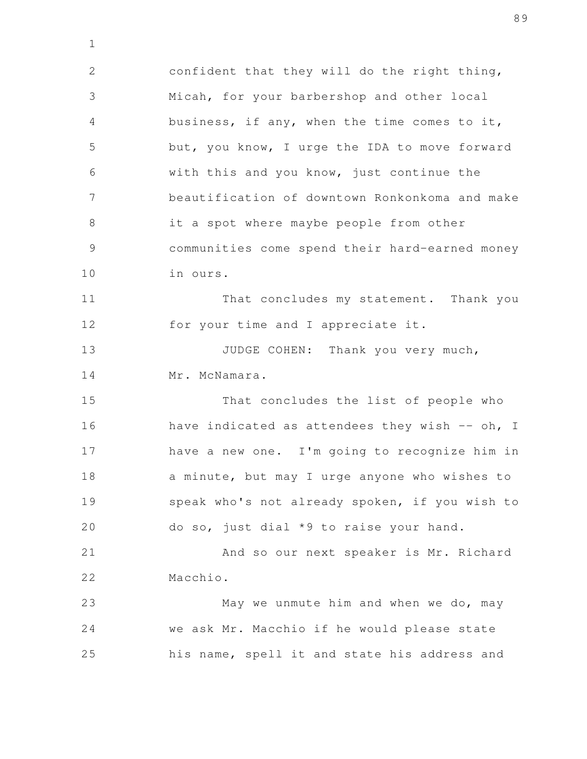confident that they will do the right thing, Micah, for your barbershop and other local business, if any, when the time comes to it, but, you know, I urge the IDA to move forward with this and you know, just continue the beautification of downtown Ronkonkoma and make it a spot where maybe people from other communities come spend their hard-earned money in ours.

That concludes my statement. Thank you for your time and I appreciate it.

JUDGE COHEN: Thank you very much, Mr. McNamara.

That concludes the list of people who have indicated as attendees they wish -- oh, I have a new one. I'm going to recognize him in a minute, but may I urge anyone who wishes to speak who's not already spoken, if you wish to do so, just dial *9 to raise your hand.

And so our next speaker is Mr. Richard Macchio.

May we unmute him and when we do, may we ask Mr. Macchio if he would please state his name, spell it and state his address and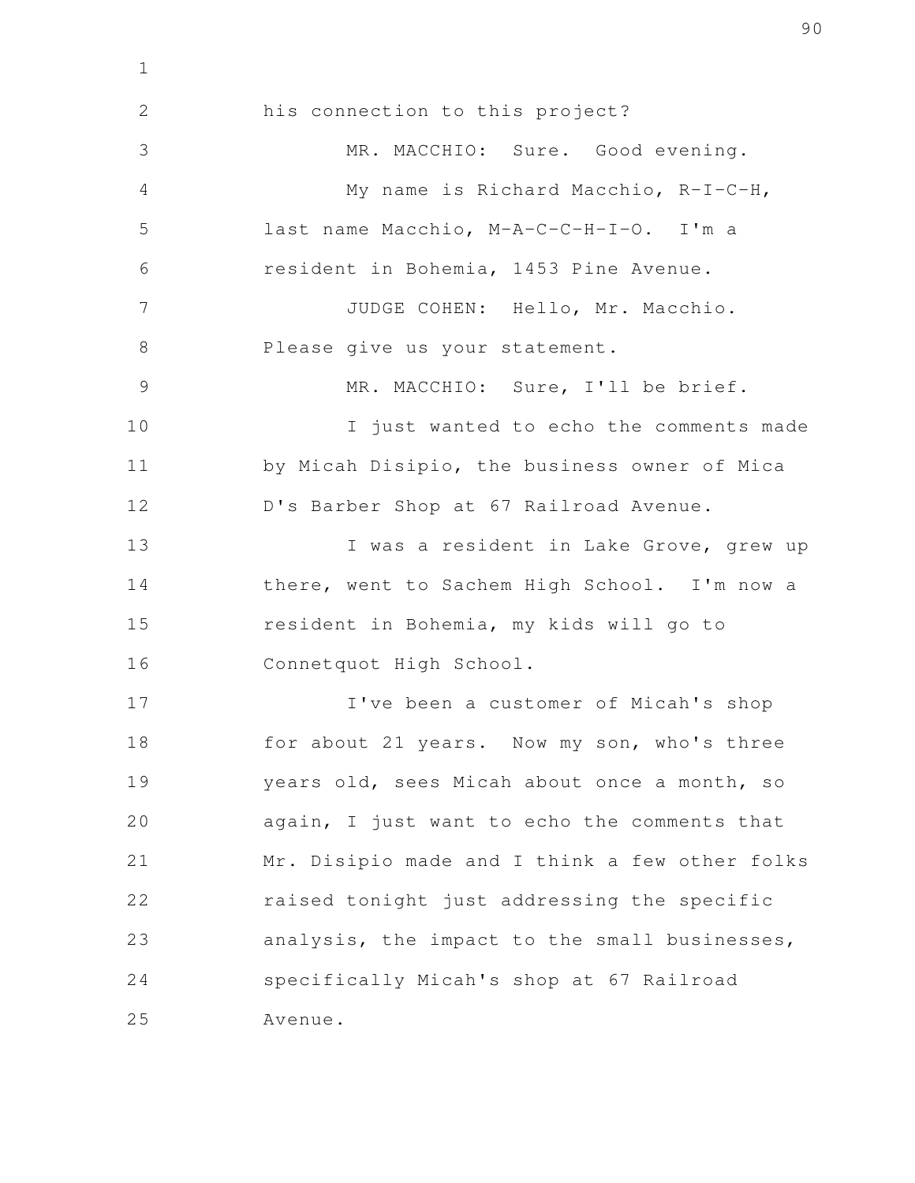his connection to this project?

MR. MACCHIO: Sure. Good evening.

My name is Richard Macchio, R-I-C-H, last name Macchio, M-A-C-C-H-I-O. I'm a resident in Bohemia, 1453 Pine Avenue.

JUDGE COHEN: Hello, Mr. Macchio. Please give us your statement.

MR. MACCHIO: Sure, I'll be brief.

I just wanted to echo the comments made by Micah Disipio, the business owner of Mica D's Barber Shop at 67 Railroad Avenue.

I was a resident in Lake Grove, grew up there, went to Sachem High School. I'm now a resident in Bohemia, my kids will go to Connetquot High School.

I've been a customer of Micah's shop for about 21 years. Now my son, who's three years old, sees Micah about once a month, so again, I just want to echo the comments that Mr. Disipio made and I think a few other folks raised tonight just addressing the specific analysis, the impact to the small businesses, specifically Micah's shop at 67 Railroad Avenue.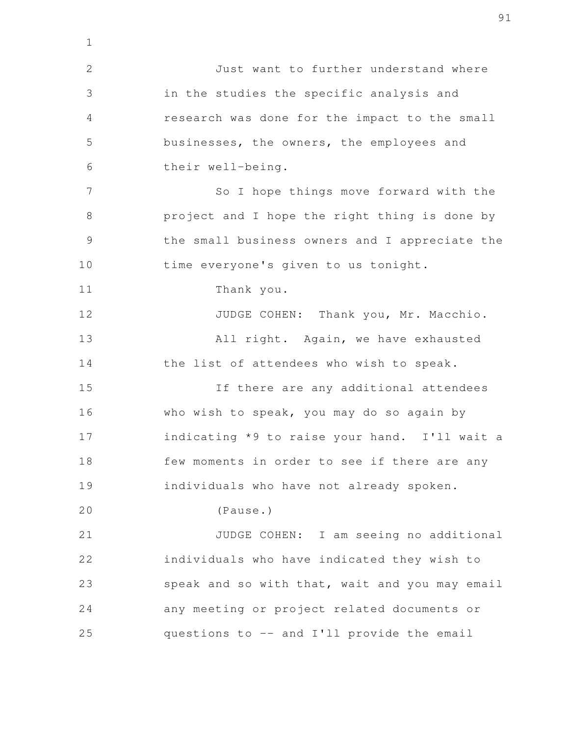Just want to further understand where in the studies the specific analysis and research was done for the impact to the small businesses, the owners, the employees and their well-being.

So I hope things move forward with the project and I hope the right thing is done by the small business owners and I appreciate the time everyone's given to us tonight.

Thank you.

JUDGE COHEN: Thank you, Mr. Macchio.

All right. Again, we have exhausted the list of attendees who wish to speak.

If there are any additional attendees who wish to speak, you may do so again by indicating *9 to raise your hand. I'll wait a few moments in order to see if there are any individuals who have not already spoken.

(Pause.)

JUDGE COHEN: I am seeing no additional individuals who have indicated they wish to speak and so with that, wait and you may email any meeting or project related documents or questions to -- and I'll provide the email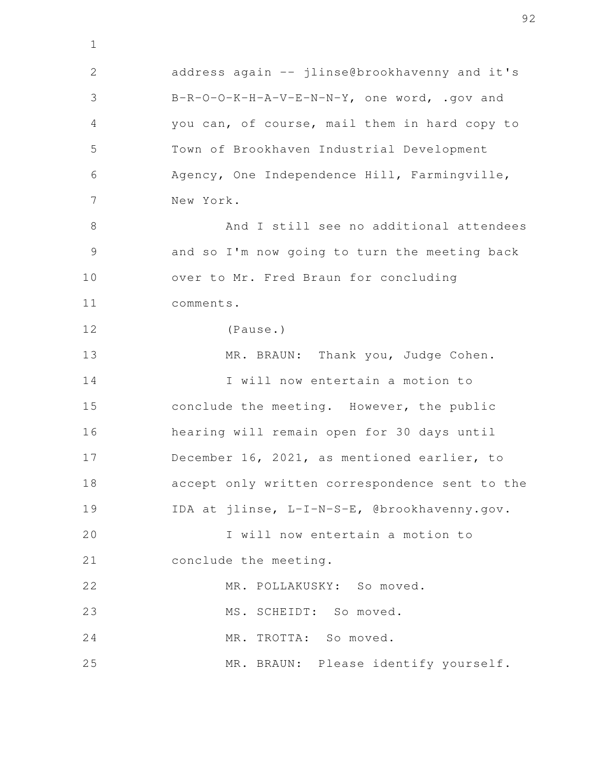address again -- jlinse@brookhavenny and it's B-R-O-O-K-H-A-V-E-N-N-Y, one word, .gov and you can, of course, mail them in hard copy to Town of Brookhaven Industrial Development Agency, One Independence Hill, Farmingville, New York.

And I still see no additional attendees and so I'm now going to turn the meeting back over to Mr. Fred Braun for concluding comments.

(Pause.)

MR. BRAUN: Thank you, Judge Cohen.

I will now entertain a motion to conclude the meeting. However, the public hearing will remain open for 30 days until December 16, 2021, as mentioned earlier, to accept only written correspondence sent to the IDA at jlinse, L-I-N-S-E, @brookhavenny.gov.

I will now entertain a motion to conclude the meeting.

MR. POLLAKUSKY: So moved.

MS. SCHEIDT: So moved.

MR. TROTTA: So moved.

MR. BRAUN: Please identify yourself.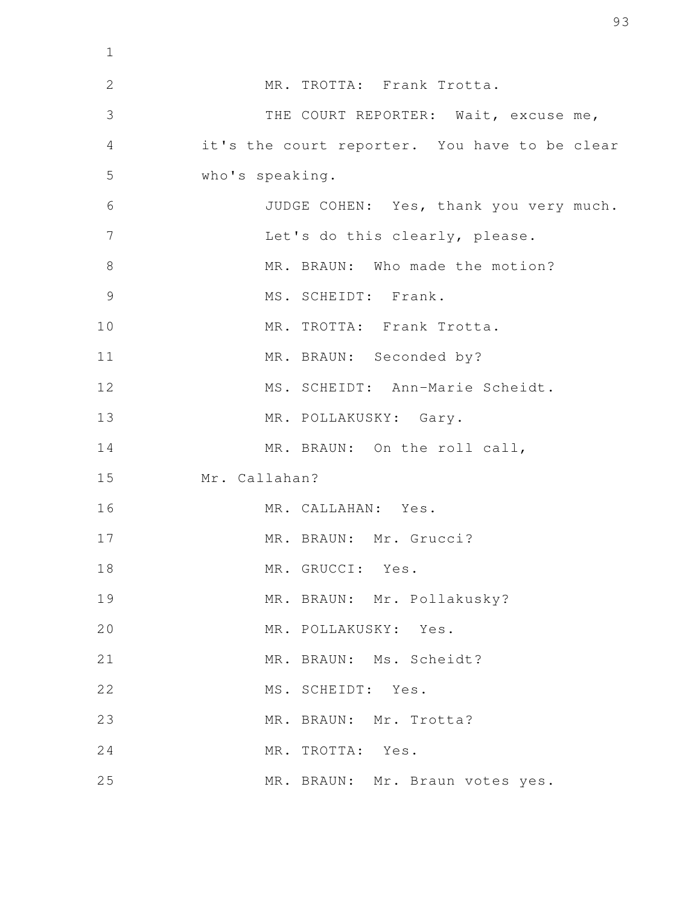MR. TROTTA: Frank Trotta.

THE COURT REPORTER: Wait, excuse me, it's the court reporter. You have to be clear who's speaking.

JUDGE COHEN: Yes, thank you very much. Let's do this clearly, please.

MR. BRAUN: Who made the motion?

MS. SCHEIDT: Frank.

MR. TROTTA: Frank Trotta.

MR. BRAUN: Seconded by?

MS. SCHEIDT: Ann-Marie Scheidt.

MR. POLLAKUSKY: Gary.

MR. BRAUN: On the roll call, Mr. Callahan?

MR. CALLAHAN: Yes.

MR. BRAUN: Mr. Grucci?

MR. GRUCCI: Yes.

MR. BRAUN: Mr. Pollakusky?

MR. POLLAKUSKY: Yes.

MR. BRAUN: Ms. Scheidt?

MS. SCHEIDT: Yes.

MR. BRAUN: Mr. Trotta?

MR. TROTTA: Yes.

MR. BRAUN: Mr. Braun votes yes.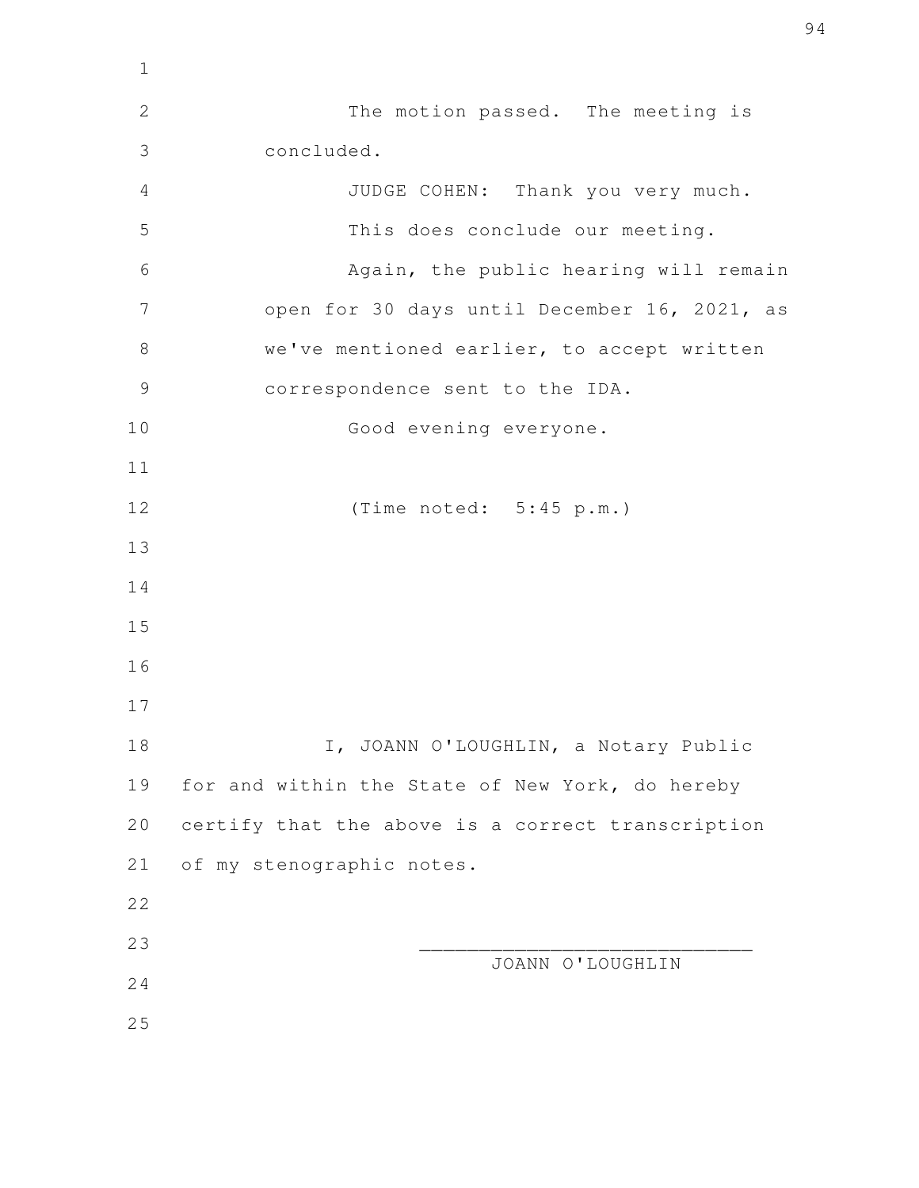The motion passed. The meeting is concluded.

JUDGE COHEN: Thank you very much.

This does conclude our meeting.

Again, the public hearing will remain open for 30 days until December 16, 2021, as we've mentioned earlier, to accept written correspondence sent to the IDA.

Good evening everyone.

(Time noted: 5:45 p.m.)

I, JOANN O'LOUGHLIN, a Notary Public for and within the State of New York, do hereby certify that the above is a correct transcription of my stenographic notes.

\_\_\_\_\_\_\_\_\_\_\_\_\_\_\_\_\_\_\_\_\_\_\_\_\_\_\_\_

JOANN O'LOUGHLIN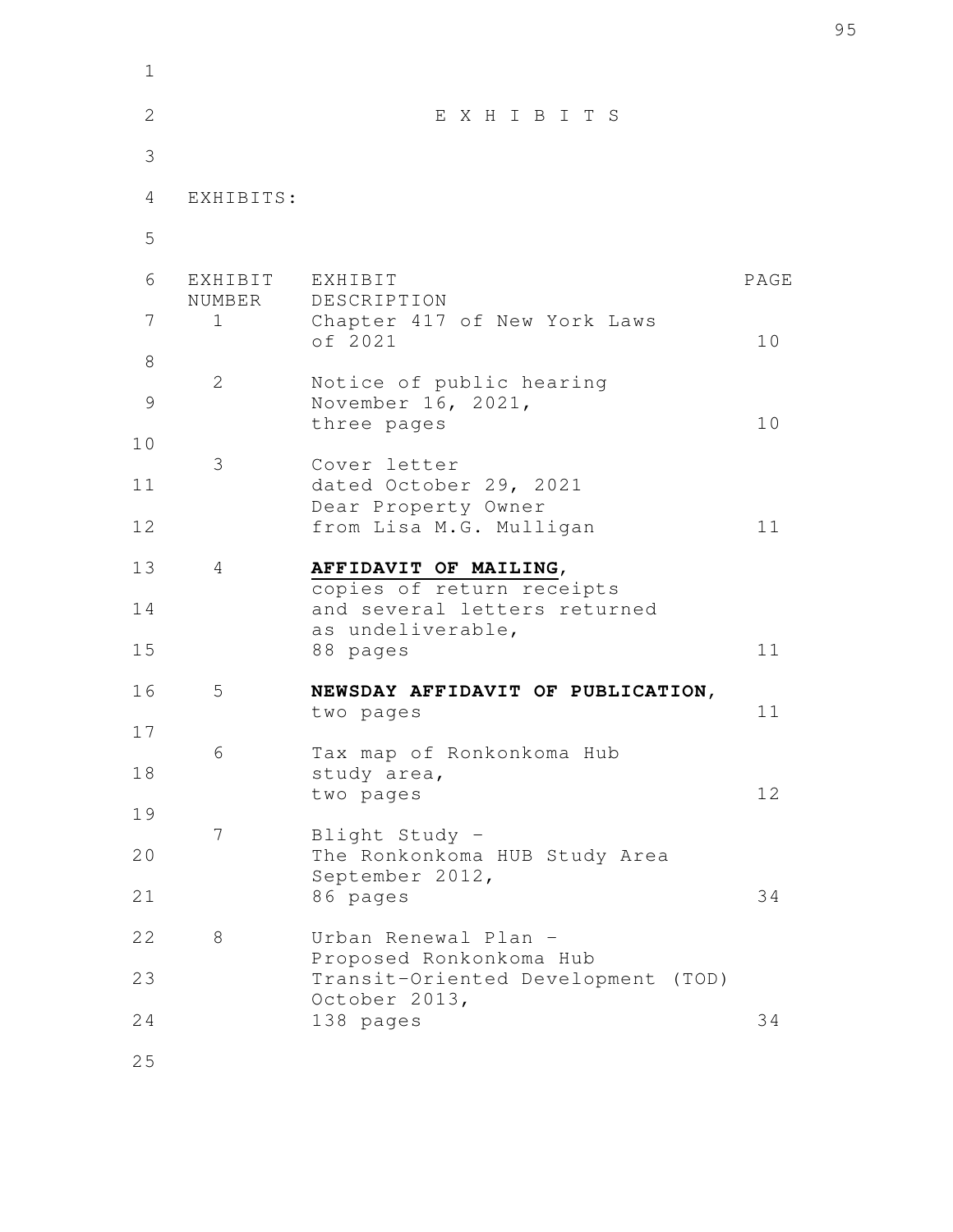# E X H I B I T S

EXHIBITS:

| EXHIBIT NUMBER | EXHIBIT DESCRIPTION | PAGE |
| --- | --- | --- |
| 1 | Chapter 417 of New York Laws of 2021 | 10 |
| 2 | Notice of public hearing November 16, 2021, three pages | 10 |
| 3 | Cover letter dated October 29, 2021 Dear Property Owner from Lisa M.G. Mulligan | 11 |
| 4 | **AFFIDAVIT OF MAILING**, copies of return receipts and several letters returned as undeliverable, 88 pages | 11 |
| 5 | **NEWSDAY AFFIDAVIT OF PUBLICATION**, two pages | 11 |
| 6 | Tax map of Ronkonkoma Hub study area, two pages | 12 |
| 7 | Blight Study - The Ronkonkoma HUB Study Area September 2012, 86 pages | 34 |
| 8 | Urban Renewal Plan - Proposed Ronkonkoma Hub Transit-Oriented Development (TOD) October 2013, 138 pages | 34 |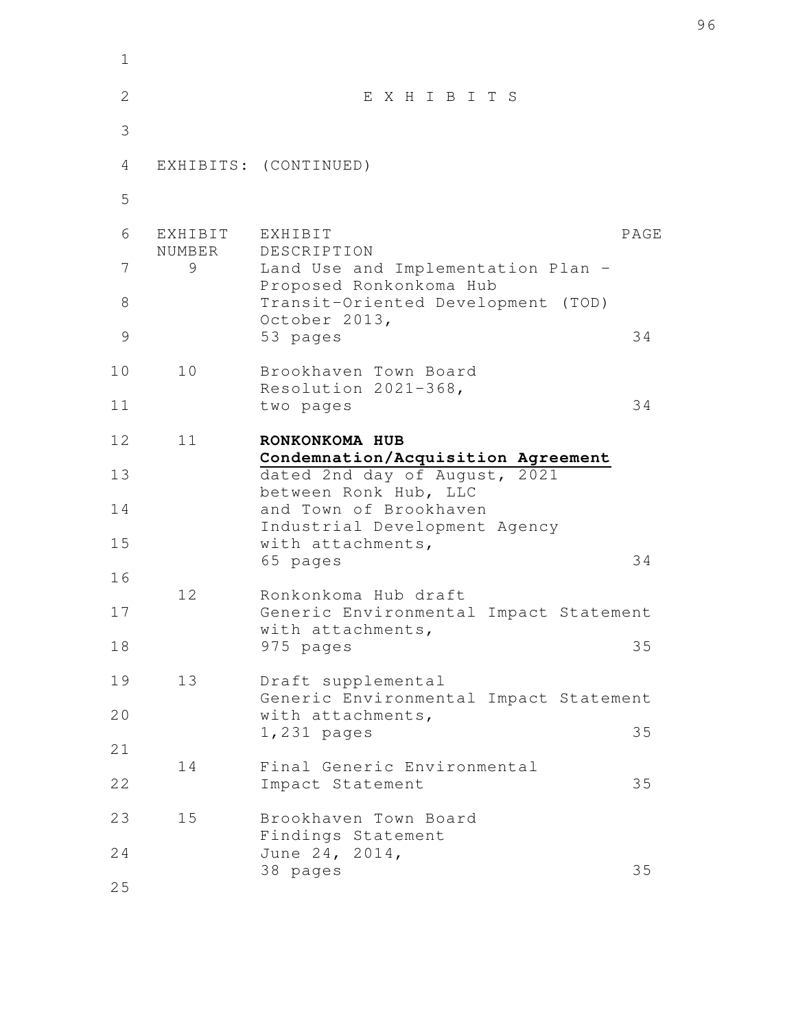E X H I B I T S

EXHIBITS: (CONTINUED)

| EXHIBIT NUMBER | EXHIBIT DESCRIPTION | PAGE |
| --- | --- | --- |
| 9 | Land Use and Implementation Plan - Proposed Ronkonkoma Hub Transit-Oriented Development (TOD) October 2013, 53 pages | 34 |
| 10 | Brookhaven Town Board Resolution 2021-368, two pages | 34 |
| 11 | **RONKONKOMA HUB Condemnation/Acquisition Agreement** dated 2nd day of August, 2021 between Ronk Hub, LLC and Town of Brookhaven Industrial Development Agency with attachments, 65 pages | 34 |
| 12 | Ronkonkoma Hub draft Generic Environmental Impact Statement with attachments, 975 pages | 35 |
| 13 | Draft supplemental Generic Environmental Impact Statement with attachments, 1,231 pages | 35 |
| 14 | Final Generic Environmental Impact Statement | 35 |
| 15 | Brookhaven Town Board Findings Statement June 24, 2014, 38 pages | 35 |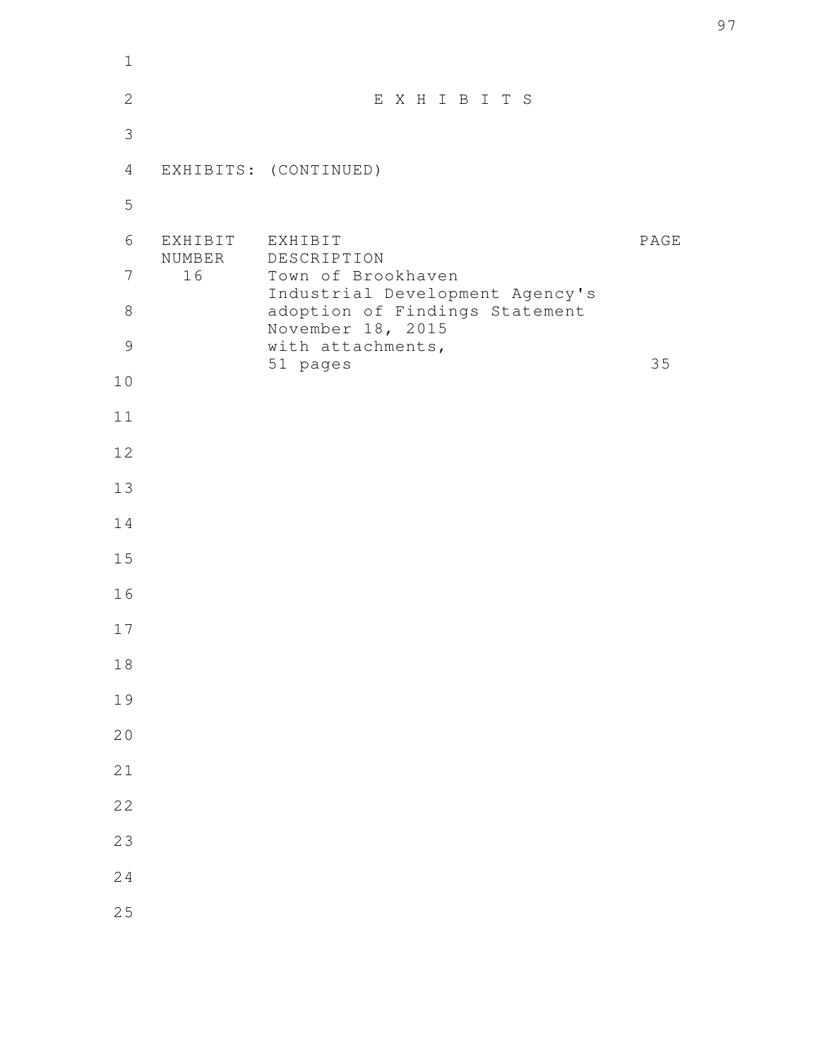# E X H I B I T S

EXHIBITS: (CONTINUED)

| EXHIBIT NUMBER | EXHIBIT DESCRIPTION | PAGE |
| --- | --- | --- |
| 16 | Town of Brookhaven Industrial Development Agency's adoption of Findings Statement November 18, 2015 with attachments, 51 pages | 35 |